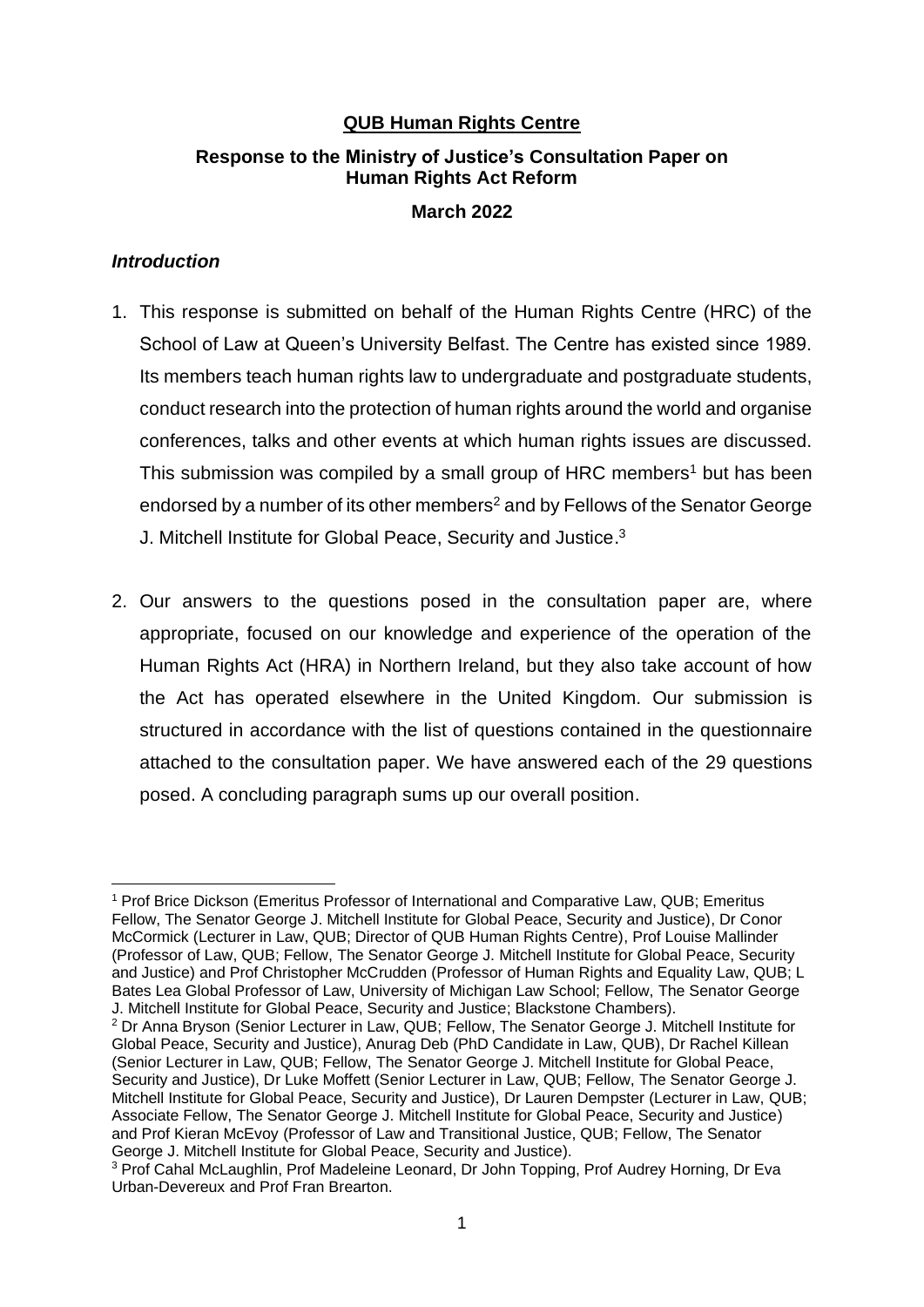**QUB Human Rights Centre**

**Response to the Ministry of Justice's Consultation Paper on Human Rights Act Reform**

**March 2022**

***Introduction***

1. This response is submitted on behalf of the Human Rights Centre (HRC) of the School of Law at Queen's University Belfast. The Centre has existed since 1989. Its members teach human rights law to undergraduate and postgraduate students, conduct research into the protection of human rights around the world and organise conferences, talks and other events at which human rights issues are discussed. This submission was compiled by a small group of HRC members[1] but has been endorsed by a number of its other members[2] and by Fellows of the Senator George J. Mitchell Institute for Global Peace, Security and Justice.[3]

2. Our answers to the questions posed in the consultation paper are, where appropriate, focused on our knowledge and experience of the operation of the Human Rights Act (HRA) in Northern Ireland, but they also take account of how the Act has operated elsewhere in the United Kingdom. Our submission is structured in accordance with the list of questions contained in the questionnaire attached to the consultation paper. We have answered each of the 29 questions posed. A concluding paragraph sums up our overall position.

---

[1] Prof Brice Dickson (Emeritus Professor of International and Comparative Law, QUB; Emeritus Fellow, The Senator George J. Mitchell Institute for Global Peace, Security and Justice), Dr Conor McCormick (Lecturer in Law, QUB; Director of QUB Human Rights Centre), Prof Louise Mallinder (Professor of Law, QUB; Fellow, The Senator George J. Mitchell Institute for Global Peace, Security and Justice) and Prof Christopher McCrudden (Professor of Human Rights and Equality Law, QUB; L Bates Lea Global Professor of Law, University of Michigan Law School; Fellow, The Senator George J. Mitchell Institute for Global Peace, Security and Justice; Blackstone Chambers).

[2] Dr Anna Bryson (Senior Lecturer in Law, QUB; Fellow, The Senator George J. Mitchell Institute for Global Peace, Security and Justice), Anurag Deb (PhD Candidate in Law, QUB), Dr Rachel Killean (Senior Lecturer in Law, QUB; Fellow, The Senator George J. Mitchell Institute for Global Peace, Security and Justice), Dr Luke Moffett (Senior Lecturer in Law, QUB; Fellow, The Senator George J. Mitchell Institute for Global Peace, Security and Justice), Dr Lauren Dempster (Lecturer in Law, QUB; Associate Fellow, The Senator George J. Mitchell Institute for Global Peace, Security and Justice) and Prof Kieran McEvoy (Professor of Law and Transitional Justice, QUB; Fellow, The Senator George J. Mitchell Institute for Global Peace, Security and Justice).

[3] Prof Cahal McLaughlin, Prof Madeleine Leonard, Dr John Topping, Prof Audrey Horning, Dr Eva Urban-Devereux and Prof Fran Brearton.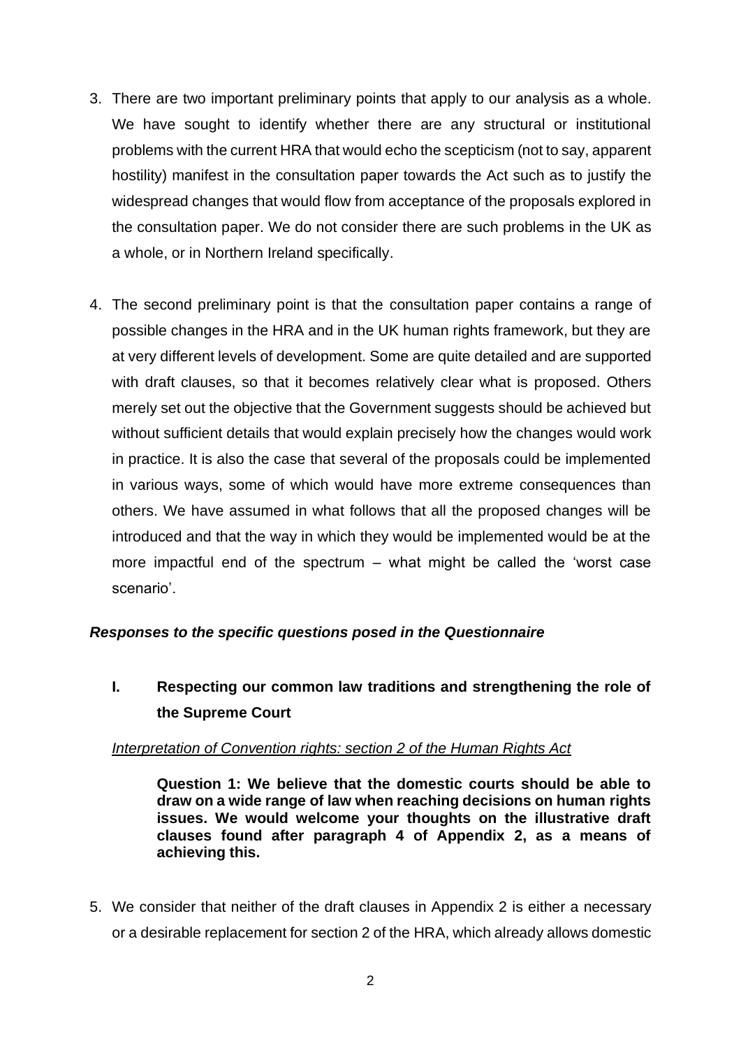3. There are two important preliminary points that apply to our analysis as a whole. We have sought to identify whether there are any structural or institutional problems with the current HRA that would echo the scepticism (not to say, apparent hostility) manifest in the consultation paper towards the Act such as to justify the widespread changes that would flow from acceptance of the proposals explored in the consultation paper. We do not consider there are such problems in the UK as a whole, or in Northern Ireland specifically.

4. The second preliminary point is that the consultation paper contains a range of possible changes in the HRA and in the UK human rights framework, but they are at very different levels of development. Some are quite detailed and are supported with draft clauses, so that it becomes relatively clear what is proposed. Others merely set out the objective that the Government suggests should be achieved but without sufficient details that would explain precisely how the changes would work in practice. It is also the case that several of the proposals could be implemented in various ways, some of which would have more extreme consequences than others. We have assumed in what follows that all the proposed changes will be introduced and that the way in which they would be implemented would be at the more impactful end of the spectrum – what might be called the 'worst case scenario'.

***Responses to the specific questions posed in the Questionnaire***

## I. Respecting our common law traditions and strengthening the role of the Supreme Court

<u>*Interpretation of Convention rights: section 2 of the Human Rights Act*</u>

> **Question 1: We believe that the domestic courts should be able to draw on a wide range of law when reaching decisions on human rights issues. We would welcome your thoughts on the illustrative draft clauses found after paragraph 4 of Appendix 2, as a means of achieving this.**

5. We consider that neither of the draft clauses in Appendix 2 is either a necessary or a desirable replacement for section 2 of the HRA, which already allows domestic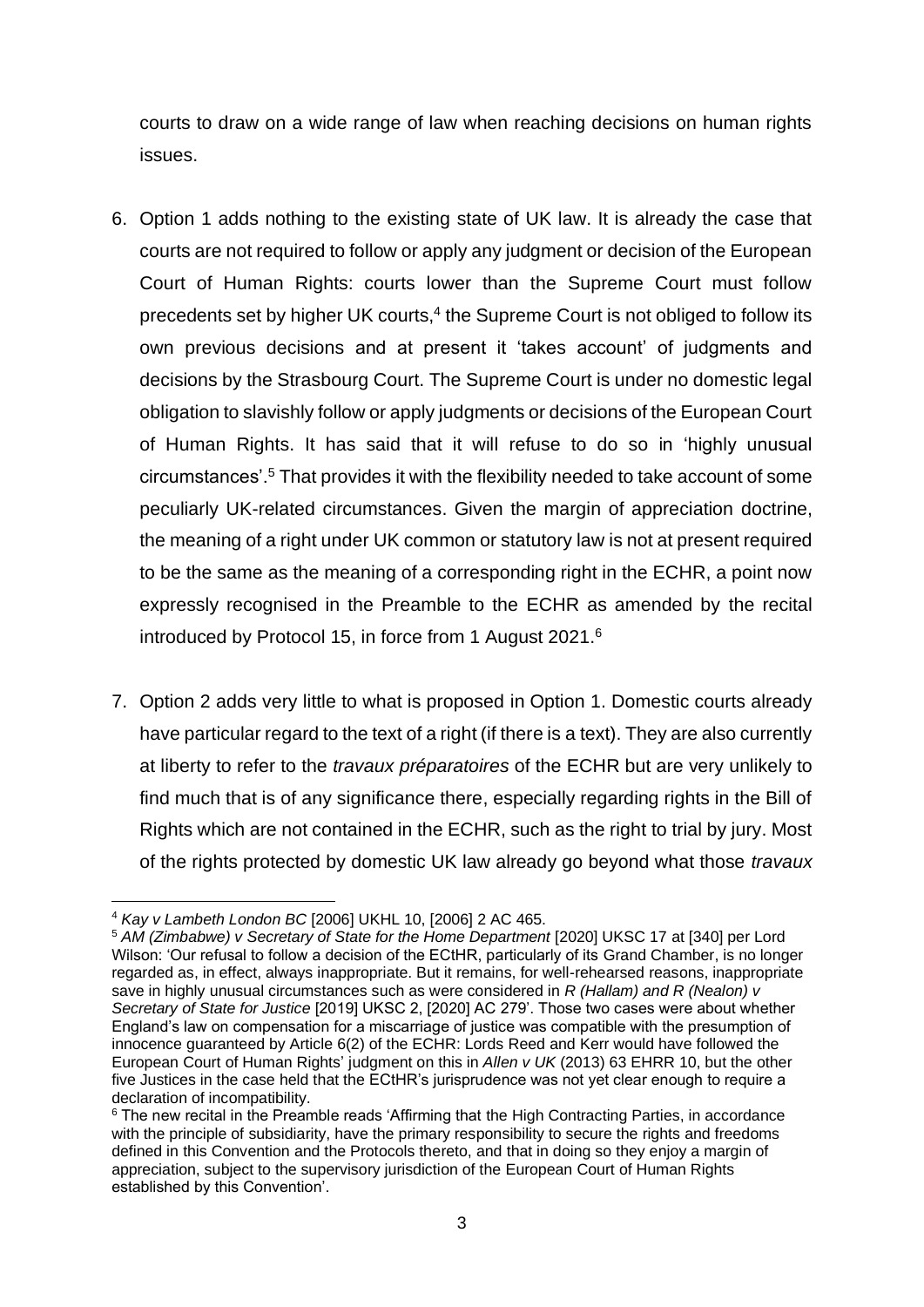courts to draw on a wide range of law when reaching decisions on human rights issues.

6. Option 1 adds nothing to the existing state of UK law. It is already the case that courts are not required to follow or apply any judgment or decision of the European Court of Human Rights: courts lower than the Supreme Court must follow precedents set by higher UK courts,[4] the Supreme Court is not obliged to follow its own previous decisions and at present it 'takes account' of judgments and decisions by the Strasbourg Court. The Supreme Court is under no domestic legal obligation to slavishly follow or apply judgments or decisions of the European Court of Human Rights. It has said that it will refuse to do so in 'highly unusual circumstances'.[5] That provides it with the flexibility needed to take account of some peculiarly UK-related circumstances. Given the margin of appreciation doctrine, the meaning of a right under UK common or statutory law is not at present required to be the same as the meaning of a corresponding right in the ECHR, a point now expressly recognised in the Preamble to the ECHR as amended by the recital introduced by Protocol 15, in force from 1 August 2021.[6]

7. Option 2 adds very little to what is proposed in Option 1. Domestic courts already have particular regard to the text of a right (if there is a text). They are also currently at liberty to refer to the *travaux préparatoires* of the ECHR but are very unlikely to find much that is of any significance there, especially regarding rights in the Bill of Rights which are not contained in the ECHR, such as the right to trial by jury. Most of the rights protected by domestic UK law already go beyond what those *travaux*

---

[4] *Kay v Lambeth London BC* [2006] UKHL 10, [2006] 2 AC 465.

[5] *AM (Zimbabwe) v Secretary of State for the Home Department* [2020] UKSC 17 at [340] per Lord Wilson: 'Our refusal to follow a decision of the ECtHR, particularly of its Grand Chamber, is no longer regarded as, in effect, always inappropriate. But it remains, for well-rehearsed reasons, inappropriate save in highly unusual circumstances such as were considered in *R (Hallam) and R (Nealon) v Secretary of State for Justice* [2019] UKSC 2, [2020] AC 279'. Those two cases were about whether England's law on compensation for a miscarriage of justice was compatible with the presumption of innocence guaranteed by Article 6(2) of the ECHR: Lords Reed and Kerr would have followed the European Court of Human Rights' judgment on this in *Allen v UK* (2013) 63 EHRR 10, but the other five Justices in the case held that the ECtHR's jurisprudence was not yet clear enough to require a declaration of incompatibility.

[6] The new recital in the Preamble reads 'Affirming that the High Contracting Parties, in accordance with the principle of subsidiarity, have the primary responsibility to secure the rights and freedoms defined in this Convention and the Protocols thereto, and that in doing so they enjoy a margin of appreciation, subject to the supervisory jurisdiction of the European Court of Human Rights established by this Convention'.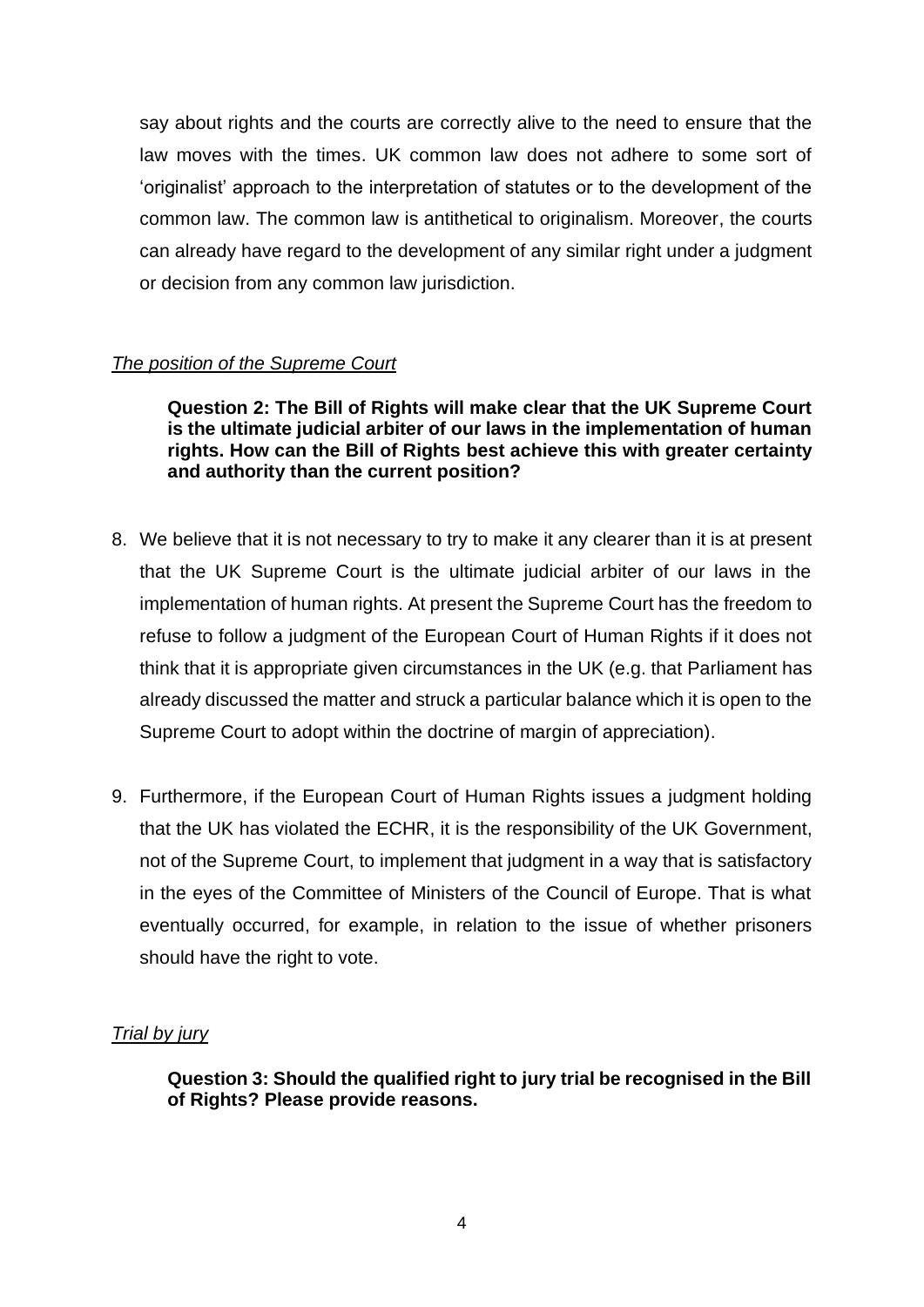say about rights and the courts are correctly alive to the need to ensure that the law moves with the times. UK common law does not adhere to some sort of 'originalist' approach to the interpretation of statutes or to the development of the common law. The common law is antithetical to originalism. Moreover, the courts can already have regard to the development of any similar right under a judgment or decision from any common law jurisdiction.

*The position of the Supreme Court*

> **Question 2: The Bill of Rights will make clear that the UK Supreme Court is the ultimate judicial arbiter of our laws in the implementation of human rights. How can the Bill of Rights best achieve this with greater certainty and authority than the current position?**

8. We believe that it is not necessary to try to make it any clearer than it is at present that the UK Supreme Court is the ultimate judicial arbiter of our laws in the implementation of human rights. At present the Supreme Court has the freedom to refuse to follow a judgment of the European Court of Human Rights if it does not think that it is appropriate given circumstances in the UK (e.g. that Parliament has already discussed the matter and struck a particular balance which it is open to the Supreme Court to adopt within the doctrine of margin of appreciation).

9. Furthermore, if the European Court of Human Rights issues a judgment holding that the UK has violated the ECHR, it is the responsibility of the UK Government, not of the Supreme Court, to implement that judgment in a way that is satisfactory in the eyes of the Committee of Ministers of the Council of Europe. That is what eventually occurred, for example, in relation to the issue of whether prisoners should have the right to vote.

*Trial by jury*

> **Question 3: Should the qualified right to jury trial be recognised in the Bill of Rights? Please provide reasons.**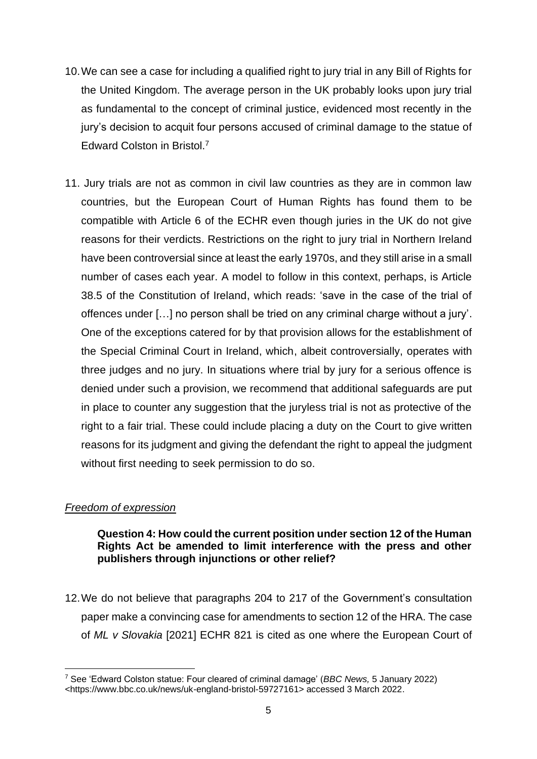10. We can see a case for including a qualified right to jury trial in any Bill of Rights for the United Kingdom. The average person in the UK probably looks upon jury trial as fundamental to the concept of criminal justice, evidenced most recently in the jury's decision to acquit four persons accused of criminal damage to the statue of Edward Colston in Bristol.[7]

11. Jury trials are not as common in civil law countries as they are in common law countries, but the European Court of Human Rights has found them to be compatible with Article 6 of the ECHR even though juries in the UK do not give reasons for their verdicts. Restrictions on the right to jury trial in Northern Ireland have been controversial since at least the early 1970s, and they still arise in a small number of cases each year. A model to follow in this context, perhaps, is Article 38.5 of the Constitution of Ireland, which reads: 'save in the case of the trial of offences under […] no person shall be tried on any criminal charge without a jury'. One of the exceptions catered for by that provision allows for the establishment of the Special Criminal Court in Ireland, which, albeit controversially, operates with three judges and no jury. In situations where trial by jury for a serious offence is denied under such a provision, we recommend that additional safeguards are put in place to counter any suggestion that the juryless trial is not as protective of the right to a fair trial. These could include placing a duty on the Court to give written reasons for its judgment and giving the defendant the right to appeal the judgment without first needing to seek permission to do so.

*Freedom of expression*

**Question 4: How could the current position under section 12 of the Human Rights Act be amended to limit interference with the press and other publishers through injunctions or other relief?**

12. We do not believe that paragraphs 204 to 217 of the Government's consultation paper make a convincing case for amendments to section 12 of the HRA. The case of *ML v Slovakia* [2021] ECHR 821 is cited as one where the European Court of

[7] See 'Edward Colston statue: Four cleared of criminal damage' (*BBC News,* 5 January 2022) <https://www.bbc.co.uk/news/uk-england-bristol-59727161> accessed 3 March 2022.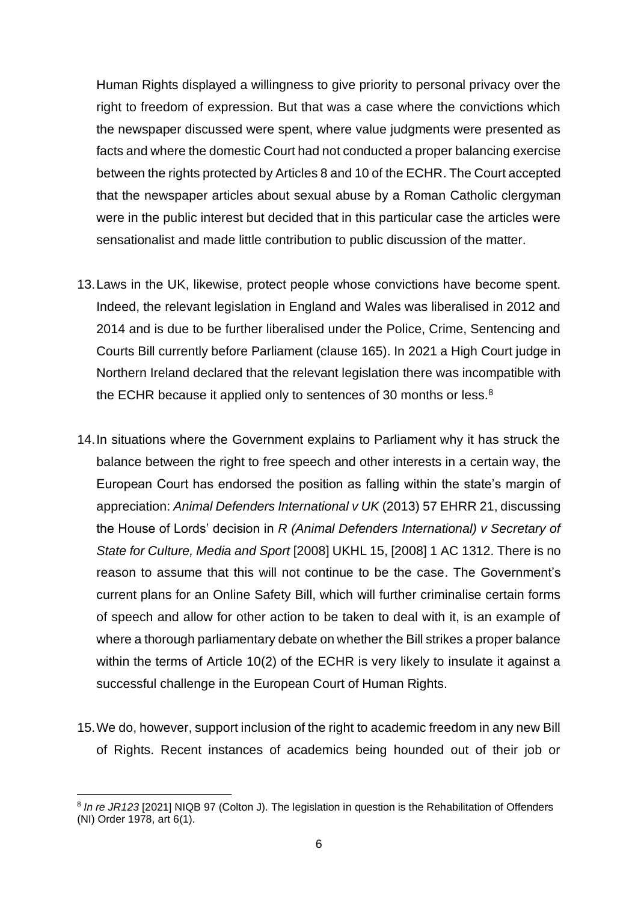Human Rights displayed a willingness to give priority to personal privacy over the right to freedom of expression. But that was a case where the convictions which the newspaper discussed were spent, where value judgments were presented as facts and where the domestic Court had not conducted a proper balancing exercise between the rights protected by Articles 8 and 10 of the ECHR. The Court accepted that the newspaper articles about sexual abuse by a Roman Catholic clergyman were in the public interest but decided that in this particular case the articles were sensationalist and made little contribution to public discussion of the matter.

13. Laws in the UK, likewise, protect people whose convictions have become spent. Indeed, the relevant legislation in England and Wales was liberalised in 2012 and 2014 and is due to be further liberalised under the Police, Crime, Sentencing and Courts Bill currently before Parliament (clause 165). In 2021 a High Court judge in Northern Ireland declared that the relevant legislation there was incompatible with the ECHR because it applied only to sentences of 30 months or less.[8]

14. In situations where the Government explains to Parliament why it has struck the balance between the right to free speech and other interests in a certain way, the European Court has endorsed the position as falling within the state's margin of appreciation: *Animal Defenders International v UK* (2013) 57 EHRR 21, discussing the House of Lords' decision in *R (Animal Defenders International) v Secretary of State for Culture, Media and Sport* [2008] UKHL 15, [2008] 1 AC 1312. There is no reason to assume that this will not continue to be the case. The Government's current plans for an Online Safety Bill, which will further criminalise certain forms of speech and allow for other action to be taken to deal with it, is an example of where a thorough parliamentary debate on whether the Bill strikes a proper balance within the terms of Article 10(2) of the ECHR is very likely to insulate it against a successful challenge in the European Court of Human Rights.

15. We do, however, support inclusion of the right to academic freedom in any new Bill of Rights. Recent instances of academics being hounded out of their job or

---

[8] *In re JR123* [2021] NIQB 97 (Colton J). The legislation in question is the Rehabilitation of Offenders (NI) Order 1978, art 6(1).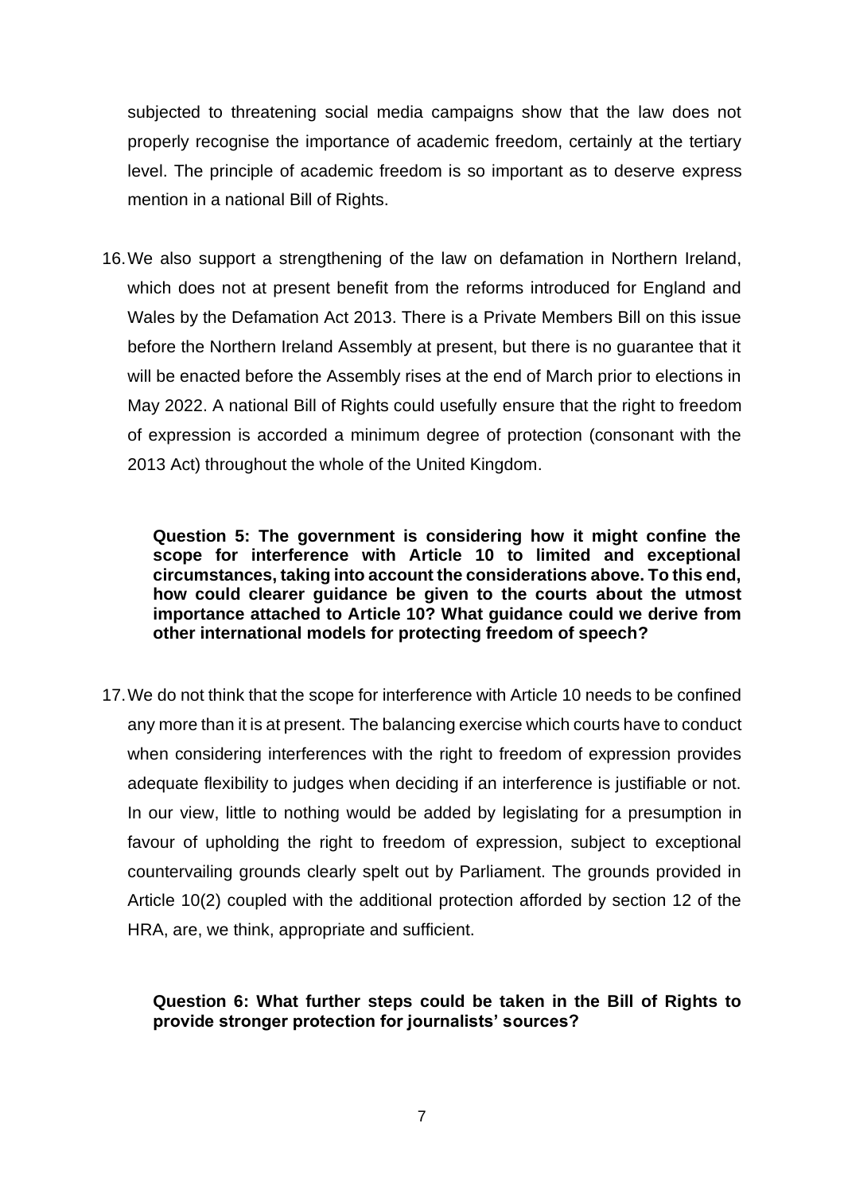subjected to threatening social media campaigns show that the law does not properly recognise the importance of academic freedom, certainly at the tertiary level. The principle of academic freedom is so important as to deserve express mention in a national Bill of Rights.

16. We also support a strengthening of the law on defamation in Northern Ireland, which does not at present benefit from the reforms introduced for England and Wales by the Defamation Act 2013. There is a Private Members Bill on this issue before the Northern Ireland Assembly at present, but there is no guarantee that it will be enacted before the Assembly rises at the end of March prior to elections in May 2022. A national Bill of Rights could usefully ensure that the right to freedom of expression is accorded a minimum degree of protection (consonant with the 2013 Act) throughout the whole of the United Kingdom.

**Question 5: The government is considering how it might confine the scope for interference with Article 10 to limited and exceptional circumstances, taking into account the considerations above. To this end, how could clearer guidance be given to the courts about the utmost importance attached to Article 10? What guidance could we derive from other international models for protecting freedom of speech?**

17. We do not think that the scope for interference with Article 10 needs to be confined any more than it is at present. The balancing exercise which courts have to conduct when considering interferences with the right to freedom of expression provides adequate flexibility to judges when deciding if an interference is justifiable or not. In our view, little to nothing would be added by legislating for a presumption in favour of upholding the right to freedom of expression, subject to exceptional countervailing grounds clearly spelt out by Parliament. The grounds provided in Article 10(2) coupled with the additional protection afforded by section 12 of the HRA, are, we think, appropriate and sufficient.

**Question 6: What further steps could be taken in the Bill of Rights to provide stronger protection for journalists' sources?**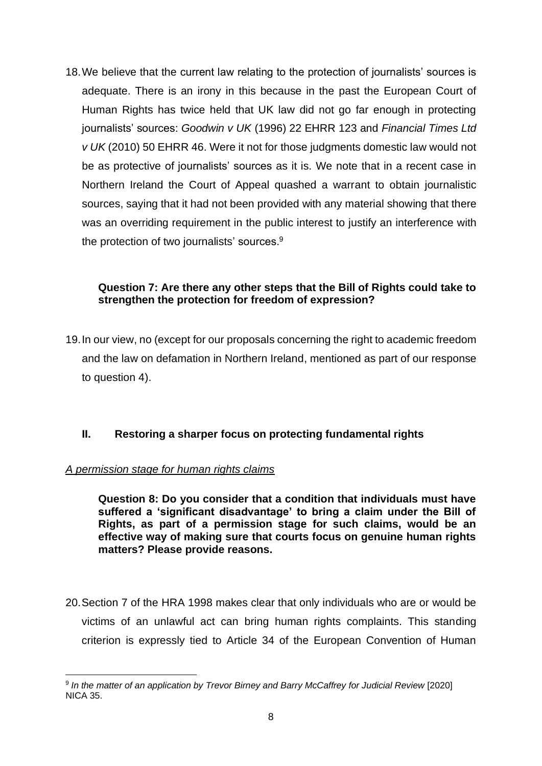18. We believe that the current law relating to the protection of journalists' sources is adequate. There is an irony in this because in the past the European Court of Human Rights has twice held that UK law did not go far enough in protecting journalists' sources: *Goodwin v UK* (1996) 22 EHRR 123 and *Financial Times Ltd v UK* (2010) 50 EHRR 46. Were it not for those judgments domestic law would not be as protective of journalists' sources as it is. We note that in a recent case in Northern Ireland the Court of Appeal quashed a warrant to obtain journalistic sources, saying that it had not been provided with any material showing that there was an overriding requirement in the public interest to justify an interference with the protection of two journalists' sources.[9]

> **Question 7: Are there any other steps that the Bill of Rights could take to strengthen the protection for freedom of expression?**

19. In our view, no (except for our proposals concerning the right to academic freedom and the law on defamation in Northern Ireland, mentioned as part of our response to question 4).

## II. Restoring a sharper focus on protecting fundamental rights

*A permission stage for human rights claims*

> **Question 8: Do you consider that a condition that individuals must have suffered a 'significant disadvantage' to bring a claim under the Bill of Rights, as part of a permission stage for such claims, would be an effective way of making sure that courts focus on genuine human rights matters? Please provide reasons.**

20. Section 7 of the HRA 1998 makes clear that only individuals who are or would be victims of an unlawful act can bring human rights complaints. This standing criterion is expressly tied to Article 34 of the European Convention of Human

---

[9] *In the matter of an application by Trevor Birney and Barry McCaffrey for Judicial Review* [2020] NICA 35.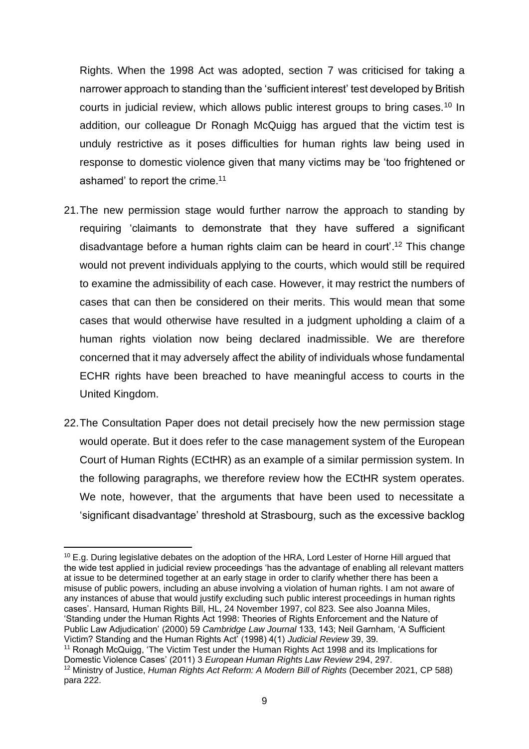Rights. When the 1998 Act was adopted, section 7 was criticised for taking a narrower approach to standing than the 'sufficient interest' test developed by British courts in judicial review, which allows public interest groups to bring cases.[10] In addition, our colleague Dr Ronagh McQuigg has argued that the victim test is unduly restrictive as it poses difficulties for human rights law being used in response to domestic violence given that many victims may be 'too frightened or ashamed' to report the crime.[11]

21. The new permission stage would further narrow the approach to standing by requiring 'claimants to demonstrate that they have suffered a significant disadvantage before a human rights claim can be heard in court'.[12] This change would not prevent individuals applying to the courts, which would still be required to examine the admissibility of each case. However, it may restrict the numbers of cases that can then be considered on their merits. This would mean that some cases that would otherwise have resulted in a judgment upholding a claim of a human rights violation now being declared inadmissible. We are therefore concerned that it may adversely affect the ability of individuals whose fundamental ECHR rights have been breached to have meaningful access to courts in the United Kingdom.

22. The Consultation Paper does not detail precisely how the new permission stage would operate. But it does refer to the case management system of the European Court of Human Rights (ECtHR) as an example of a similar permission system. In the following paragraphs, we therefore review how the ECtHR system operates. We note, however, that the arguments that have been used to necessitate a 'significant disadvantage' threshold at Strasbourg, such as the excessive backlog

---

[10] E.g. During legislative debates on the adoption of the HRA, Lord Lester of Horne Hill argued that the wide test applied in judicial review proceedings 'has the advantage of enabling all relevant matters at issue to be determined together at an early stage in order to clarify whether there has been a misuse of public powers, including an abuse involving a violation of human rights. I am not aware of any instances of abuse that would justify excluding such public interest proceedings in human rights cases'. Hansard*,* Human Rights Bill, HL, 24 November 1997, col 823. See also Joanna Miles, 'Standing under the Human Rights Act 1998: Theories of Rights Enforcement and the Nature of Public Law Adjudication' (2000) 59 *Cambridge Law Journal* 133, 143; Neil Garnham, 'A Sufficient Victim? Standing and the Human Rights Act' (1998) 4(1) *Judicial Review* 39, 39.

[11] Ronagh McQuigg, 'The Victim Test under the Human Rights Act 1998 and its Implications for Domestic Violence Cases' (2011) 3 *European Human Rights Law Review* 294, 297.

[12] Ministry of Justice, *Human Rights Act Reform: A Modern Bill of Rights* (December 2021, CP 588) para 222.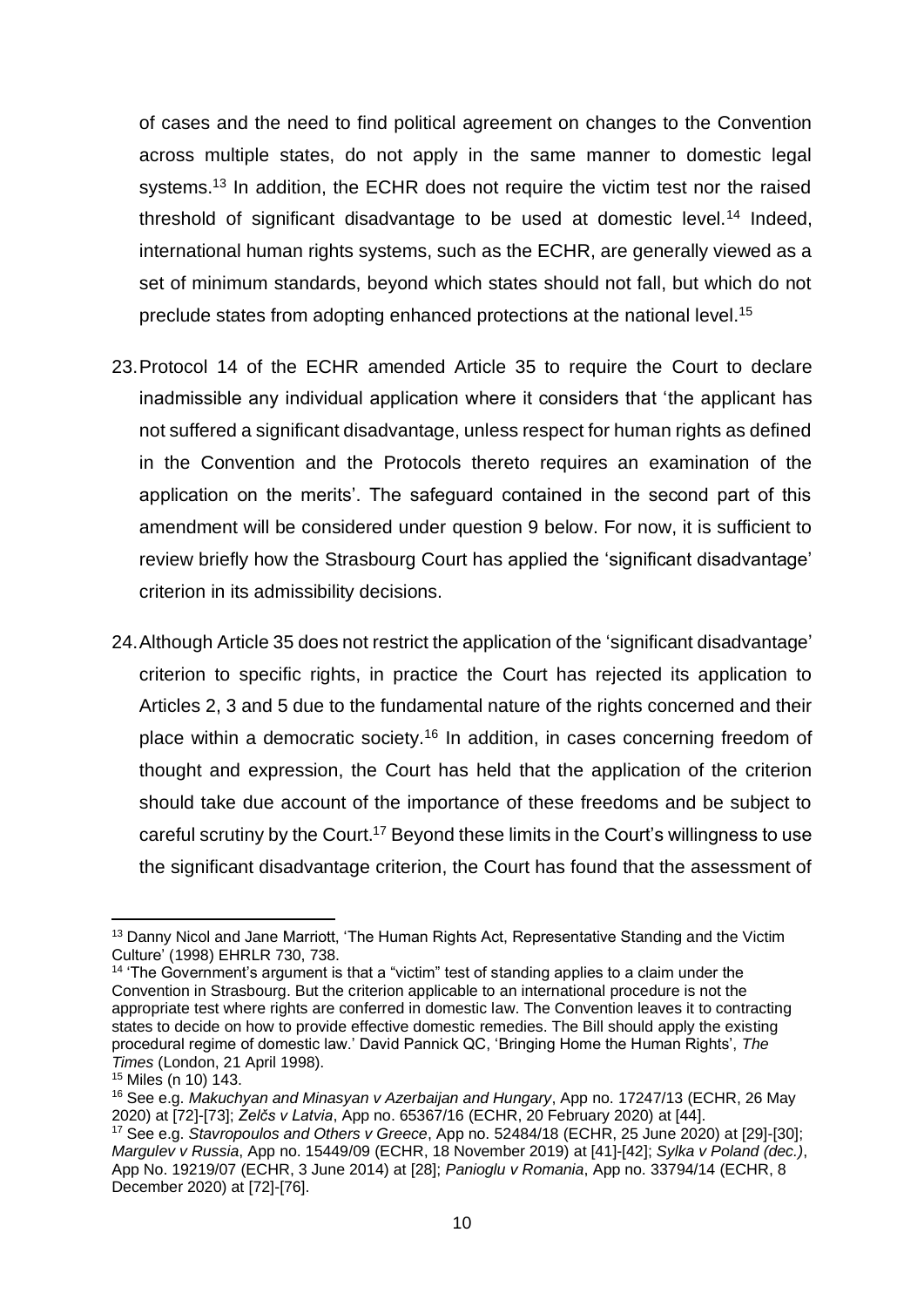of cases and the need to find political agreement on changes to the Convention across multiple states, do not apply in the same manner to domestic legal systems.[13] In addition, the ECHR does not require the victim test nor the raised threshold of significant disadvantage to be used at domestic level.[14] Indeed, international human rights systems, such as the ECHR, are generally viewed as a set of minimum standards, beyond which states should not fall, but which do not preclude states from adopting enhanced protections at the national level.[15]

23. Protocol 14 of the ECHR amended Article 35 to require the Court to declare inadmissible any individual application where it considers that 'the applicant has not suffered a significant disadvantage, unless respect for human rights as defined in the Convention and the Protocols thereto requires an examination of the application on the merits'. The safeguard contained in the second part of this amendment will be considered under question 9 below. For now, it is sufficient to review briefly how the Strasbourg Court has applied the 'significant disadvantage' criterion in its admissibility decisions.

24. Although Article 35 does not restrict the application of the 'significant disadvantage' criterion to specific rights, in practice the Court has rejected its application to Articles 2, 3 and 5 due to the fundamental nature of the rights concerned and their place within a democratic society.[16] In addition, in cases concerning freedom of thought and expression, the Court has held that the application of the criterion should take due account of the importance of these freedoms and be subject to careful scrutiny by the Court.[17] Beyond these limits in the Court's willingness to use the significant disadvantage criterion, the Court has found that the assessment of

---

[13] Danny Nicol and Jane Marriott, 'The Human Rights Act, Representative Standing and the Victim Culture' (1998) EHRLR 730, 738.

[14] 'The Government's argument is that a "victim" test of standing applies to a claim under the Convention in Strasbourg. But the criterion applicable to an international procedure is not the appropriate test where rights are conferred in domestic law. The Convention leaves it to contracting states to decide on how to provide effective domestic remedies. The Bill should apply the existing procedural regime of domestic law.' David Pannick QC, 'Bringing Home the Human Rights', *The Times* (London, 21 April 1998).

[15] Miles (n 10) 143.

[16] See e.g. *Makuchyan and Minasyan v Azerbaijan and Hungary*, App no. 17247/13 (ECHR, 26 May 2020) at [72]-[73]; *Zelčs v Latvia*, App no. 65367/16 (ECHR, 20 February 2020) at [44].

[17] See e.g. *Stavropoulos and Others v Greece*, App no. 52484/18 (ECHR, 25 June 2020) at [29]-[30]; *Margulev v Russia*, App no. 15449/09 (ECHR, 18 November 2019) at [41]-[42]; *Sylka v Poland (dec.)*, App No. 19219/07 (ECHR, 3 June 2014) at [28]; *Panioglu v Romania*, App no. 33794/14 (ECHR, 8 December 2020) at [72]-[76].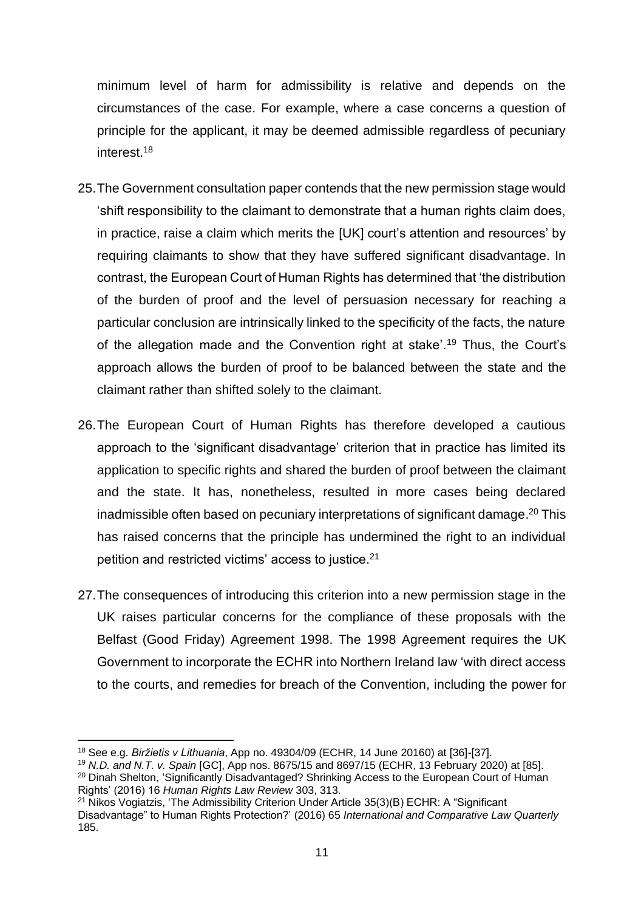minimum level of harm for admissibility is relative and depends on the circumstances of the case. For example, where a case concerns a question of principle for the applicant, it may be deemed admissible regardless of pecuniary interest.[18]

25. The Government consultation paper contends that the new permission stage would 'shift responsibility to the claimant to demonstrate that a human rights claim does, in practice, raise a claim which merits the [UK] court's attention and resources' by requiring claimants to show that they have suffered significant disadvantage. In contrast, the European Court of Human Rights has determined that 'the distribution of the burden of proof and the level of persuasion necessary for reaching a particular conclusion are intrinsically linked to the specificity of the facts, the nature of the allegation made and the Convention right at stake'.[19] Thus, the Court's approach allows the burden of proof to be balanced between the state and the claimant rather than shifted solely to the claimant.

26. The European Court of Human Rights has therefore developed a cautious approach to the 'significant disadvantage' criterion that in practice has limited its application to specific rights and shared the burden of proof between the claimant and the state. It has, nonetheless, resulted in more cases being declared inadmissible often based on pecuniary interpretations of significant damage.[20] This has raised concerns that the principle has undermined the right to an individual petition and restricted victims' access to justice.[21]

27. The consequences of introducing this criterion into a new permission stage in the UK raises particular concerns for the compliance of these proposals with the Belfast (Good Friday) Agreement 1998. The 1998 Agreement requires the UK Government to incorporate the ECHR into Northern Ireland law 'with direct access to the courts, and remedies for breach of the Convention, including the power for

---

[18] See e.g. *Biržietis v Lithuania*, App no. 49304/09 (ECHR, 14 June 20160) at [36]-[37].

[19] *N.D. and N.T. v. Spain* [GC], App nos. 8675/15 and 8697/15 (ECHR, 13 February 2020) at [85].

[20] Dinah Shelton, 'Significantly Disadvantaged? Shrinking Access to the European Court of Human Rights' (2016) 16 *Human Rights Law Review* 303, 313.

[21] Nikos Vogiatzis, 'The Admissibility Criterion Under Article 35(3)(B) ECHR: A "Significant Disadvantage" to Human Rights Protection?' (2016) 65 *International and Comparative Law Quarterly* 185.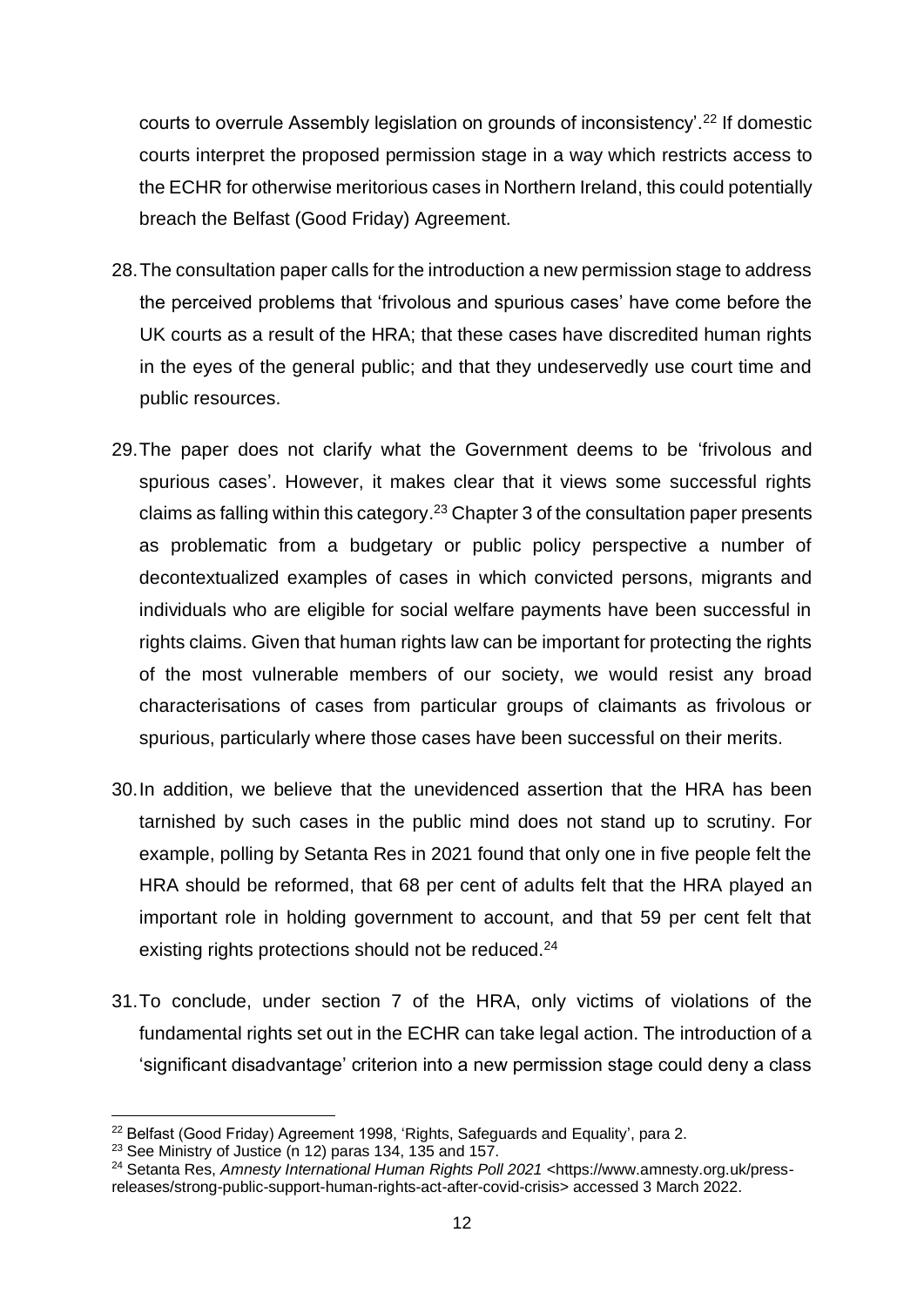courts to overrule Assembly legislation on grounds of inconsistency'.[22] If domestic courts interpret the proposed permission stage in a way which restricts access to the ECHR for otherwise meritorious cases in Northern Ireland, this could potentially breach the Belfast (Good Friday) Agreement.

28. The consultation paper calls for the introduction a new permission stage to address the perceived problems that 'frivolous and spurious cases' have come before the UK courts as a result of the HRA; that these cases have discredited human rights in the eyes of the general public; and that they undeservedly use court time and public resources.

29. The paper does not clarify what the Government deems to be 'frivolous and spurious cases'. However, it makes clear that it views some successful rights claims as falling within this category.[23] Chapter 3 of the consultation paper presents as problematic from a budgetary or public policy perspective a number of decontextualized examples of cases in which convicted persons, migrants and individuals who are eligible for social welfare payments have been successful in rights claims. Given that human rights law can be important for protecting the rights of the most vulnerable members of our society, we would resist any broad characterisations of cases from particular groups of claimants as frivolous or spurious, particularly where those cases have been successful on their merits.

30. In addition, we believe that the unevidenced assertion that the HRA has been tarnished by such cases in the public mind does not stand up to scrutiny. For example, polling by Setanta Res in 2021 found that only one in five people felt the HRA should be reformed, that 68 per cent of adults felt that the HRA played an important role in holding government to account, and that 59 per cent felt that existing rights protections should not be reduced.[24]

31. To conclude, under section 7 of the HRA, only victims of violations of the fundamental rights set out in the ECHR can take legal action. The introduction of a 'significant disadvantage' criterion into a new permission stage could deny a class

---

[22] Belfast (Good Friday) Agreement 1998, 'Rights, Safeguards and Equality', para 2.

[23] See Ministry of Justice (n 12) paras 134, 135 and 157.

[24] Setanta Res, *Amnesty International Human Rights Poll 2021* <https://www.amnesty.org.uk/press-releases/strong-public-support-human-rights-act-after-covid-crisis> accessed 3 March 2022.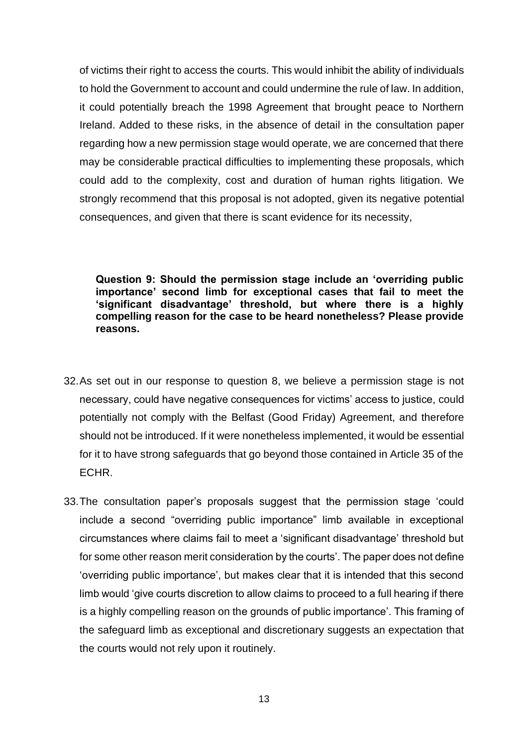of victims their right to access the courts. This would inhibit the ability of individuals to hold the Government to account and could undermine the rule of law. In addition, it could potentially breach the 1998 Agreement that brought peace to Northern Ireland. Added to these risks, in the absence of detail in the consultation paper regarding how a new permission stage would operate, we are concerned that there may be considerable practical difficulties to implementing these proposals, which could add to the complexity, cost and duration of human rights litigation. We strongly recommend that this proposal is not adopted, given its negative potential consequences, and given that there is scant evidence for its necessity,

**Question 9: Should the permission stage include an 'overriding public importance' second limb for exceptional cases that fail to meet the 'significant disadvantage' threshold, but where there is a highly compelling reason for the case to be heard nonetheless? Please provide reasons.**

32. As set out in our response to question 8, we believe a permission stage is not necessary, could have negative consequences for victims' access to justice, could potentially not comply with the Belfast (Good Friday) Agreement, and therefore should not be introduced. If it were nonetheless implemented, it would be essential for it to have strong safeguards that go beyond those contained in Article 35 of the ECHR.

33. The consultation paper's proposals suggest that the permission stage 'could include a second "overriding public importance" limb available in exceptional circumstances where claims fail to meet a 'significant disadvantage' threshold but for some other reason merit consideration by the courts'. The paper does not define 'overriding public importance', but makes clear that it is intended that this second limb would 'give courts discretion to allow claims to proceed to a full hearing if there is a highly compelling reason on the grounds of public importance'. This framing of the safeguard limb as exceptional and discretionary suggests an expectation that the courts would not rely upon it routinely.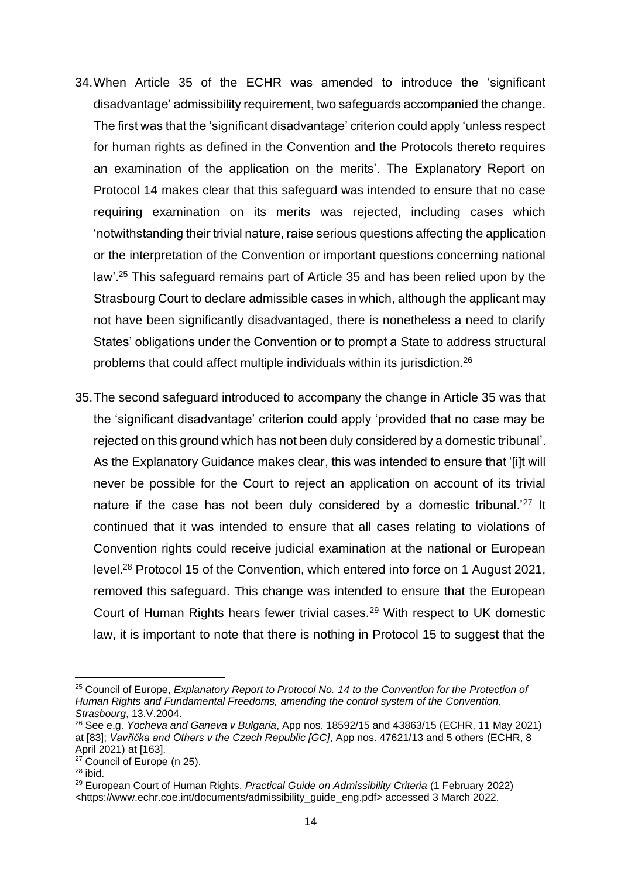34. When Article 35 of the ECHR was amended to introduce the 'significant disadvantage' admissibility requirement, two safeguards accompanied the change. The first was that the 'significant disadvantage' criterion could apply 'unless respect for human rights as defined in the Convention and the Protocols thereto requires an examination of the application on the merits'. The Explanatory Report on Protocol 14 makes clear that this safeguard was intended to ensure that no case requiring examination on its merits was rejected, including cases which 'notwithstanding their trivial nature, raise serious questions affecting the application or the interpretation of the Convention or important questions concerning national law'.[25] This safeguard remains part of Article 35 and has been relied upon by the Strasbourg Court to declare admissible cases in which, although the applicant may not have been significantly disadvantaged, there is nonetheless a need to clarify States' obligations under the Convention or to prompt a State to address structural problems that could affect multiple individuals within its jurisdiction.[26]

35. The second safeguard introduced to accompany the change in Article 35 was that the 'significant disadvantage' criterion could apply 'provided that no case may be rejected on this ground which has not been duly considered by a domestic tribunal'. As the Explanatory Guidance makes clear, this was intended to ensure that '[i]t will never be possible for the Court to reject an application on account of its trivial nature if the case has not been duly considered by a domestic tribunal.'[27] It continued that it was intended to ensure that all cases relating to violations of Convention rights could receive judicial examination at the national or European level.[28] Protocol 15 of the Convention, which entered into force on 1 August 2021, removed this safeguard. This change was intended to ensure that the European Court of Human Rights hears fewer trivial cases.[29] With respect to UK domestic law, it is important to note that there is nothing in Protocol 15 to suggest that the

---

[25] Council of Europe, *Explanatory Report to Protocol No. 14 to the Convention for the Protection of Human Rights and Fundamental Freedoms, amending the control system of the Convention, Strasbourg*, 13.V.2004.

[26] See e.g. *Yocheva and Ganeva v Bulgaria*, App nos. 18592/15 and 43863/15 (ECHR, 11 May 2021) at [83]; *Vavřička and Others v the Czech Republic [GC]*, App nos. 47621/13 and 5 others (ECHR, 8 April 2021) at [163].

[27] Council of Europe (n 25).

[28] ibid.

[29] European Court of Human Rights, *Practical Guide on Admissibility Criteria* (1 February 2022) <https://www.echr.coe.int/documents/admissibility_guide_eng.pdf> accessed 3 March 2022.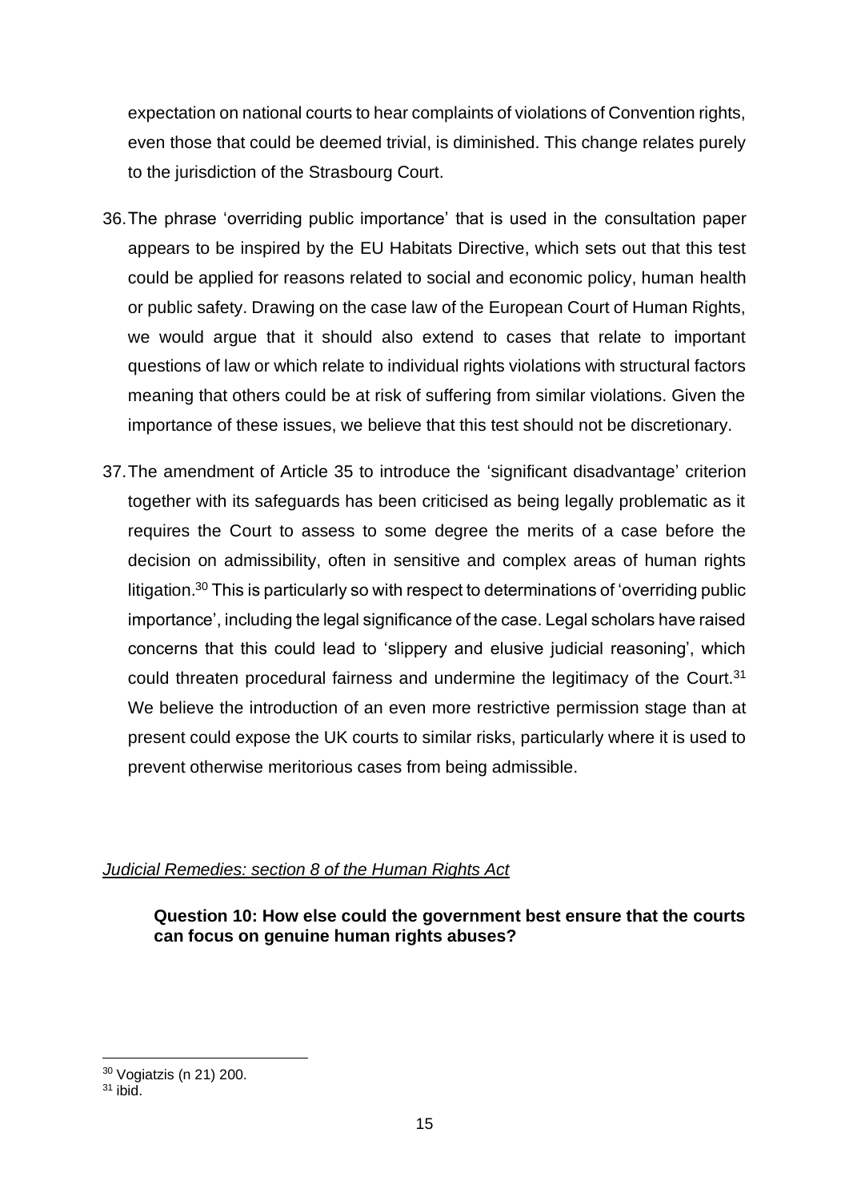expectation on national courts to hear complaints of violations of Convention rights, even those that could be deemed trivial, is diminished. This change relates purely to the jurisdiction of the Strasbourg Court.

36. The phrase 'overriding public importance' that is used in the consultation paper appears to be inspired by the EU Habitats Directive, which sets out that this test could be applied for reasons related to social and economic policy, human health or public safety. Drawing on the case law of the European Court of Human Rights, we would argue that it should also extend to cases that relate to important questions of law or which relate to individual rights violations with structural factors meaning that others could be at risk of suffering from similar violations. Given the importance of these issues, we believe that this test should not be discretionary.

37. The amendment of Article 35 to introduce the 'significant disadvantage' criterion together with its safeguards has been criticised as being legally problematic as it requires the Court to assess to some degree the merits of a case before the decision on admissibility, often in sensitive and complex areas of human rights litigation.[30] This is particularly so with respect to determinations of 'overriding public importance', including the legal significance of the case. Legal scholars have raised concerns that this could lead to 'slippery and elusive judicial reasoning', which could threaten procedural fairness and undermine the legitimacy of the Court.[31] We believe the introduction of an even more restrictive permission stage than at present could expose the UK courts to similar risks, particularly where it is used to prevent otherwise meritorious cases from being admissible.

*Judicial Remedies: section 8 of the Human Rights Act*

**Question 10: How else could the government best ensure that the courts can focus on genuine human rights abuses?**

[30] Vogiatzis (n 21) 200.

[31] ibid.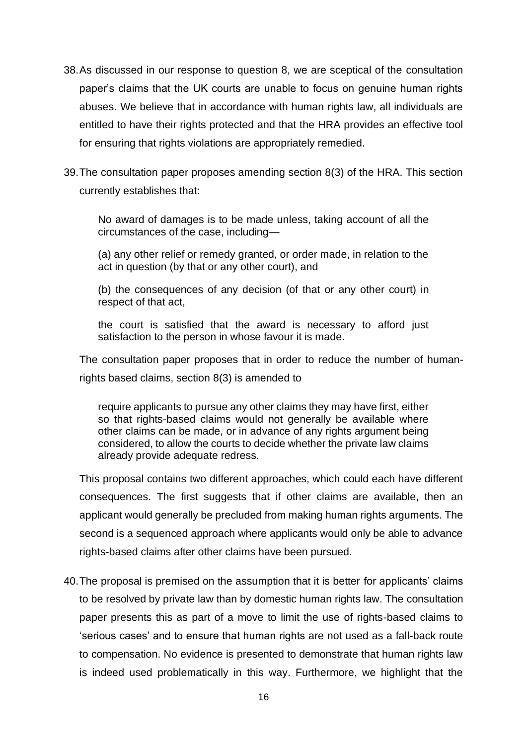38. As discussed in our response to question 8, we are sceptical of the consultation paper's claims that the UK courts are unable to focus on genuine human rights abuses. We believe that in accordance with human rights law, all individuals are entitled to have their rights protected and that the HRA provides an effective tool for ensuring that rights violations are appropriately remedied.

39. The consultation paper proposes amending section 8(3) of the HRA. This section currently establishes that:

> No award of damages is to be made unless, taking account of all the circumstances of the case, including—
>
> (a) any other relief or remedy granted, or order made, in relation to the act in question (by that or any other court), and
>
> (b) the consequences of any decision (of that or any other court) in respect of that act,
>
> the court is satisfied that the award is necessary to afford just satisfaction to the person in whose favour it is made.

The consultation paper proposes that in order to reduce the number of human-rights based claims, section 8(3) is amended to

> require applicants to pursue any other claims they may have first, either so that rights-based claims would not generally be available where other claims can be made, or in advance of any rights argument being considered, to allow the courts to decide whether the private law claims already provide adequate redress.

This proposal contains two different approaches, which could each have different consequences. The first suggests that if other claims are available, then an applicant would generally be precluded from making human rights arguments. The second is a sequenced approach where applicants would only be able to advance rights-based claims after other claims have been pursued.

40. The proposal is premised on the assumption that it is better for applicants' claims to be resolved by private law than by domestic human rights law. The consultation paper presents this as part of a move to limit the use of rights-based claims to 'serious cases' and to ensure that human rights are not used as a fall-back route to compensation. No evidence is presented to demonstrate that human rights law is indeed used problematically in this way. Furthermore, we highlight that the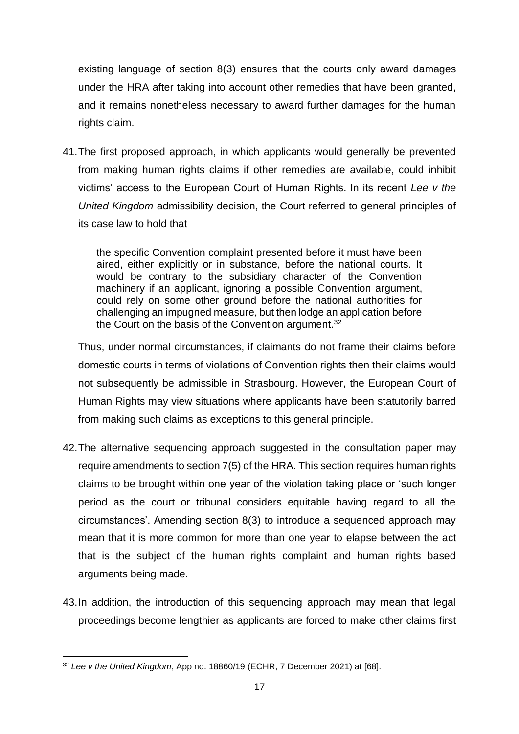existing language of section 8(3) ensures that the courts only award damages under the HRA after taking into account other remedies that have been granted, and it remains nonetheless necessary to award further damages for the human rights claim.

41. The first proposed approach, in which applicants would generally be prevented from making human rights claims if other remedies are available, could inhibit victims' access to the European Court of Human Rights. In its recent *Lee v the United Kingdom* admissibility decision, the Court referred to general principles of its case law to hold that

> the specific Convention complaint presented before it must have been aired, either explicitly or in substance, before the national courts. It would be contrary to the subsidiary character of the Convention machinery if an applicant, ignoring a possible Convention argument, could rely on some other ground before the national authorities for challenging an impugned measure, but then lodge an application before the Court on the basis of the Convention argument.[32]

Thus, under normal circumstances, if claimants do not frame their claims before domestic courts in terms of violations of Convention rights then their claims would not subsequently be admissible in Strasbourg. However, the European Court of Human Rights may view situations where applicants have been statutorily barred from making such claims as exceptions to this general principle.

42. The alternative sequencing approach suggested in the consultation paper may require amendments to section 7(5) of the HRA. This section requires human rights claims to be brought within one year of the violation taking place or 'such longer period as the court or tribunal considers equitable having regard to all the circumstances'. Amending section 8(3) to introduce a sequenced approach may mean that it is more common for more than one year to elapse between the act that is the subject of the human rights complaint and human rights based arguments being made.

43. In addition, the introduction of this sequencing approach may mean that legal proceedings become lengthier as applicants are forced to make other claims first

---

[32] *Lee v the United Kingdom*, App no. 18860/19 (ECHR, 7 December 2021) at [68].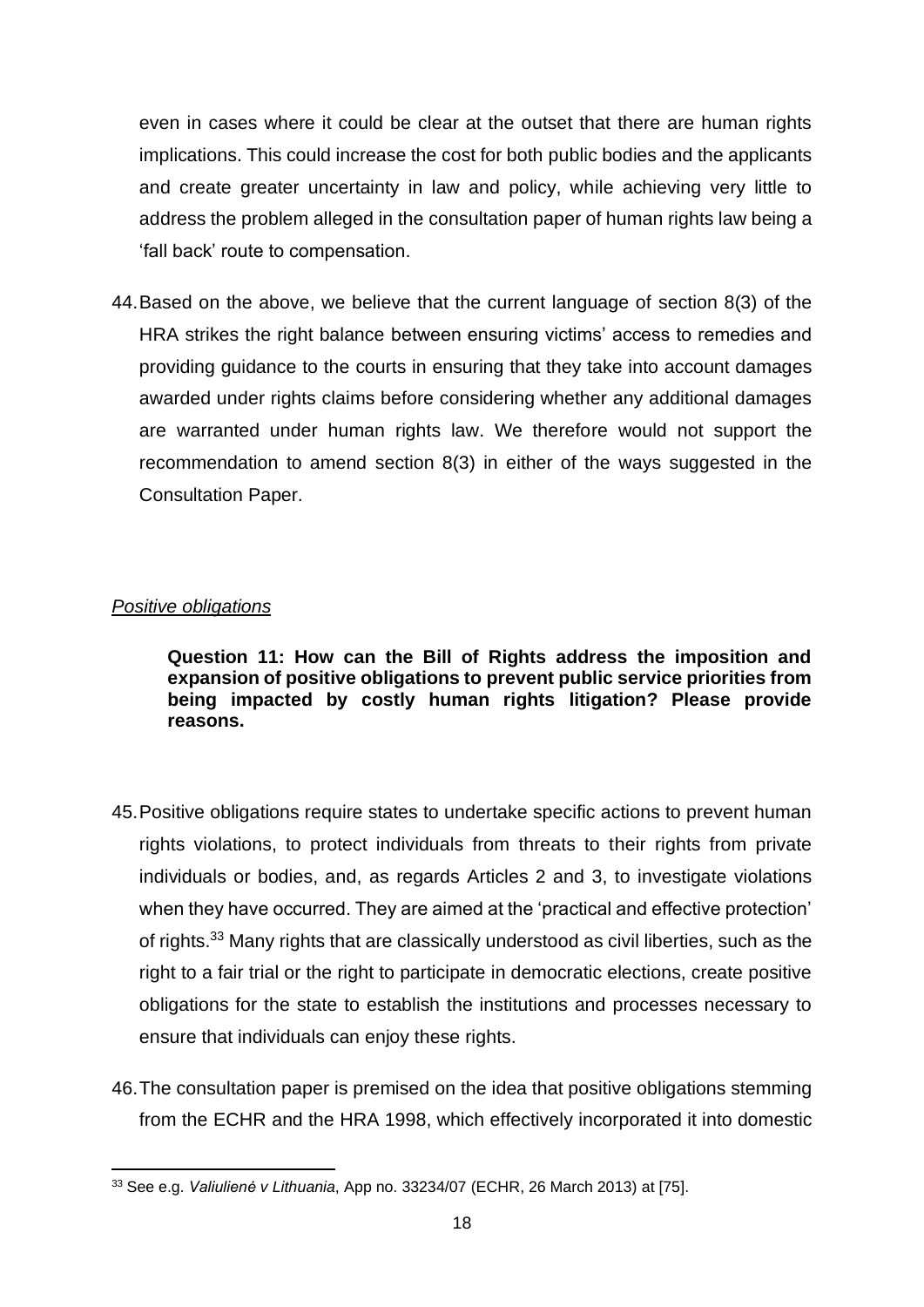even in cases where it could be clear at the outset that there are human rights implications. This could increase the cost for both public bodies and the applicants and create greater uncertainty in law and policy, while achieving very little to address the problem alleged in the consultation paper of human rights law being a 'fall back' route to compensation.

44. Based on the above, we believe that the current language of section 8(3) of the HRA strikes the right balance between ensuring victims' access to remedies and providing guidance to the courts in ensuring that they take into account damages awarded under rights claims before considering whether any additional damages are warranted under human rights law. We therefore would not support the recommendation to amend section 8(3) in either of the ways suggested in the Consultation Paper.

*Positive obligations*

> **Question 11: How can the Bill of Rights address the imposition and expansion of positive obligations to prevent public service priorities from being impacted by costly human rights litigation? Please provide reasons.**

45. Positive obligations require states to undertake specific actions to prevent human rights violations, to protect individuals from threats to their rights from private individuals or bodies, and, as regards Articles 2 and 3, to investigate violations when they have occurred. They are aimed at the 'practical and effective protection' of rights.[33] Many rights that are classically understood as civil liberties, such as the right to a fair trial or the right to participate in democratic elections, create positive obligations for the state to establish the institutions and processes necessary to ensure that individuals can enjoy these rights.

46. The consultation paper is premised on the idea that positive obligations stemming from the ECHR and the HRA 1998, which effectively incorporated it into domestic

---

[33] See e.g. *Valiulienė v Lithuania*, App no. 33234/07 (ECHR, 26 March 2013) at [75].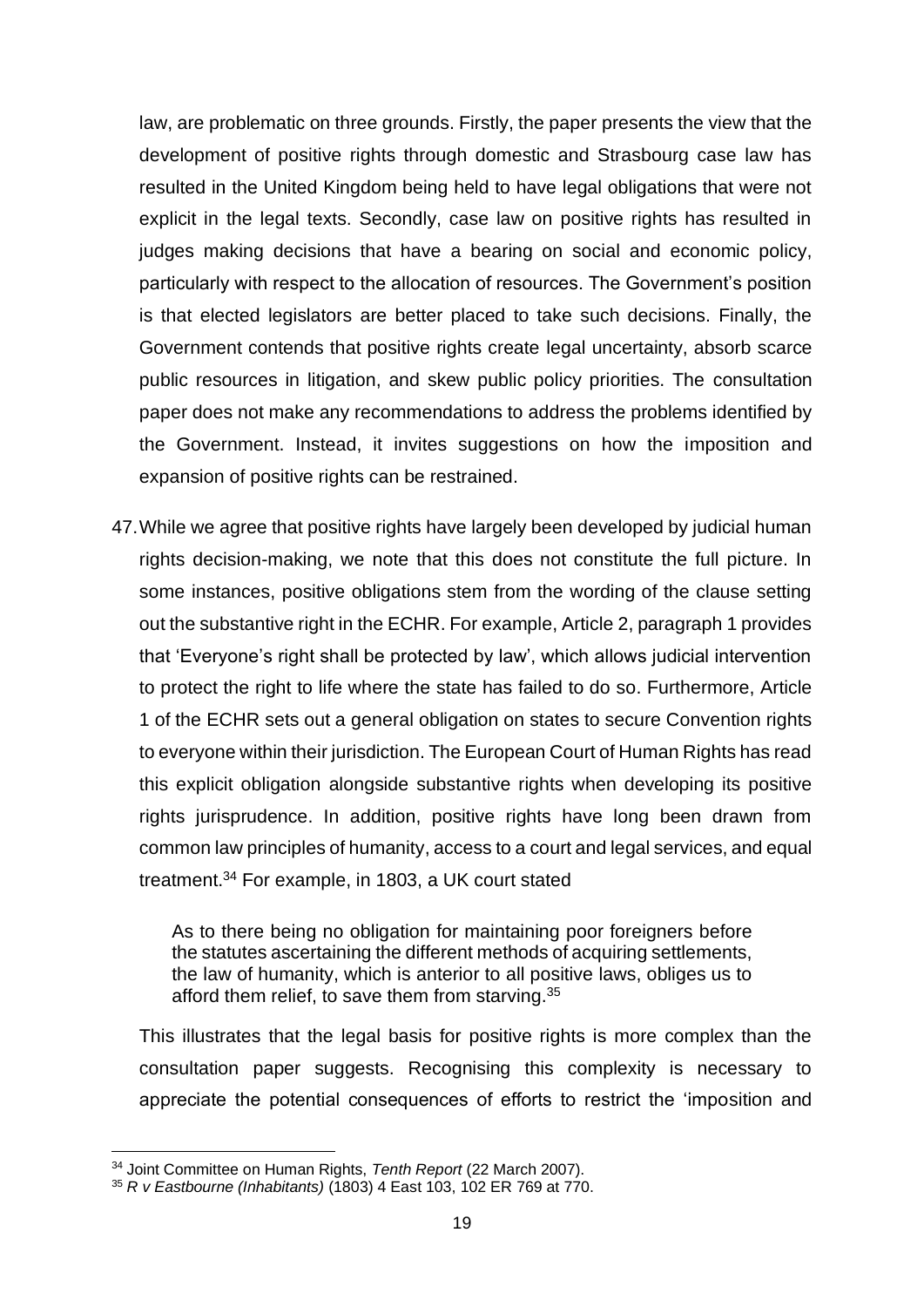law, are problematic on three grounds. Firstly, the paper presents the view that the development of positive rights through domestic and Strasbourg case law has resulted in the United Kingdom being held to have legal obligations that were not explicit in the legal texts. Secondly, case law on positive rights has resulted in judges making decisions that have a bearing on social and economic policy, particularly with respect to the allocation of resources. The Government's position is that elected legislators are better placed to take such decisions. Finally, the Government contends that positive rights create legal uncertainty, absorb scarce public resources in litigation, and skew public policy priorities. The consultation paper does not make any recommendations to address the problems identified by the Government. Instead, it invites suggestions on how the imposition and expansion of positive rights can be restrained.

47. While we agree that positive rights have largely been developed by judicial human rights decision-making, we note that this does not constitute the full picture. In some instances, positive obligations stem from the wording of the clause setting out the substantive right in the ECHR. For example, Article 2, paragraph 1 provides that 'Everyone's right shall be protected by law', which allows judicial intervention to protect the right to life where the state has failed to do so. Furthermore, Article 1 of the ECHR sets out a general obligation on states to secure Convention rights to everyone within their jurisdiction. The European Court of Human Rights has read this explicit obligation alongside substantive rights when developing its positive rights jurisprudence. In addition, positive rights have long been drawn from common law principles of humanity, access to a court and legal services, and equal treatment.[34] For example, in 1803, a UK court stated

> As to there being no obligation for maintaining poor foreigners before the statutes ascertaining the different methods of acquiring settlements, the law of humanity, which is anterior to all positive laws, obliges us to afford them relief, to save them from starving.[35]

This illustrates that the legal basis for positive rights is more complex than the consultation paper suggests. Recognising this complexity is necessary to appreciate the potential consequences of efforts to restrict the 'imposition and

[34] Joint Committee on Human Rights, *Tenth Report* (22 March 2007).

[35] *R v Eastbourne (Inhabitants)* (1803) 4 East 103, 102 ER 769 at 770.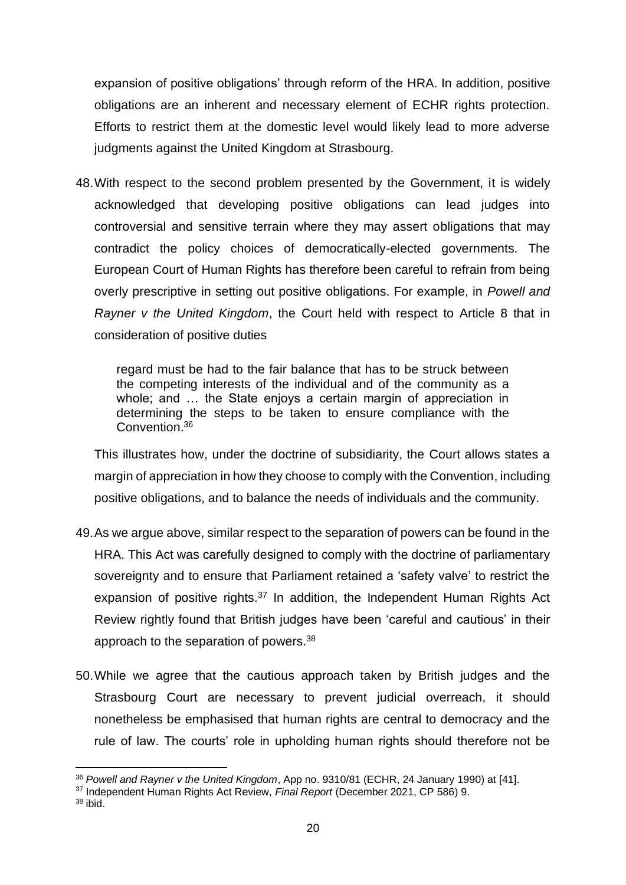expansion of positive obligations' through reform of the HRA. In addition, positive obligations are an inherent and necessary element of ECHR rights protection. Efforts to restrict them at the domestic level would likely lead to more adverse judgments against the United Kingdom at Strasbourg.

48. With respect to the second problem presented by the Government, it is widely acknowledged that developing positive obligations can lead judges into controversial and sensitive terrain where they may assert obligations that may contradict the policy choices of democratically-elected governments. The European Court of Human Rights has therefore been careful to refrain from being overly prescriptive in setting out positive obligations. For example, in *Powell and Rayner v the United Kingdom*, the Court held with respect to Article 8 that in consideration of positive duties

> regard must be had to the fair balance that has to be struck between the competing interests of the individual and of the community as a whole; and … the State enjoys a certain margin of appreciation in determining the steps to be taken to ensure compliance with the Convention.[36]

This illustrates how, under the doctrine of subsidiarity, the Court allows states a margin of appreciation in how they choose to comply with the Convention, including positive obligations, and to balance the needs of individuals and the community.

49. As we argue above, similar respect to the separation of powers can be found in the HRA. This Act was carefully designed to comply with the doctrine of parliamentary sovereignty and to ensure that Parliament retained a 'safety valve' to restrict the expansion of positive rights.[37] In addition, the Independent Human Rights Act Review rightly found that British judges have been 'careful and cautious' in their approach to the separation of powers.[38]

50. While we agree that the cautious approach taken by British judges and the Strasbourg Court are necessary to prevent judicial overreach, it should nonetheless be emphasised that human rights are central to democracy and the rule of law. The courts' role in upholding human rights should therefore not be

---

[36] *Powell and Rayner v the United Kingdom*, App no. 9310/81 (ECHR, 24 January 1990) at [41].

[37] Independent Human Rights Act Review, *Final Report* (December 2021, CP 586) 9.

[38] ibid.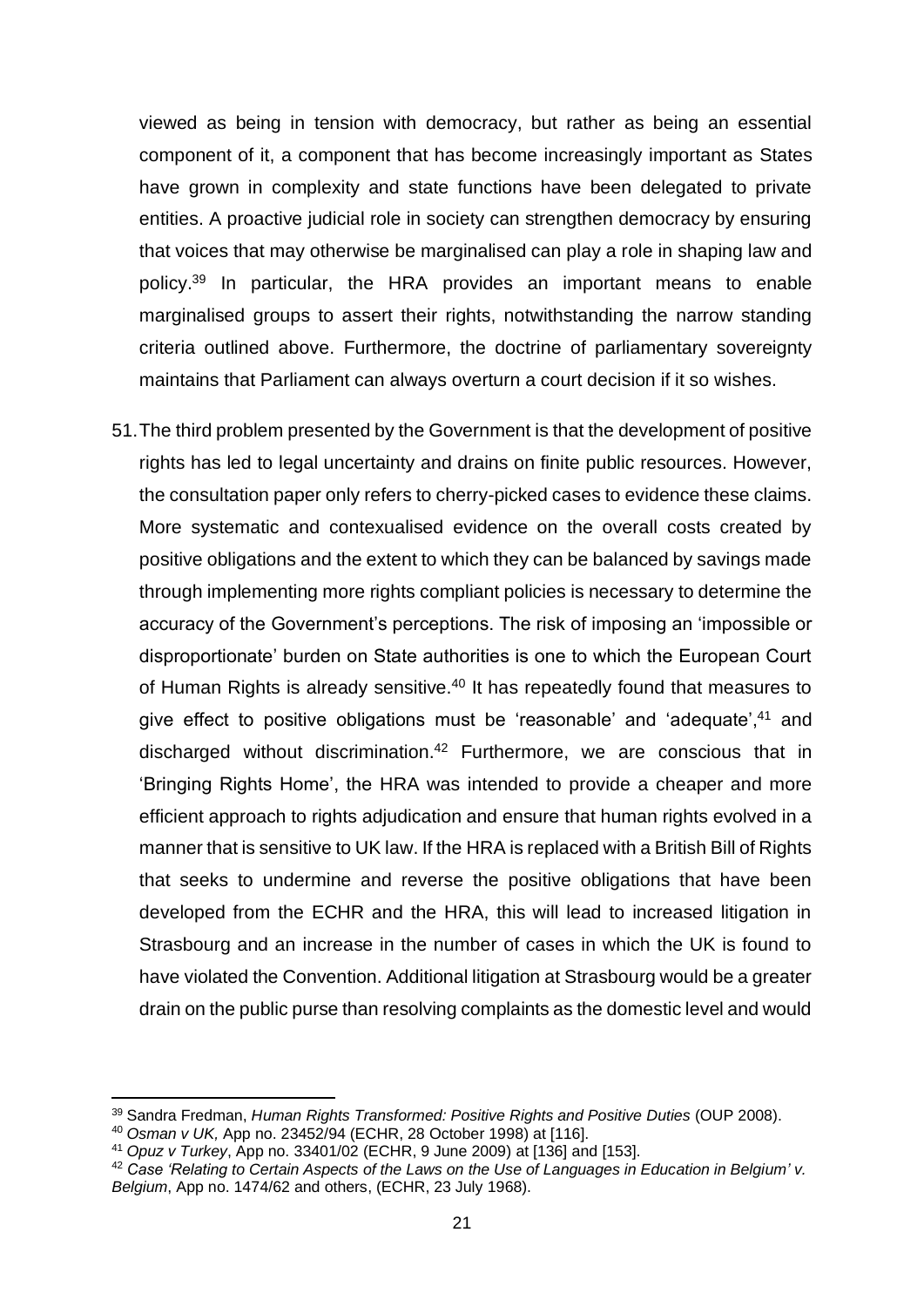viewed as being in tension with democracy, but rather as being an essential component of it, a component that has become increasingly important as States have grown in complexity and state functions have been delegated to private entities. A proactive judicial role in society can strengthen democracy by ensuring that voices that may otherwise be marginalised can play a role in shaping law and policy.[39] In particular, the HRA provides an important means to enable marginalised groups to assert their rights, notwithstanding the narrow standing criteria outlined above. Furthermore, the doctrine of parliamentary sovereignty maintains that Parliament can always overturn a court decision if it so wishes.

51. The third problem presented by the Government is that the development of positive rights has led to legal uncertainty and drains on finite public resources. However, the consultation paper only refers to cherry-picked cases to evidence these claims. More systematic and contexualised evidence on the overall costs created by positive obligations and the extent to which they can be balanced by savings made through implementing more rights compliant policies is necessary to determine the accuracy of the Government's perceptions. The risk of imposing an 'impossible or disproportionate' burden on State authorities is one to which the European Court of Human Rights is already sensitive.[40] It has repeatedly found that measures to give effect to positive obligations must be 'reasonable' and 'adequate',[41] and discharged without discrimination.[42] Furthermore, we are conscious that in 'Bringing Rights Home', the HRA was intended to provide a cheaper and more efficient approach to rights adjudication and ensure that human rights evolved in a manner that is sensitive to UK law. If the HRA is replaced with a British Bill of Rights that seeks to undermine and reverse the positive obligations that have been developed from the ECHR and the HRA, this will lead to increased litigation in Strasbourg and an increase in the number of cases in which the UK is found to have violated the Convention. Additional litigation at Strasbourg would be a greater drain on the public purse than resolving complaints as the domestic level and would

---

[39] Sandra Fredman, *Human Rights Transformed: Positive Rights and Positive Duties* (OUP 2008).

[40] *Osman v UK,* App no. 23452/94 (ECHR, 28 October 1998) at [116].

[41] *Opuz v Turkey*, App no. 33401/02 (ECHR, 9 June 2009) at [136] and [153].

[42] *Case 'Relating to Certain Aspects of the Laws on the Use of Languages in Education in Belgium' v. Belgium*, App no. 1474/62 and others, (ECHR, 23 July 1968).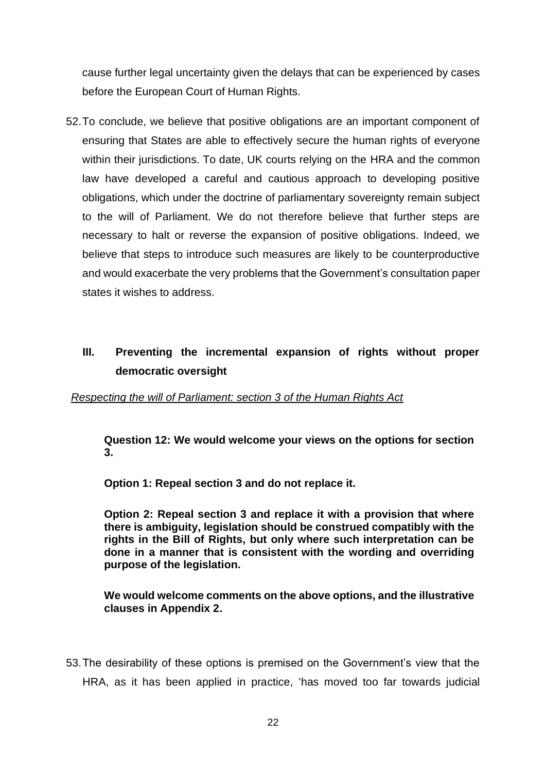cause further legal uncertainty given the delays that can be experienced by cases before the European Court of Human Rights.

52. To conclude, we believe that positive obligations are an important component of ensuring that States are able to effectively secure the human rights of everyone within their jurisdictions. To date, UK courts relying on the HRA and the common law have developed a careful and cautious approach to developing positive obligations, which under the doctrine of parliamentary sovereignty remain subject to the will of Parliament. We do not therefore believe that further steps are necessary to halt or reverse the expansion of positive obligations. Indeed, we believe that steps to introduce such measures are likely to be counterproductive and would exacerbate the very problems that the Government's consultation paper states it wishes to address.

## III. Preventing the incremental expansion of rights without proper democratic oversight

*Respecting the will of Parliament: section 3 of the Human Rights Act*

**Question 12: We would welcome your views on the options for section 3.**

**Option 1: Repeal section 3 and do not replace it.**

**Option 2: Repeal section 3 and replace it with a provision that where there is ambiguity, legislation should be construed compatibly with the rights in the Bill of Rights, but only where such interpretation can be done in a manner that is consistent with the wording and overriding purpose of the legislation.**

**We would welcome comments on the above options, and the illustrative clauses in Appendix 2.**

53. The desirability of these options is premised on the Government's view that the HRA, as it has been applied in practice, 'has moved too far towards judicial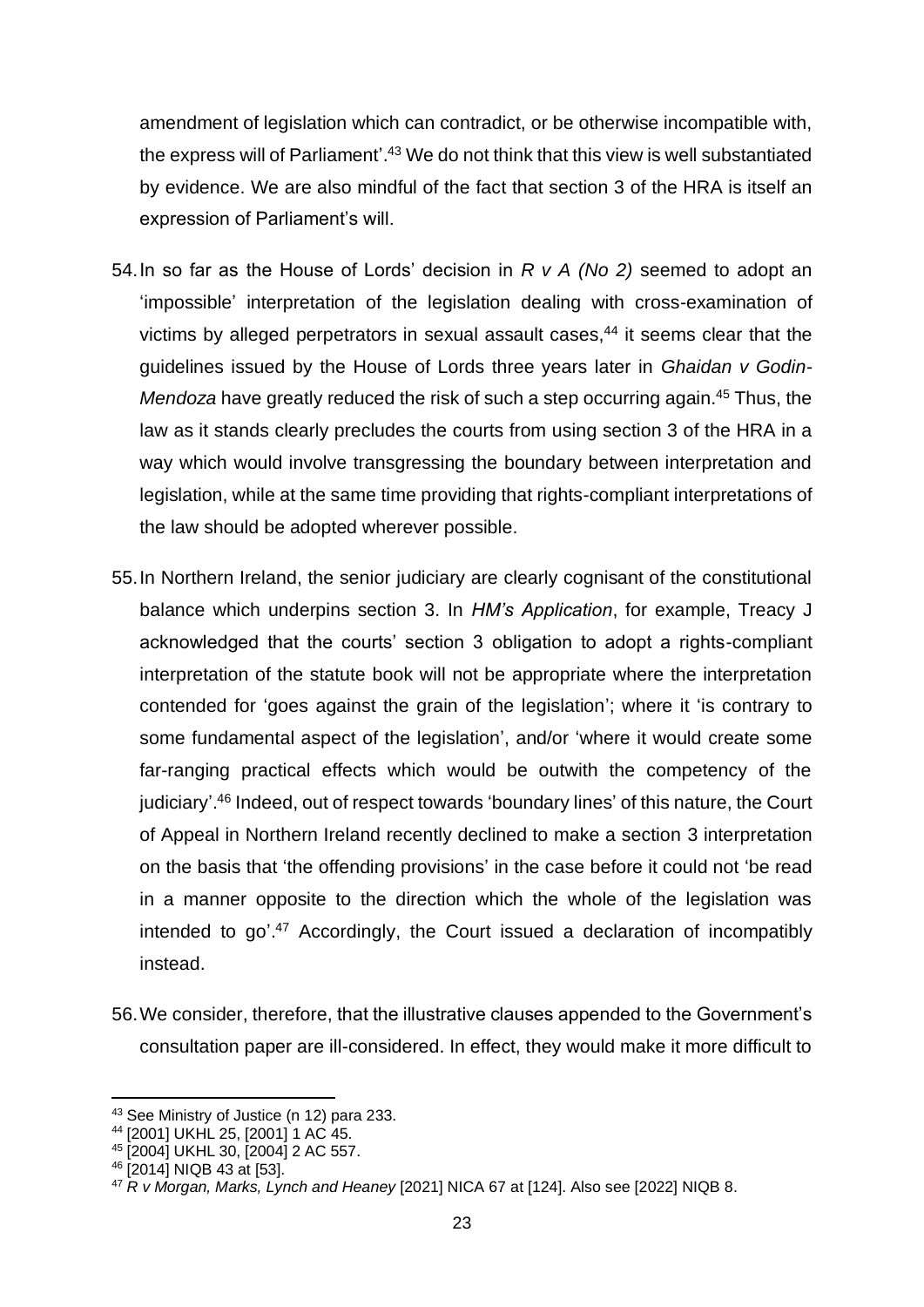amendment of legislation which can contradict, or be otherwise incompatible with, the express will of Parliament'.[43] We do not think that this view is well substantiated by evidence. We are also mindful of the fact that section 3 of the HRA is itself an expression of Parliament's will.

54. In so far as the House of Lords' decision in *R v A (No 2)* seemed to adopt an 'impossible' interpretation of the legislation dealing with cross-examination of victims by alleged perpetrators in sexual assault cases,[44] it seems clear that the guidelines issued by the House of Lords three years later in *Ghaidan v Godin-Mendoza* have greatly reduced the risk of such a step occurring again.[45] Thus, the law as it stands clearly precludes the courts from using section 3 of the HRA in a way which would involve transgressing the boundary between interpretation and legislation, while at the same time providing that rights-compliant interpretations of the law should be adopted wherever possible.

55. In Northern Ireland, the senior judiciary are clearly cognisant of the constitutional balance which underpins section 3. In *HM's Application*, for example, Treacy J acknowledged that the courts' section 3 obligation to adopt a rights-compliant interpretation of the statute book will not be appropriate where the interpretation contended for 'goes against the grain of the legislation'; where it 'is contrary to some fundamental aspect of the legislation', and/or 'where it would create some far-ranging practical effects which would be outwith the competency of the judiciary'.[46] Indeed, out of respect towards 'boundary lines' of this nature, the Court of Appeal in Northern Ireland recently declined to make a section 3 interpretation on the basis that 'the offending provisions' in the case before it could not 'be read in a manner opposite to the direction which the whole of the legislation was intended to go'.[47] Accordingly, the Court issued a declaration of incompatibly instead.

56. We consider, therefore, that the illustrative clauses appended to the Government's consultation paper are ill-considered. In effect, they would make it more difficult to

---

[43] See Ministry of Justice (n 12) para 233.

[44] [2001] UKHL 25, [2001] 1 AC 45.

[45] [2004] UKHL 30, [2004] 2 AC 557.

[46] [2014] NIQB 43 at [53].

[47] *R v Morgan, Marks, Lynch and Heaney* [2021] NICA 67 at [124]. Also see [2022] NIQB 8.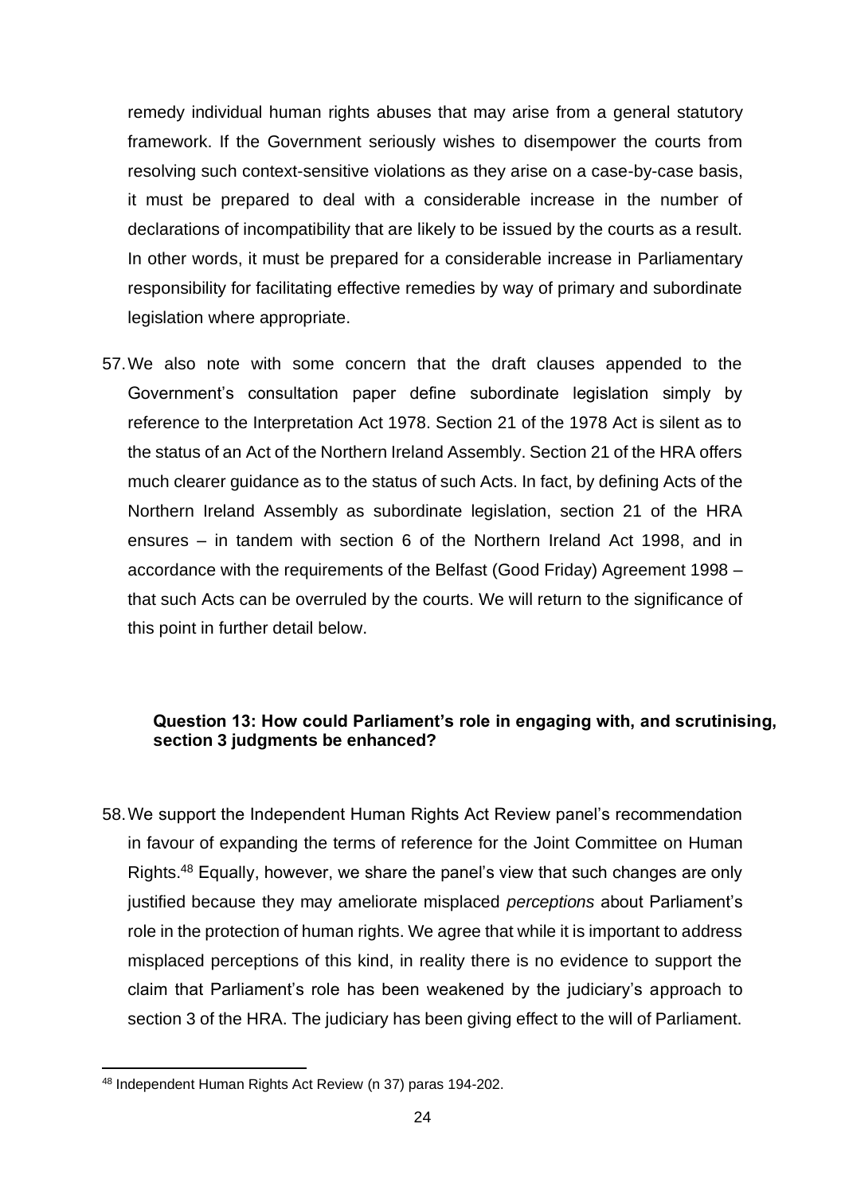remedy individual human rights abuses that may arise from a general statutory framework. If the Government seriously wishes to disempower the courts from resolving such context-sensitive violations as they arise on a case-by-case basis, it must be prepared to deal with a considerable increase in the number of declarations of incompatibility that are likely to be issued by the courts as a result. In other words, it must be prepared for a considerable increase in Parliamentary responsibility for facilitating effective remedies by way of primary and subordinate legislation where appropriate.

57. We also note with some concern that the draft clauses appended to the Government's consultation paper define subordinate legislation simply by reference to the Interpretation Act 1978. Section 21 of the 1978 Act is silent as to the status of an Act of the Northern Ireland Assembly. Section 21 of the HRA offers much clearer guidance as to the status of such Acts. In fact, by defining Acts of the Northern Ireland Assembly as subordinate legislation, section 21 of the HRA ensures – in tandem with section 6 of the Northern Ireland Act 1998, and in accordance with the requirements of the Belfast (Good Friday) Agreement 1998 – that such Acts can be overruled by the courts. We will return to the significance of this point in further detail below.

**Question 13: How could Parliament's role in engaging with, and scrutinising, section 3 judgments be enhanced?**

58. We support the Independent Human Rights Act Review panel's recommendation in favour of expanding the terms of reference for the Joint Committee on Human Rights.[48] Equally, however, we share the panel's view that such changes are only justified because they may ameliorate misplaced *perceptions* about Parliament's role in the protection of human rights. We agree that while it is important to address misplaced perceptions of this kind, in reality there is no evidence to support the claim that Parliament's role has been weakened by the judiciary's approach to section 3 of the HRA. The judiciary has been giving effect to the will of Parliament.

[48] Independent Human Rights Act Review (n 37) paras 194-202.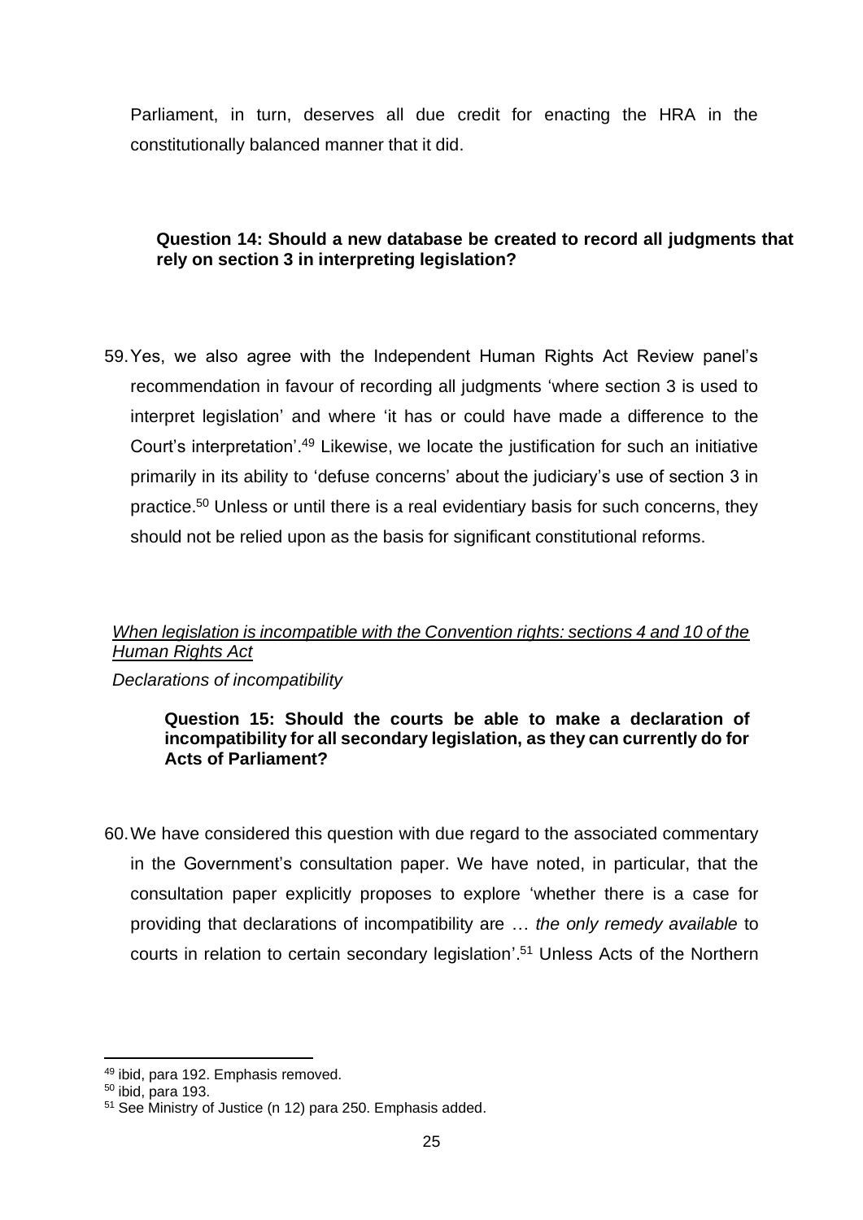Parliament, in turn, deserves all due credit for enacting the HRA in the constitutionally balanced manner that it did.

**Question 14: Should a new database be created to record all judgments that rely on section 3 in interpreting legislation?**

59. Yes, we also agree with the Independent Human Rights Act Review panel's recommendation in favour of recording all judgments 'where section 3 is used to interpret legislation' and where 'it has or could have made a difference to the Court's interpretation'.[49] Likewise, we locate the justification for such an initiative primarily in its ability to 'defuse concerns' about the judiciary's use of section 3 in practice.[50] Unless or until there is a real evidentiary basis for such concerns, they should not be relied upon as the basis for significant constitutional reforms.

*When legislation is incompatible with the Convention rights: sections 4 and 10 of the Human Rights Act*

*Declarations of incompatibility*

**Question 15: Should the courts be able to make a declaration of incompatibility for all secondary legislation, as they can currently do for Acts of Parliament?**

60. We have considered this question with due regard to the associated commentary in the Government's consultation paper. We have noted, in particular, that the consultation paper explicitly proposes to explore 'whether there is a case for providing that declarations of incompatibility are … *the only remedy available* to courts in relation to certain secondary legislation'.[51] Unless Acts of the Northern

---

[49] ibid, para 192. Emphasis removed.

[50] ibid, para 193.

[51] See Ministry of Justice (n 12) para 250. Emphasis added.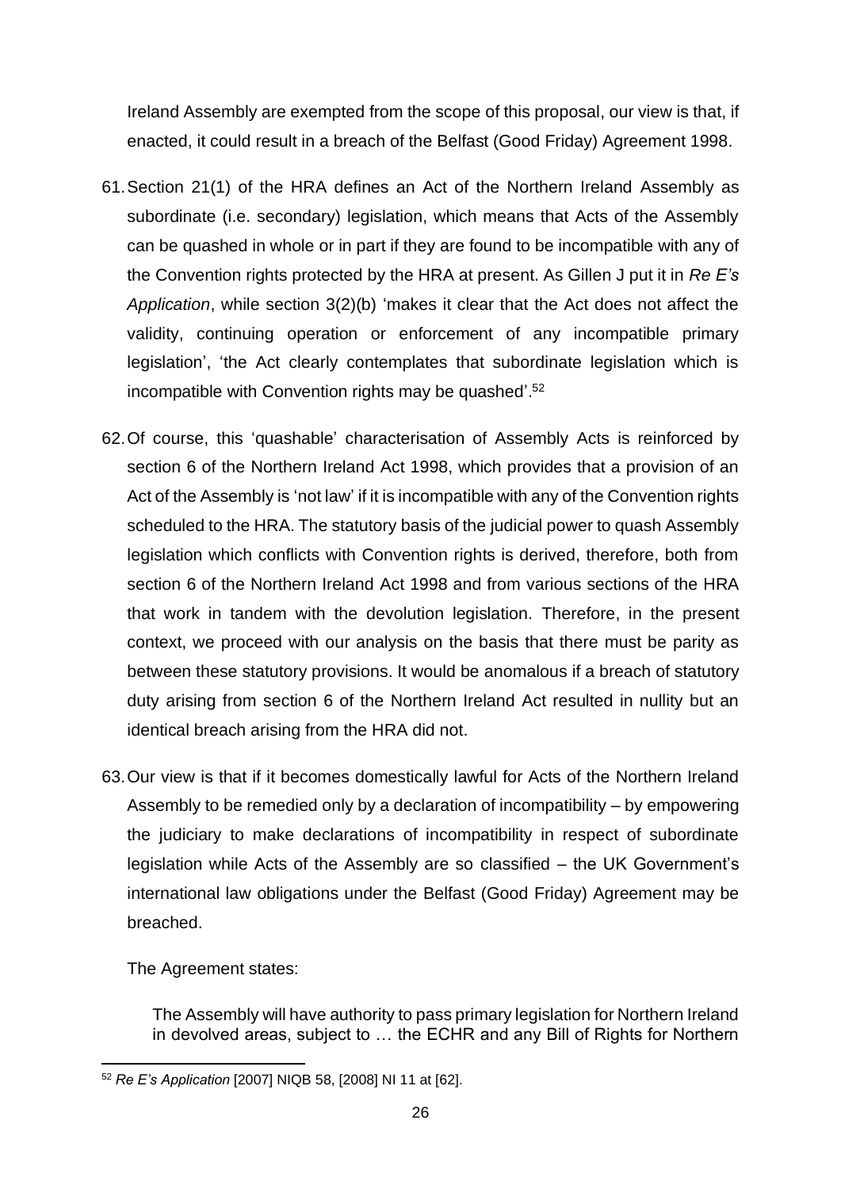Ireland Assembly are exempted from the scope of this proposal, our view is that, if enacted, it could result in a breach of the Belfast (Good Friday) Agreement 1998.

61. Section 21(1) of the HRA defines an Act of the Northern Ireland Assembly as subordinate (i.e. secondary) legislation, which means that Acts of the Assembly can be quashed in whole or in part if they are found to be incompatible with any of the Convention rights protected by the HRA at present. As Gillen J put it in *Re E's Application*, while section 3(2)(b) 'makes it clear that the Act does not affect the validity, continuing operation or enforcement of any incompatible primary legislation', 'the Act clearly contemplates that subordinate legislation which is incompatible with Convention rights may be quashed'.[52]

62. Of course, this 'quashable' characterisation of Assembly Acts is reinforced by section 6 of the Northern Ireland Act 1998, which provides that a provision of an Act of the Assembly is 'not law' if it is incompatible with any of the Convention rights scheduled to the HRA. The statutory basis of the judicial power to quash Assembly legislation which conflicts with Convention rights is derived, therefore, both from section 6 of the Northern Ireland Act 1998 and from various sections of the HRA that work in tandem with the devolution legislation. Therefore, in the present context, we proceed with our analysis on the basis that there must be parity as between these statutory provisions. It would be anomalous if a breach of statutory duty arising from section 6 of the Northern Ireland Act resulted in nullity but an identical breach arising from the HRA did not.

63. Our view is that if it becomes domestically lawful for Acts of the Northern Ireland Assembly to be remedied only by a declaration of incompatibility – by empowering the judiciary to make declarations of incompatibility in respect of subordinate legislation while Acts of the Assembly are so classified – the UK Government's international law obligations under the Belfast (Good Friday) Agreement may be breached.

The Agreement states:

> The Assembly will have authority to pass primary legislation for Northern Ireland in devolved areas, subject to … the ECHR and any Bill of Rights for Northern

[52] *Re E's Application* [2007] NIQB 58, [2008] NI 11 at [62].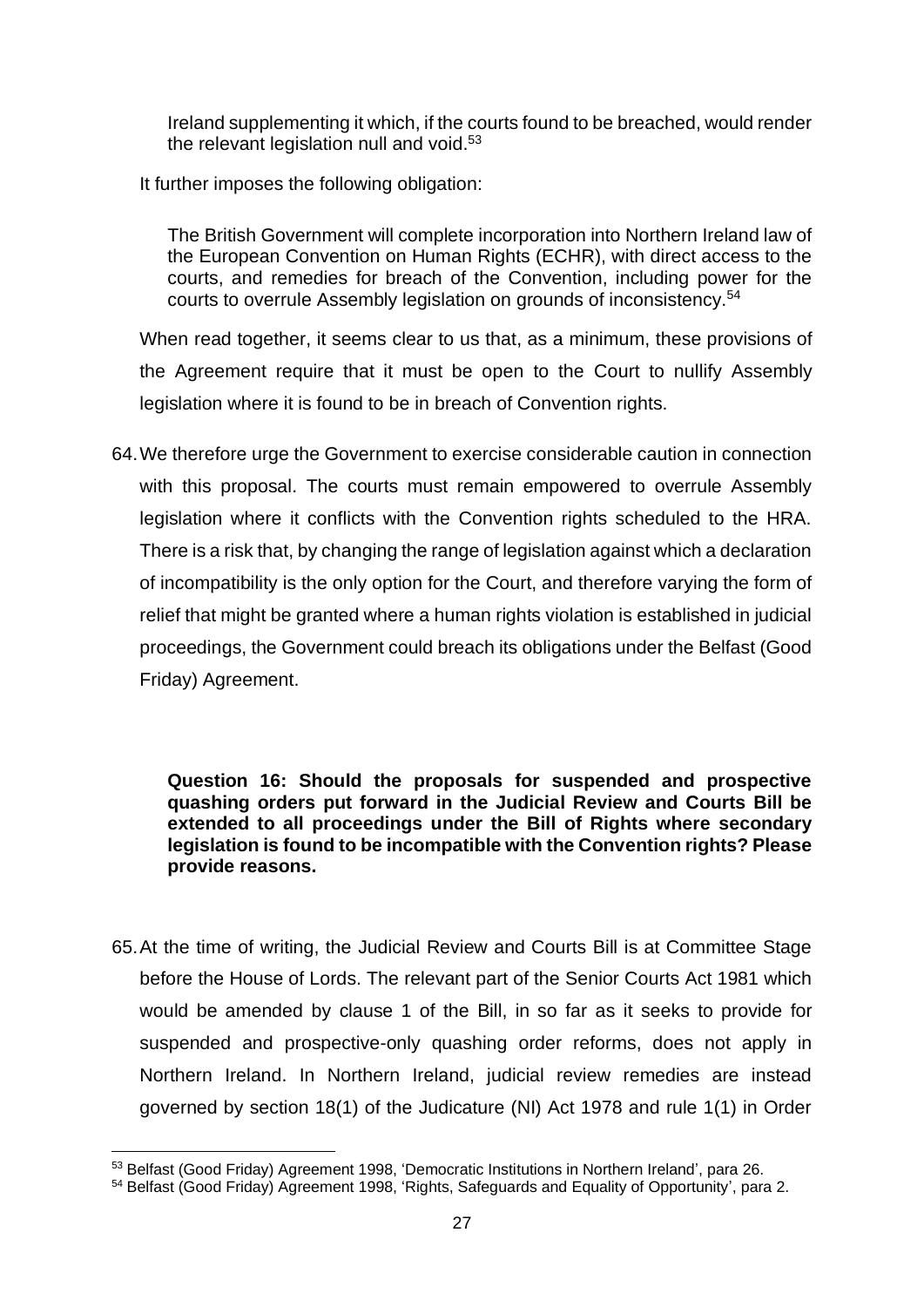> Ireland supplementing it which, if the courts found to be breached, would render the relevant legislation null and void.[53]

It further imposes the following obligation:

> The British Government will complete incorporation into Northern Ireland law of the European Convention on Human Rights (ECHR), with direct access to the courts, and remedies for breach of the Convention, including power for the courts to overrule Assembly legislation on grounds of inconsistency.[54]

When read together, it seems clear to us that, as a minimum, these provisions of the Agreement require that it must be open to the Court to nullify Assembly legislation where it is found to be in breach of Convention rights.

64. We therefore urge the Government to exercise considerable caution in connection with this proposal. The courts must remain empowered to overrule Assembly legislation where it conflicts with the Convention rights scheduled to the HRA. There is a risk that, by changing the range of legislation against which a declaration of incompatibility is the only option for the Court, and therefore varying the form of relief that might be granted where a human rights violation is established in judicial proceedings, the Government could breach its obligations under the Belfast (Good Friday) Agreement.

**Question 16: Should the proposals for suspended and prospective quashing orders put forward in the Judicial Review and Courts Bill be extended to all proceedings under the Bill of Rights where secondary legislation is found to be incompatible with the Convention rights? Please provide reasons.**

65. At the time of writing, the Judicial Review and Courts Bill is at Committee Stage before the House of Lords. The relevant part of the Senior Courts Act 1981 which would be amended by clause 1 of the Bill, in so far as it seeks to provide for suspended and prospective-only quashing order reforms, does not apply in Northern Ireland. In Northern Ireland, judicial review remedies are instead governed by section 18(1) of the Judicature (NI) Act 1978 and rule 1(1) in Order

[53] Belfast (Good Friday) Agreement 1998, 'Democratic Institutions in Northern Ireland', para 26.

[54] Belfast (Good Friday) Agreement 1998, 'Rights, Safeguards and Equality of Opportunity', para 2.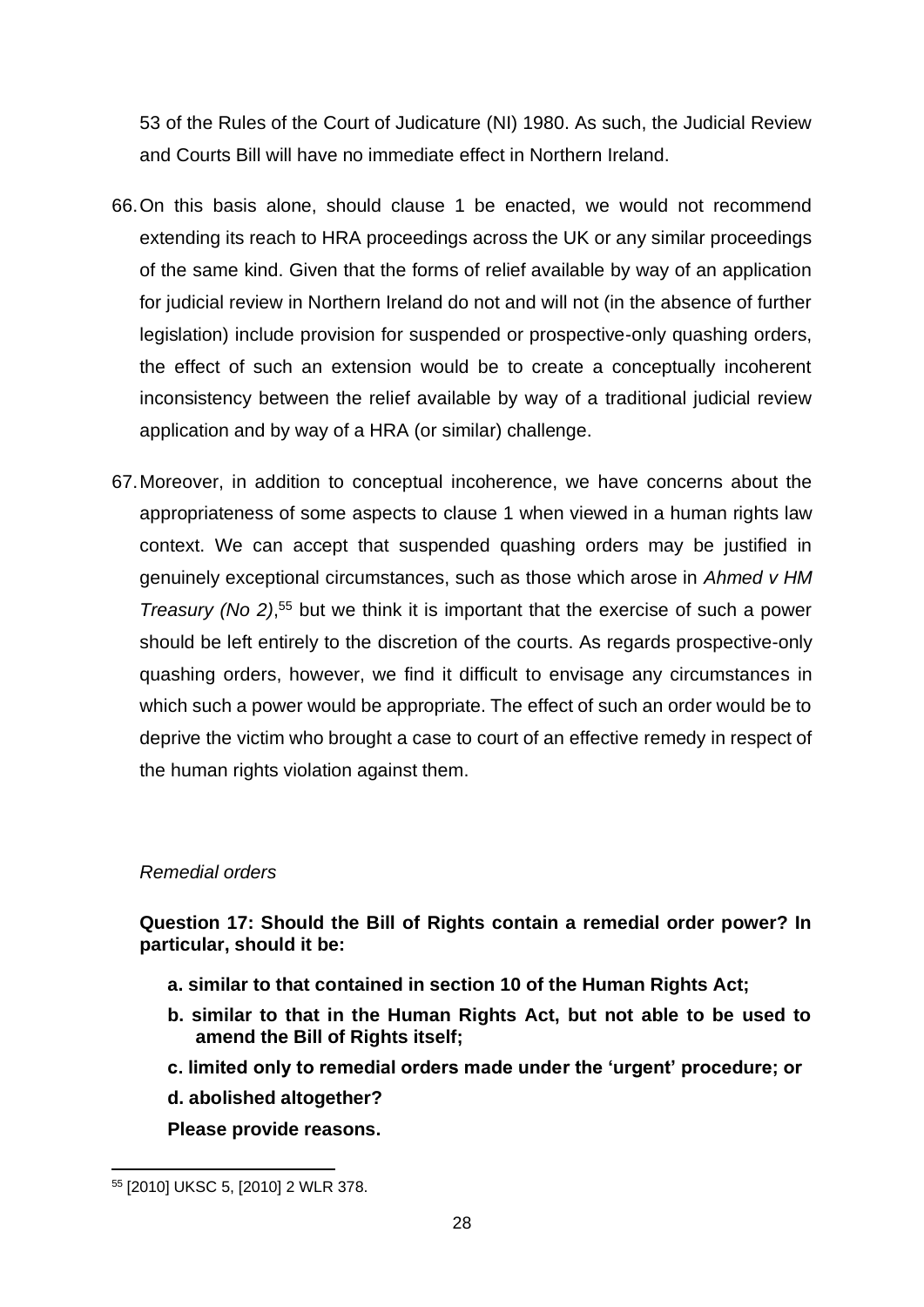53 of the Rules of the Court of Judicature (NI) 1980. As such, the Judicial Review and Courts Bill will have no immediate effect in Northern Ireland.

66. On this basis alone, should clause 1 be enacted, we would not recommend extending its reach to HRA proceedings across the UK or any similar proceedings of the same kind. Given that the forms of relief available by way of an application for judicial review in Northern Ireland do not and will not (in the absence of further legislation) include provision for suspended or prospective-only quashing orders, the effect of such an extension would be to create a conceptually incoherent inconsistency between the relief available by way of a traditional judicial review application and by way of a HRA (or similar) challenge.

67. Moreover, in addition to conceptual incoherence, we have concerns about the appropriateness of some aspects to clause 1 when viewed in a human rights law context. We can accept that suspended quashing orders may be justified in genuinely exceptional circumstances, such as those which arose in *Ahmed v HM Treasury (No 2)*,[55] but we think it is important that the exercise of such a power should be left entirely to the discretion of the courts. As regards prospective-only quashing orders, however, we find it difficult to envisage any circumstances in which such a power would be appropriate. The effect of such an order would be to deprive the victim who brought a case to court of an effective remedy in respect of the human rights violation against them.

*Remedial orders*

**Question 17: Should the Bill of Rights contain a remedial order power? In particular, should it be:**

- **a. similar to that contained in section 10 of the Human Rights Act;**
- **b. similar to that in the Human Rights Act, but not able to be used to amend the Bill of Rights itself;**
- **c. limited only to remedial orders made under the 'urgent' procedure; or**
- **d. abolished altogether?**

**Please provide reasons.**

[55] [2010] UKSC 5, [2010] 2 WLR 378.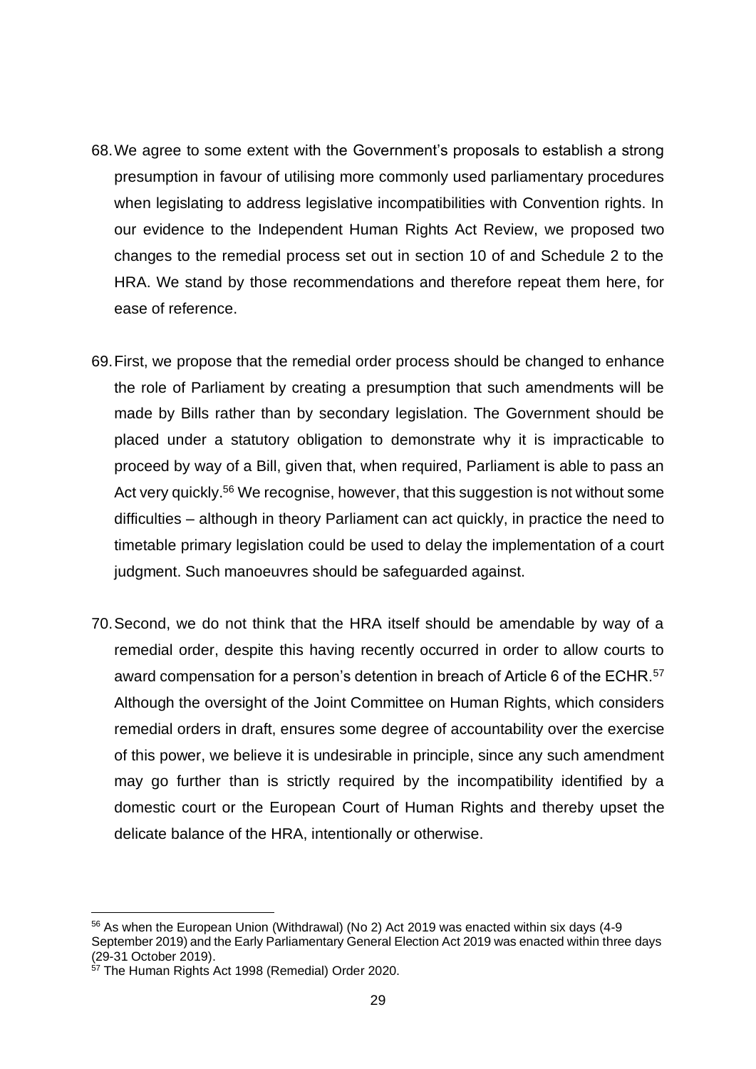68. We agree to some extent with the Government's proposals to establish a strong presumption in favour of utilising more commonly used parliamentary procedures when legislating to address legislative incompatibilities with Convention rights. In our evidence to the Independent Human Rights Act Review, we proposed two changes to the remedial process set out in section 10 of and Schedule 2 to the HRA. We stand by those recommendations and therefore repeat them here, for ease of reference.

69. First, we propose that the remedial order process should be changed to enhance the role of Parliament by creating a presumption that such amendments will be made by Bills rather than by secondary legislation. The Government should be placed under a statutory obligation to demonstrate why it is impracticable to proceed by way of a Bill, given that, when required, Parliament is able to pass an Act very quickly.[56] We recognise, however, that this suggestion is not without some difficulties – although in theory Parliament can act quickly, in practice the need to timetable primary legislation could be used to delay the implementation of a court judgment. Such manoeuvres should be safeguarded against.

70. Second, we do not think that the HRA itself should be amendable by way of a remedial order, despite this having recently occurred in order to allow courts to award compensation for a person's detention in breach of Article 6 of the ECHR.[57] Although the oversight of the Joint Committee on Human Rights, which considers remedial orders in draft, ensures some degree of accountability over the exercise of this power, we believe it is undesirable in principle, since any such amendment may go further than is strictly required by the incompatibility identified by a domestic court or the European Court of Human Rights and thereby upset the delicate balance of the HRA, intentionally or otherwise.

---

[56] As when the European Union (Withdrawal) (No 2) Act 2019 was enacted within six days (4-9 September 2019) and the Early Parliamentary General Election Act 2019 was enacted within three days (29-31 October 2019).

[57] The Human Rights Act 1998 (Remedial) Order 2020.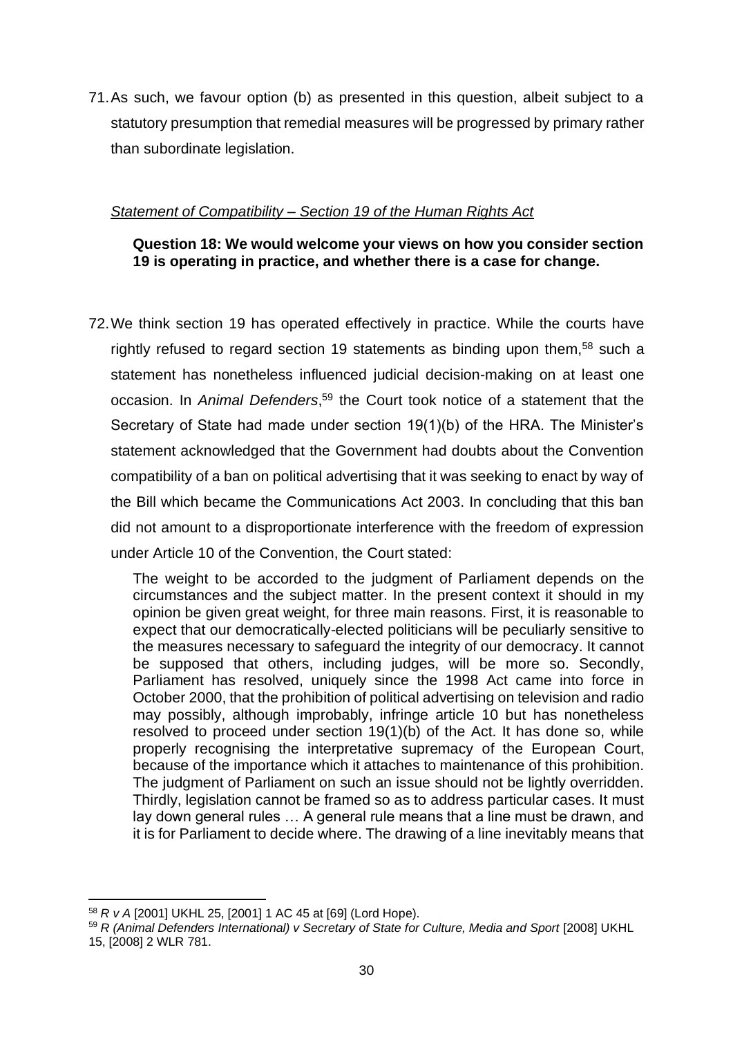71. As such, we favour option (b) as presented in this question, albeit subject to a statutory presumption that remedial measures will be progressed by primary rather than subordinate legislation.

*Statement of Compatibility – Section 19 of the Human Rights Act*

**Question 18: We would welcome your views on how you consider section 19 is operating in practice, and whether there is a case for change.**

72. We think section 19 has operated effectively in practice. While the courts have rightly refused to regard section 19 statements as binding upon them,[58] such a statement has nonetheless influenced judicial decision-making on at least one occasion. In *Animal Defenders*,[59] the Court took notice of a statement that the Secretary of State had made under section 19(1)(b) of the HRA. The Minister's statement acknowledged that the Government had doubts about the Convention compatibility of a ban on political advertising that it was seeking to enact by way of the Bill which became the Communications Act 2003. In concluding that this ban did not amount to a disproportionate interference with the freedom of expression under Article 10 of the Convention, the Court stated:

> The weight to be accorded to the judgment of Parliament depends on the circumstances and the subject matter. In the present context it should in my opinion be given great weight, for three main reasons. First, it is reasonable to expect that our democratically-elected politicians will be peculiarly sensitive to the measures necessary to safeguard the integrity of our democracy. It cannot be supposed that others, including judges, will be more so. Secondly, Parliament has resolved, uniquely since the 1998 Act came into force in October 2000, that the prohibition of political advertising on television and radio may possibly, although improbably, infringe article 10 but has nonetheless resolved to proceed under section 19(1)(b) of the Act. It has done so, while properly recognising the interpretative supremacy of the European Court, because of the importance which it attaches to maintenance of this prohibition. The judgment of Parliament on such an issue should not be lightly overridden. Thirdly, legislation cannot be framed so as to address particular cases. It must lay down general rules … A general rule means that a line must be drawn, and it is for Parliament to decide where. The drawing of a line inevitably means that

[58] *R v A* [2001] UKHL 25, [2001] 1 AC 45 at [69] (Lord Hope).

[59] *R (Animal Defenders International) v Secretary of State for Culture, Media and Sport* [2008] UKHL 15, [2008] 2 WLR 781.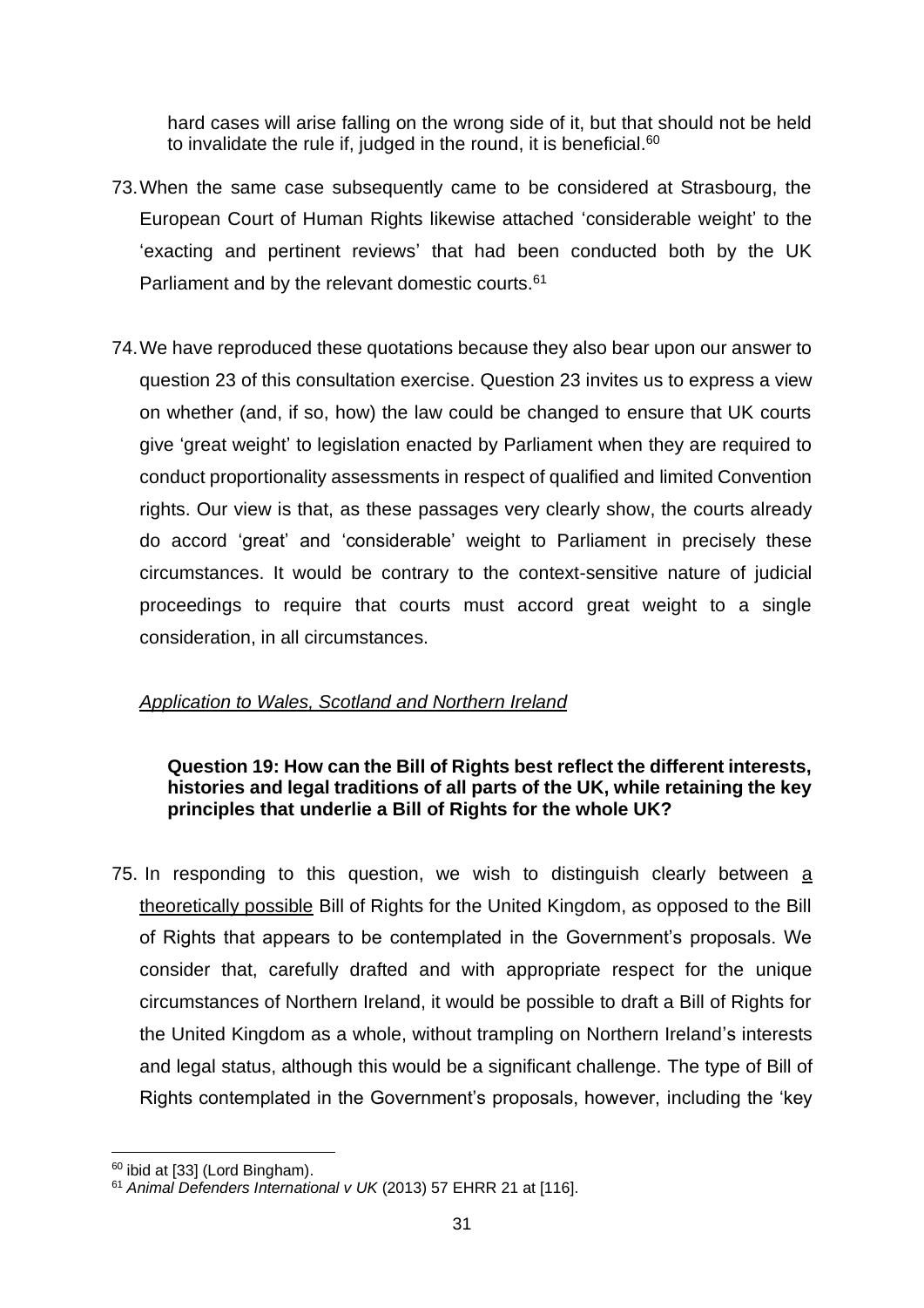hard cases will arise falling on the wrong side of it, but that should not be held to invalidate the rule if, judged in the round, it is beneficial.[60]

73. When the same case subsequently came to be considered at Strasbourg, the European Court of Human Rights likewise attached 'considerable weight' to the 'exacting and pertinent reviews' that had been conducted both by the UK Parliament and by the relevant domestic courts.[61]

74. We have reproduced these quotations because they also bear upon our answer to question 23 of this consultation exercise. Question 23 invites us to express a view on whether (and, if so, how) the law could be changed to ensure that UK courts give 'great weight' to legislation enacted by Parliament when they are required to conduct proportionality assessments in respect of qualified and limited Convention rights. Our view is that, as these passages very clearly show, the courts already do accord 'great' and 'considerable' weight to Parliament in precisely these circumstances. It would be contrary to the context-sensitive nature of judicial proceedings to require that courts must accord great weight to a single consideration, in all circumstances.

*Application to Wales, Scotland and Northern Ireland*

**Question 19: How can the Bill of Rights best reflect the different interests, histories and legal traditions of all parts of the UK, while retaining the key principles that underlie a Bill of Rights for the whole UK?**

75. In responding to this question, we wish to distinguish clearly between a theoretically possible Bill of Rights for the United Kingdom, as opposed to the Bill of Rights that appears to be contemplated in the Government's proposals. We consider that, carefully drafted and with appropriate respect for the unique circumstances of Northern Ireland, it would be possible to draft a Bill of Rights for the United Kingdom as a whole, without trampling on Northern Ireland's interests and legal status, although this would be a significant challenge. The type of Bill of Rights contemplated in the Government's proposals, however, including the 'key

---

[60] ibid at [33] (Lord Bingham).

[61] *Animal Defenders International v UK* (2013) 57 EHRR 21 at [116].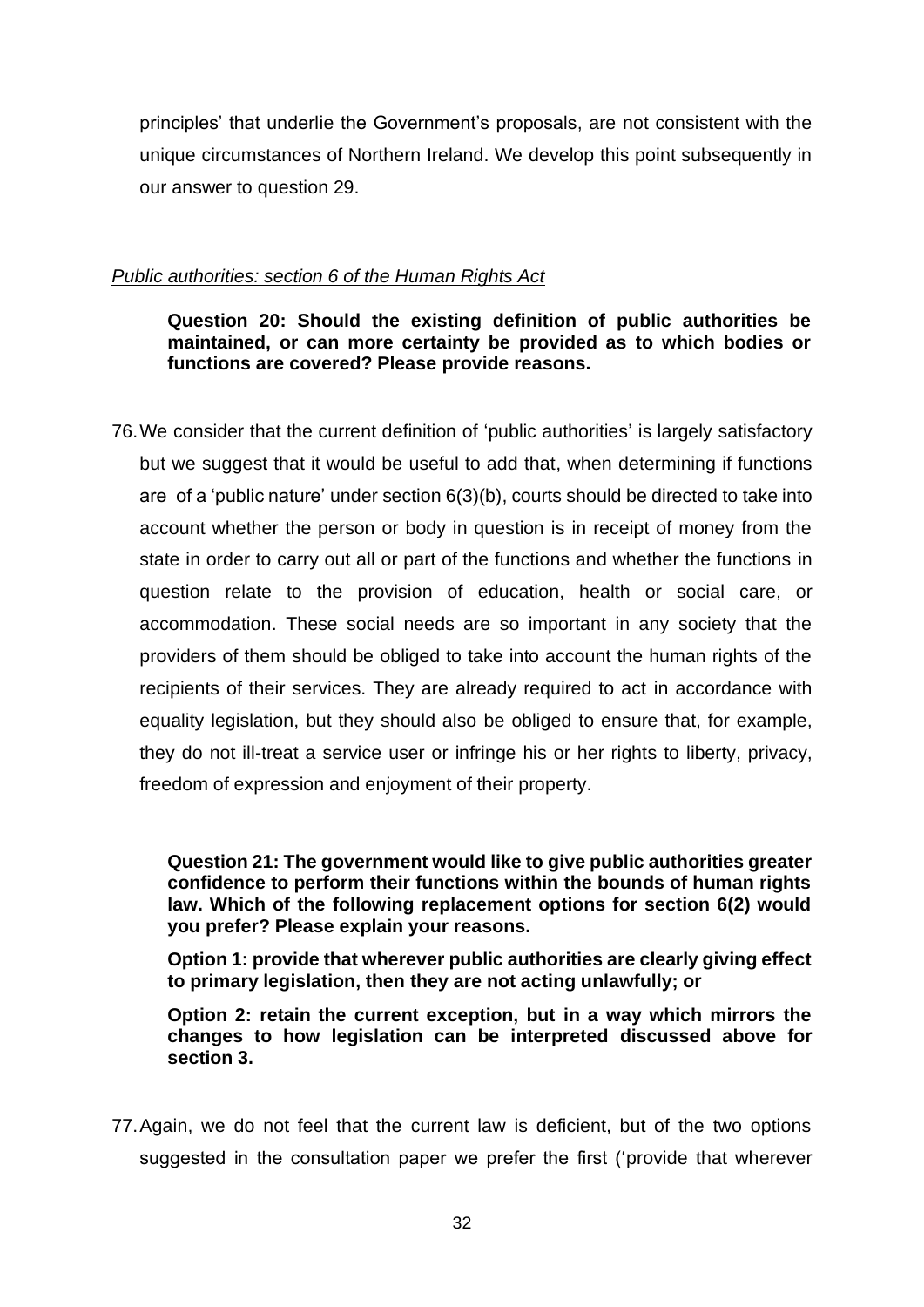principles' that underlie the Government's proposals, are not consistent with the unique circumstances of Northern Ireland. We develop this point subsequently in our answer to question 29.

*Public authorities: section 6 of the Human Rights Act*

> **Question 20: Should the existing definition of public authorities be maintained, or can more certainty be provided as to which bodies or functions are covered? Please provide reasons.**

76. We consider that the current definition of 'public authorities' is largely satisfactory but we suggest that it would be useful to add that, when determining if functions are of a 'public nature' under section 6(3)(b), courts should be directed to take into account whether the person or body in question is in receipt of money from the state in order to carry out all or part of the functions and whether the functions in question relate to the provision of education, health or social care, or accommodation. These social needs are so important in any society that the providers of them should be obliged to take into account the human rights of the recipients of their services. They are already required to act in accordance with equality legislation, but they should also be obliged to ensure that, for example, they do not ill-treat a service user or infringe his or her rights to liberty, privacy, freedom of expression and enjoyment of their property.

> **Question 21: The government would like to give public authorities greater confidence to perform their functions within the bounds of human rights law. Which of the following replacement options for section 6(2) would you prefer? Please explain your reasons.**
>
> **Option 1: provide that wherever public authorities are clearly giving effect to primary legislation, then they are not acting unlawfully; or**
>
> **Option 2: retain the current exception, but in a way which mirrors the changes to how legislation can be interpreted discussed above for section 3.**

77. Again, we do not feel that the current law is deficient, but of the two options suggested in the consultation paper we prefer the first ('provide that wherever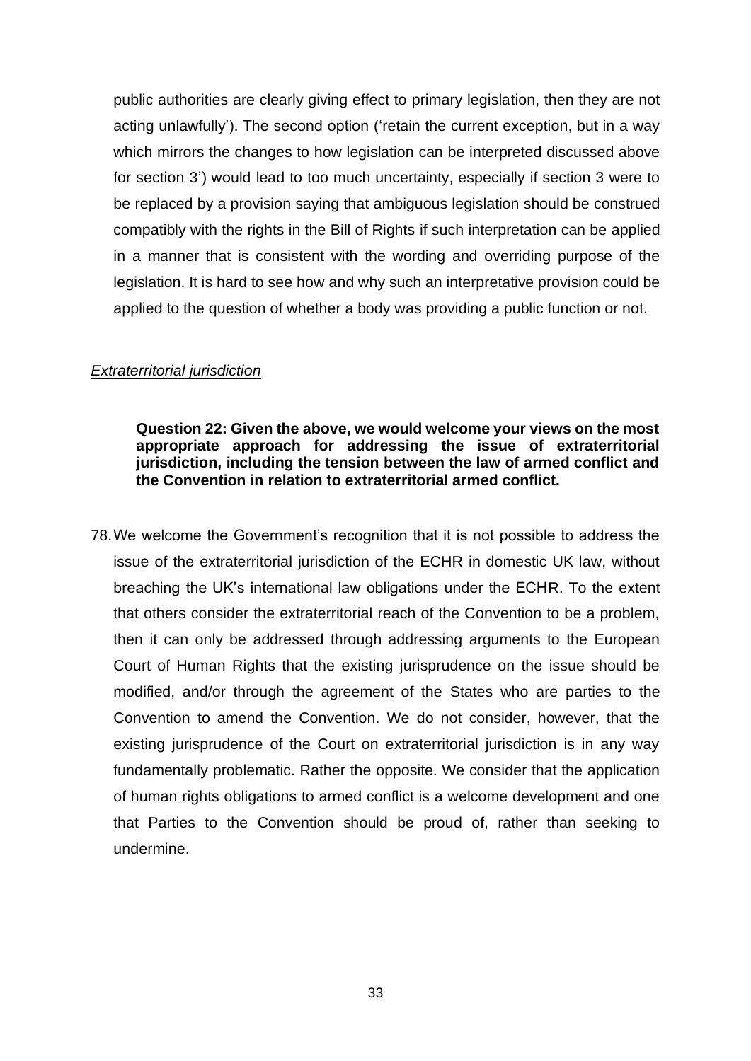public authorities are clearly giving effect to primary legislation, then they are not acting unlawfully'). The second option ('retain the current exception, but in a way which mirrors the changes to how legislation can be interpreted discussed above for section 3') would lead to too much uncertainty, especially if section 3 were to be replaced by a provision saying that ambiguous legislation should be construed compatibly with the rights in the Bill of Rights if such interpretation can be applied in a manner that is consistent with the wording and overriding purpose of the legislation. It is hard to see how and why such an interpretative provision could be applied to the question of whether a body was providing a public function or not.

*Extraterritorial jurisdiction*

> **Question 22: Given the above, we would welcome your views on the most appropriate approach for addressing the issue of extraterritorial jurisdiction, including the tension between the law of armed conflict and the Convention in relation to extraterritorial armed conflict.**

78. We welcome the Government's recognition that it is not possible to address the issue of the extraterritorial jurisdiction of the ECHR in domestic UK law, without breaching the UK's international law obligations under the ECHR. To the extent that others consider the extraterritorial reach of the Convention to be a problem, then it can only be addressed through addressing arguments to the European Court of Human Rights that the existing jurisprudence on the issue should be modified, and/or through the agreement of the States who are parties to the Convention to amend the Convention. We do not consider, however, that the existing jurisprudence of the Court on extraterritorial jurisdiction is in any way fundamentally problematic. Rather the opposite. We consider that the application of human rights obligations to armed conflict is a welcome development and one that Parties to the Convention should be proud of, rather than seeking to undermine.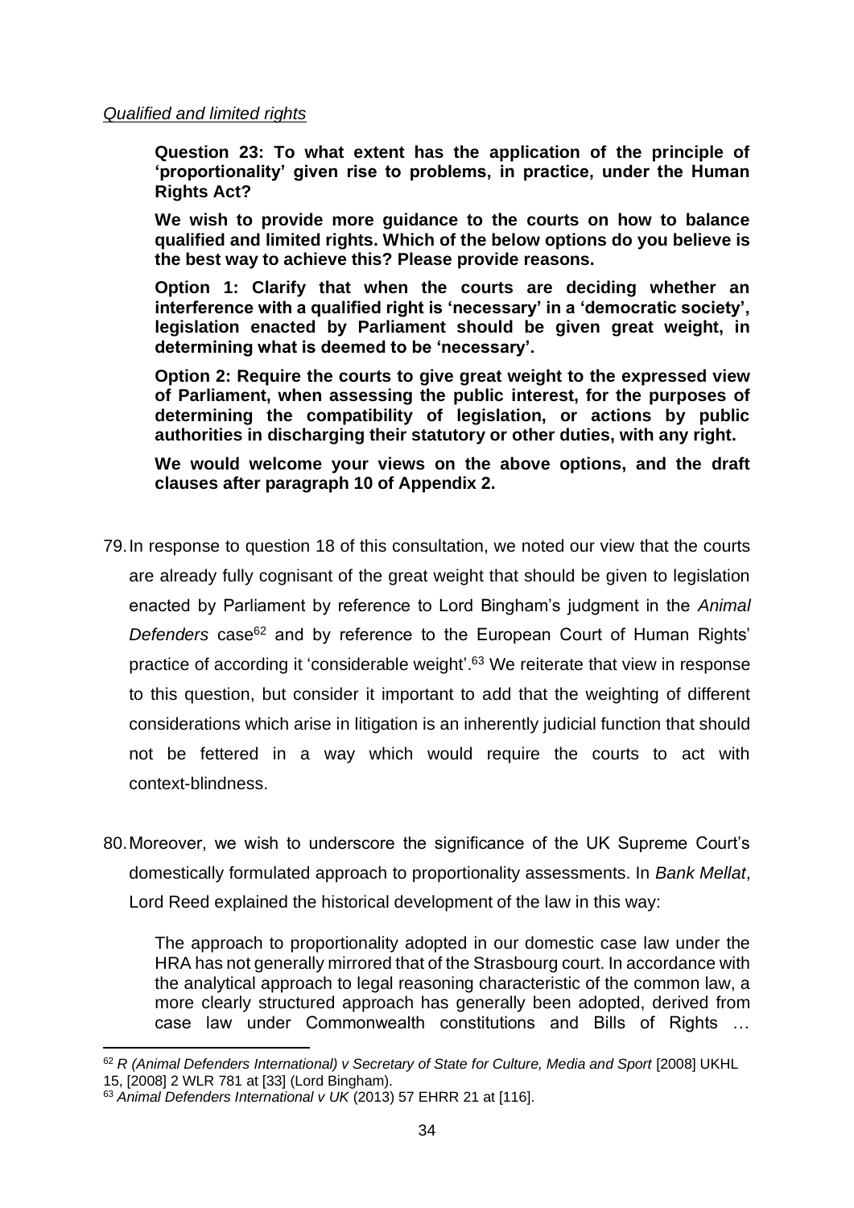*Qualified and limited rights*

> **Question 23: To what extent has the application of the principle of 'proportionality' given rise to problems, in practice, under the Human Rights Act?**
>
> **We wish to provide more guidance to the courts on how to balance qualified and limited rights. Which of the below options do you believe is the best way to achieve this? Please provide reasons.**
>
> **Option 1: Clarify that when the courts are deciding whether an interference with a qualified right is 'necessary' in a 'democratic society', legislation enacted by Parliament should be given great weight, in determining what is deemed to be 'necessary'.**
>
> **Option 2: Require the courts to give great weight to the expressed view of Parliament, when assessing the public interest, for the purposes of determining the compatibility of legislation, or actions by public authorities in discharging their statutory or other duties, with any right.**
>
> **We would welcome your views on the above options, and the draft clauses after paragraph 10 of Appendix 2.**

79. In response to question 18 of this consultation, we noted our view that the courts are already fully cognisant of the great weight that should be given to legislation enacted by Parliament by reference to Lord Bingham's judgment in the *Animal Defenders* case[62] and by reference to the European Court of Human Rights' practice of according it 'considerable weight'.[63] We reiterate that view in response to this question, but consider it important to add that the weighting of different considerations which arise in litigation is an inherently judicial function that should not be fettered in a way which would require the courts to act with context-blindness.

80. Moreover, we wish to underscore the significance of the UK Supreme Court's domestically formulated approach to proportionality assessments. In *Bank Mellat*, Lord Reed explained the historical development of the law in this way:

> The approach to proportionality adopted in our domestic case law under the HRA has not generally mirrored that of the Strasbourg court. In accordance with the analytical approach to legal reasoning characteristic of the common law, a more clearly structured approach has generally been adopted, derived from case law under Commonwealth constitutions and Bills of Rights …

---

[62] *R (Animal Defenders International) v Secretary of State for Culture, Media and Sport* [2008] UKHL 15, [2008] 2 WLR 781 at [33] (Lord Bingham).

[63] *Animal Defenders International v UK* (2013) 57 EHRR 21 at [116].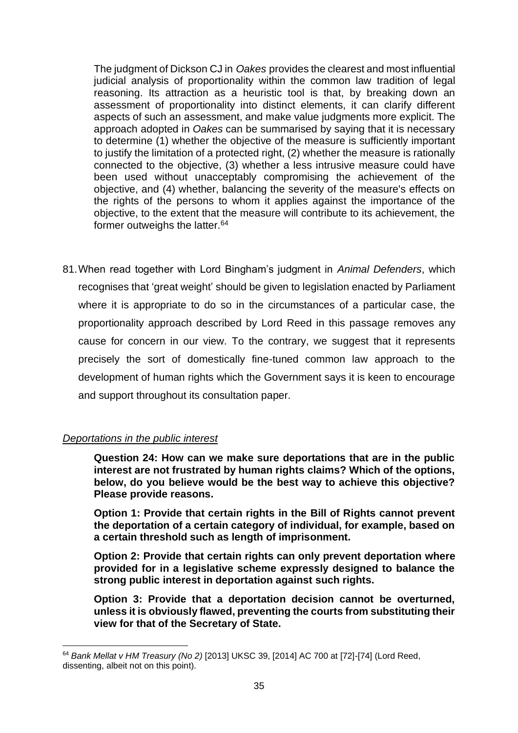> The judgment of Dickson CJ in *Oakes* provides the clearest and most influential judicial analysis of proportionality within the common law tradition of legal reasoning. Its attraction as a heuristic tool is that, by breaking down an assessment of proportionality into distinct elements, it can clarify different aspects of such an assessment, and make value judgments more explicit. The approach adopted in *Oakes* can be summarised by saying that it is necessary to determine (1) whether the objective of the measure is sufficiently important to justify the limitation of a protected right, (2) whether the measure is rationally connected to the objective, (3) whether a less intrusive measure could have been used without unacceptably compromising the achievement of the objective, and (4) whether, balancing the severity of the measure's effects on the rights of the persons to whom it applies against the importance of the objective, to the extent that the measure will contribute to its achievement, the former outweighs the latter.[64]

81. When read together with Lord Bingham's judgment in *Animal Defenders*, which recognises that 'great weight' should be given to legislation enacted by Parliament where it is appropriate to do so in the circumstances of a particular case, the proportionality approach described by Lord Reed in this passage removes any cause for concern in our view. To the contrary, we suggest that it represents precisely the sort of domestically fine-tuned common law approach to the development of human rights which the Government says it is keen to encourage and support throughout its consultation paper.

*Deportations in the public interest*

> **Question 24: How can we make sure deportations that are in the public interest are not frustrated by human rights claims? Which of the options, below, do you believe would be the best way to achieve this objective? Please provide reasons.**
>
> **Option 1: Provide that certain rights in the Bill of Rights cannot prevent the deportation of a certain category of individual, for example, based on a certain threshold such as length of imprisonment.**
>
> **Option 2: Provide that certain rights can only prevent deportation where provided for in a legislative scheme expressly designed to balance the strong public interest in deportation against such rights.**
>
> **Option 3: Provide that a deportation decision cannot be overturned, unless it is obviously flawed, preventing the courts from substituting their view for that of the Secretary of State.**

---

[64] *Bank Mellat v HM Treasury (No 2)* [2013] UKSC 39, [2014] AC 700 at [72]-[74] (Lord Reed, dissenting, albeit not on this point).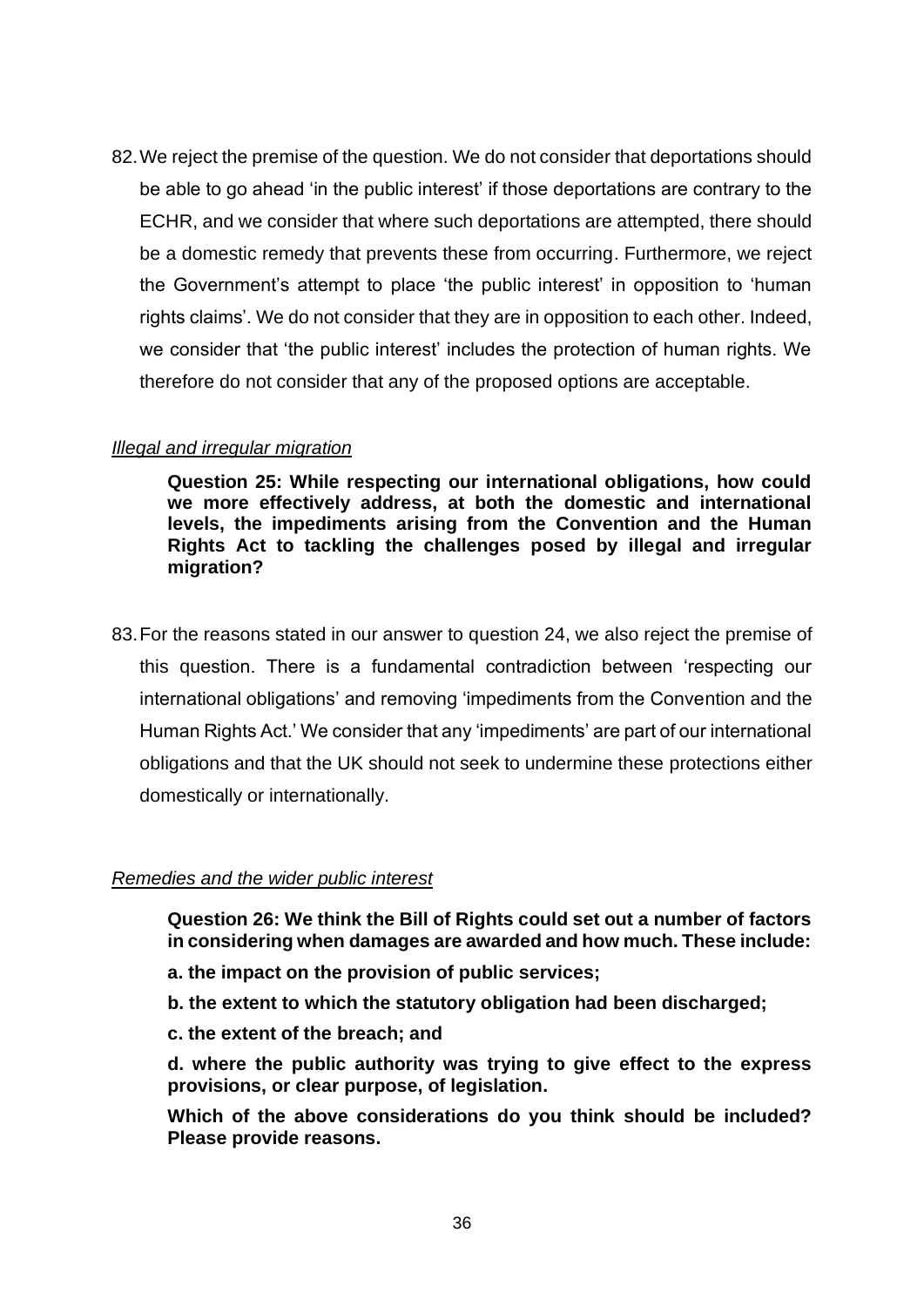82. We reject the premise of the question. We do not consider that deportations should be able to go ahead 'in the public interest' if those deportations are contrary to the ECHR, and we consider that where such deportations are attempted, there should be a domestic remedy that prevents these from occurring. Furthermore, we reject the Government's attempt to place 'the public interest' in opposition to 'human rights claims'. We do not consider that they are in opposition to each other. Indeed, we consider that 'the public interest' includes the protection of human rights. We therefore do not consider that any of the proposed options are acceptable.

*Illegal and irregular migration*

> **Question 25: While respecting our international obligations, how could we more effectively address, at both the domestic and international levels, the impediments arising from the Convention and the Human Rights Act to tackling the challenges posed by illegal and irregular migration?**

83. For the reasons stated in our answer to question 24, we also reject the premise of this question. There is a fundamental contradiction between 'respecting our international obligations' and removing 'impediments from the Convention and the Human Rights Act.' We consider that any 'impediments' are part of our international obligations and that the UK should not seek to undermine these protections either domestically or internationally.

*Remedies and the wider public interest*

> **Question 26: We think the Bill of Rights could set out a number of factors in considering when damages are awarded and how much. These include:**
>
> **a. the impact on the provision of public services;**
>
> **b. the extent to which the statutory obligation had been discharged;**
>
> **c. the extent of the breach; and**
>
> **d. where the public authority was trying to give effect to the express provisions, or clear purpose, of legislation.**
>
> **Which of the above considerations do you think should be included? Please provide reasons.**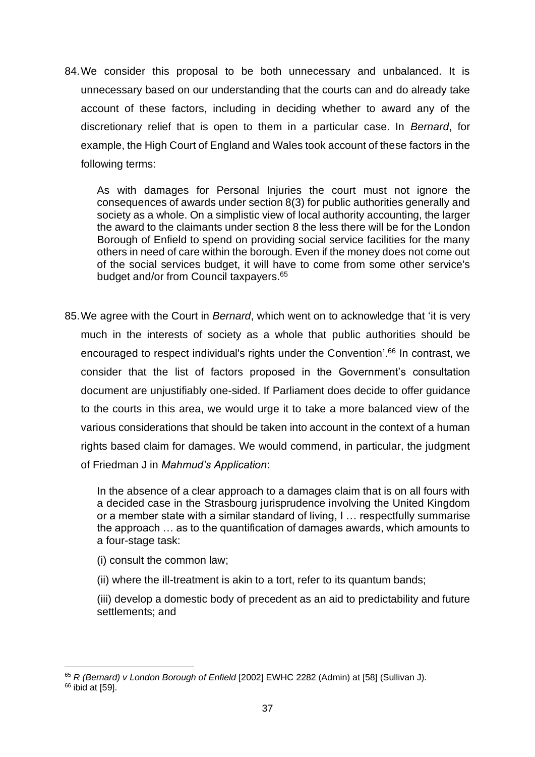84. We consider this proposal to be both unnecessary and unbalanced. It is unnecessary based on our understanding that the courts can and do already take account of these factors, including in deciding whether to award any of the discretionary relief that is open to them in a particular case. In *Bernard*, for example, the High Court of England and Wales took account of these factors in the following terms:

> As with damages for Personal Injuries the court must not ignore the consequences of awards under section 8(3) for public authorities generally and society as a whole. On a simplistic view of local authority accounting, the larger the award to the claimants under section 8 the less there will be for the London Borough of Enfield to spend on providing social service facilities for the many others in need of care within the borough. Even if the money does not come out of the social services budget, it will have to come from some other service's budget and/or from Council taxpayers.[65]

85. We agree with the Court in *Bernard*, which went on to acknowledge that 'it is very much in the interests of society as a whole that public authorities should be encouraged to respect individual's rights under the Convention'.[66] In contrast, we consider that the list of factors proposed in the Government's consultation document are unjustifiably one-sided. If Parliament does decide to offer guidance to the courts in this area, we would urge it to take a more balanced view of the various considerations that should be taken into account in the context of a human rights based claim for damages. We would commend, in particular, the judgment of Friedman J in *Mahmud's Application*:

> In the absence of a clear approach to a damages claim that is on all fours with a decided case in the Strasbourg jurisprudence involving the United Kingdom or a member state with a similar standard of living, I … respectfully summarise the approach … as to the quantification of damages awards, which amounts to a four-stage task:
>
> (i) consult the common law;
>
> (ii) where the ill-treatment is akin to a tort, refer to its quantum bands;
>
> (iii) develop a domestic body of precedent as an aid to predictability and future settlements; and

---

[65] *R (Bernard) v London Borough of Enfield* [2002] EWHC 2282 (Admin) at [58] (Sullivan J).

[66] ibid at [59].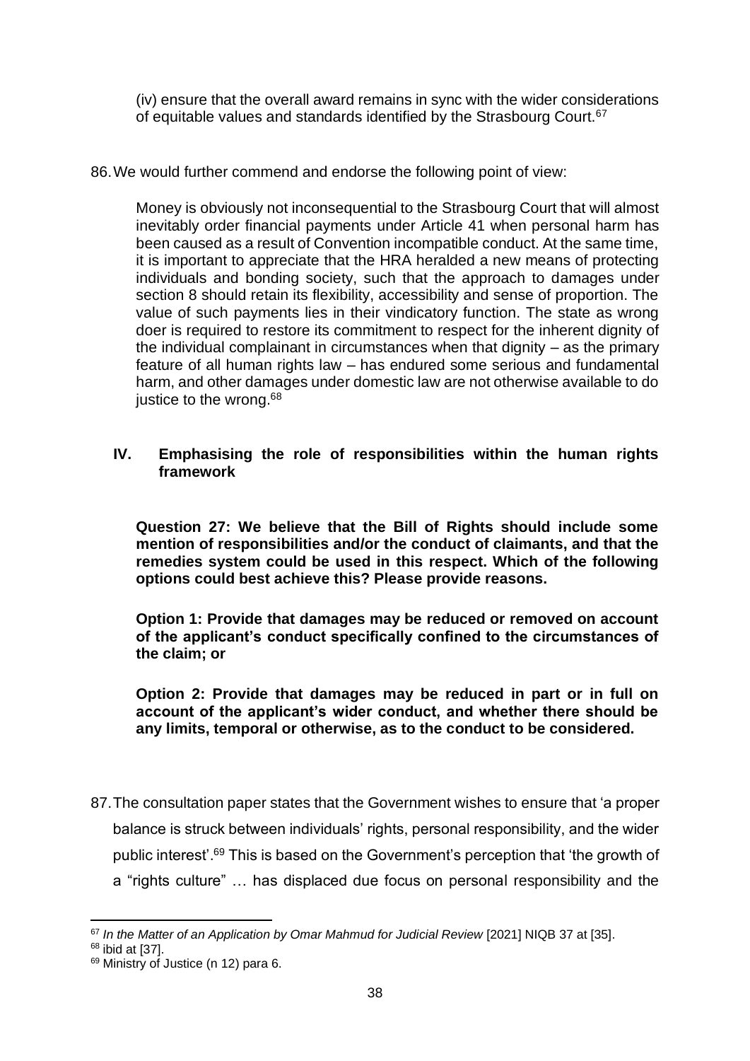(iv) ensure that the overall award remains in sync with the wider considerations of equitable values and standards identified by the Strasbourg Court.[67]

86. We would further commend and endorse the following point of view:

> Money is obviously not inconsequential to the Strasbourg Court that will almost inevitably order financial payments under Article 41 when personal harm has been caused as a result of Convention incompatible conduct. At the same time, it is important to appreciate that the HRA heralded a new means of protecting individuals and bonding society, such that the approach to damages under section 8 should retain its flexibility, accessibility and sense of proportion. The value of such payments lies in their vindicatory function. The state as wrong doer is required to restore its commitment to respect for the inherent dignity of the individual complainant in circumstances when that dignity – as the primary feature of all human rights law – has endured some serious and fundamental harm, and other damages under domestic law are not otherwise available to do justice to the wrong.[68]

## IV. Emphasising the role of responsibilities within the human rights framework

**Question 27: We believe that the Bill of Rights should include some mention of responsibilities and/or the conduct of claimants, and that the remedies system could be used in this respect. Which of the following options could best achieve this? Please provide reasons.**

**Option 1: Provide that damages may be reduced or removed on account of the applicant's conduct specifically confined to the circumstances of the claim; or**

**Option 2: Provide that damages may be reduced in part or in full on account of the applicant's wider conduct, and whether there should be any limits, temporal or otherwise, as to the conduct to be considered.**

87. The consultation paper states that the Government wishes to ensure that 'a proper balance is struck between individuals' rights, personal responsibility, and the wider public interest'.[69] This is based on the Government's perception that 'the growth of a "rights culture" … has displaced due focus on personal responsibility and the

---

[67] *In the Matter of an Application by Omar Mahmud for Judicial Review* [2021] NIQB 37 at [35].

[68] ibid at [37].

[69] Ministry of Justice (n 12) para 6.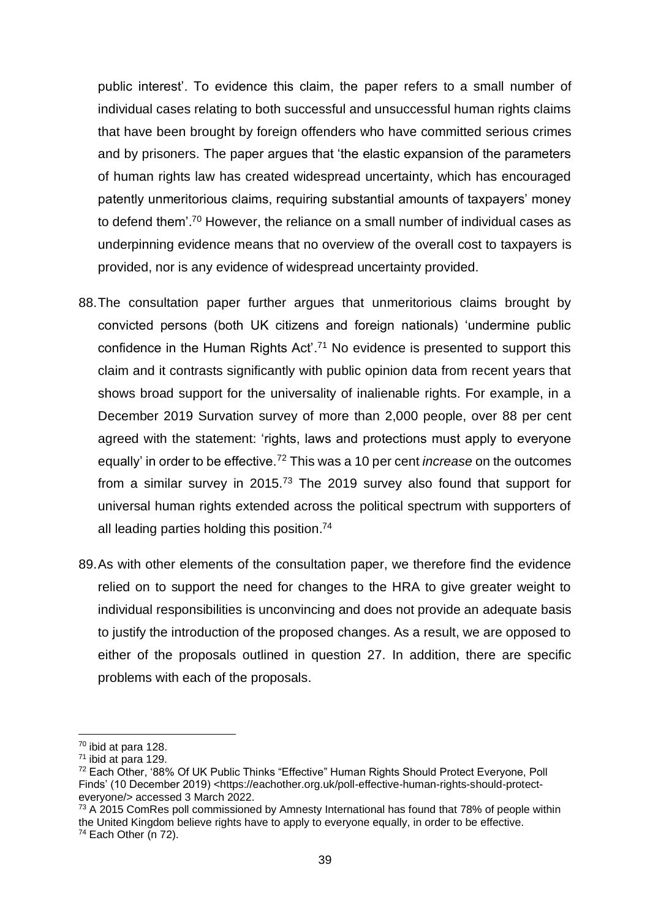public interest'. To evidence this claim, the paper refers to a small number of individual cases relating to both successful and unsuccessful human rights claims that have been brought by foreign offenders who have committed serious crimes and by prisoners. The paper argues that 'the elastic expansion of the parameters of human rights law has created widespread uncertainty, which has encouraged patently unmeritorious claims, requiring substantial amounts of taxpayers' money to defend them'.[70] However, the reliance on a small number of individual cases as underpinning evidence means that no overview of the overall cost to taxpayers is provided, nor is any evidence of widespread uncertainty provided.

88. The consultation paper further argues that unmeritorious claims brought by convicted persons (both UK citizens and foreign nationals) 'undermine public confidence in the Human Rights Act'.[71] No evidence is presented to support this claim and it contrasts significantly with public opinion data from recent years that shows broad support for the universality of inalienable rights. For example, in a December 2019 Survation survey of more than 2,000 people, over 88 per cent agreed with the statement: 'rights, laws and protections must apply to everyone equally' in order to be effective.[72] This was a 10 per cent *increase* on the outcomes from a similar survey in 2015.[73] The 2019 survey also found that support for universal human rights extended across the political spectrum with supporters of all leading parties holding this position.[74]

89. As with other elements of the consultation paper, we therefore find the evidence relied on to support the need for changes to the HRA to give greater weight to individual responsibilities is unconvincing and does not provide an adequate basis to justify the introduction of the proposed changes. As a result, we are opposed to either of the proposals outlined in question 27. In addition, there are specific problems with each of the proposals.

---

[70] ibid at para 128.

[71] ibid at para 129.

[72] Each Other, '88% Of UK Public Thinks "Effective" Human Rights Should Protect Everyone, Poll Finds' (10 December 2019) <https://eachother.org.uk/poll-effective-human-rights-should-protect-everyone/> accessed 3 March 2022.

[73] A 2015 ComRes poll commissioned by Amnesty International has found that 78% of people within the United Kingdom believe rights have to apply to everyone equally, in order to be effective.

[74] Each Other (n 72).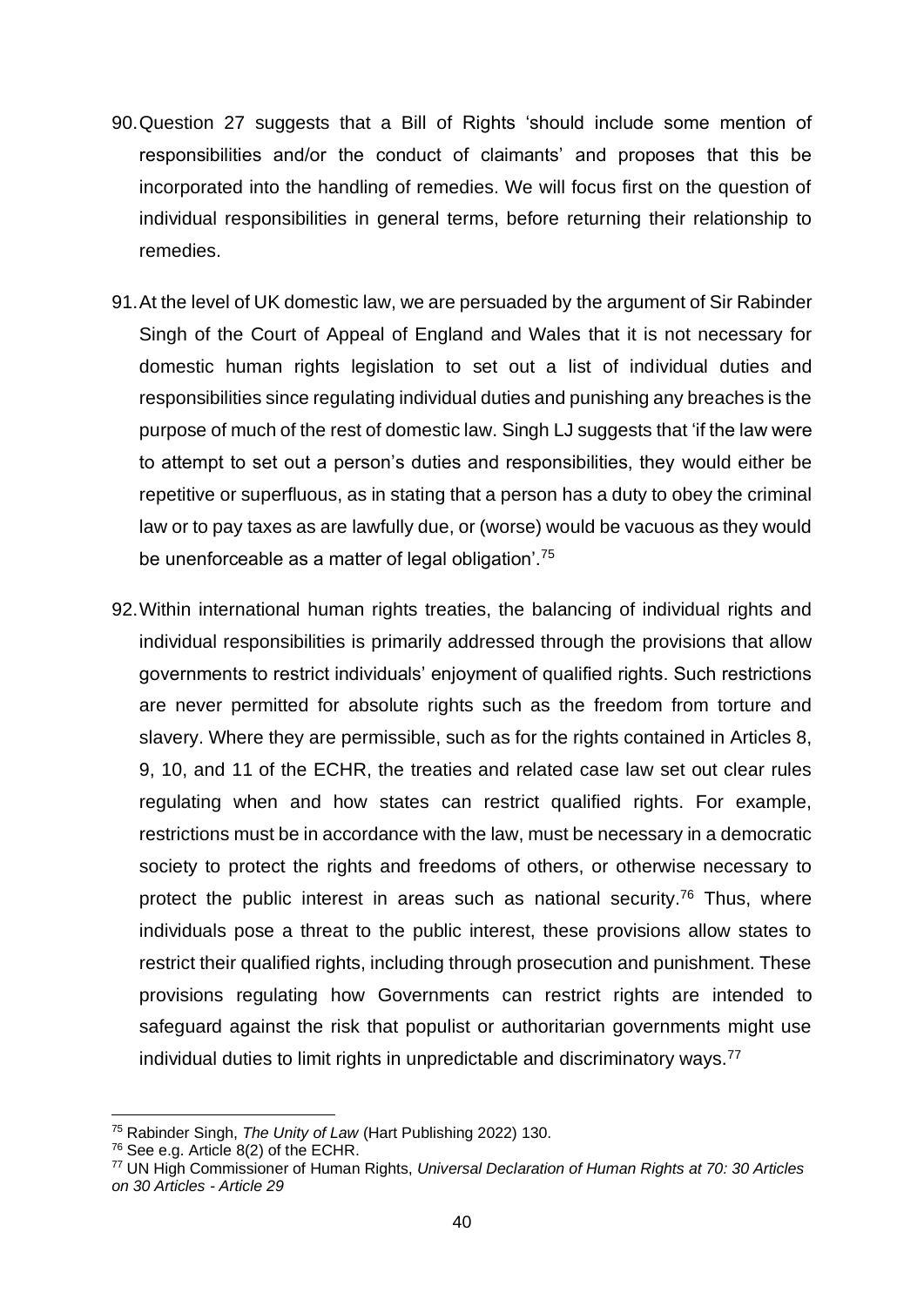90. Question 27 suggests that a Bill of Rights 'should include some mention of responsibilities and/or the conduct of claimants' and proposes that this be incorporated into the handling of remedies. We will focus first on the question of individual responsibilities in general terms, before returning their relationship to remedies.

91. At the level of UK domestic law, we are persuaded by the argument of Sir Rabinder Singh of the Court of Appeal of England and Wales that it is not necessary for domestic human rights legislation to set out a list of individual duties and responsibilities since regulating individual duties and punishing any breaches is the purpose of much of the rest of domestic law. Singh LJ suggests that 'if the law were to attempt to set out a person's duties and responsibilities, they would either be repetitive or superfluous, as in stating that a person has a duty to obey the criminal law or to pay taxes as are lawfully due, or (worse) would be vacuous as they would be unenforceable as a matter of legal obligation'.[75]

92. Within international human rights treaties, the balancing of individual rights and individual responsibilities is primarily addressed through the provisions that allow governments to restrict individuals' enjoyment of qualified rights. Such restrictions are never permitted for absolute rights such as the freedom from torture and slavery. Where they are permissible, such as for the rights contained in Articles 8, 9, 10, and 11 of the ECHR, the treaties and related case law set out clear rules regulating when and how states can restrict qualified rights. For example, restrictions must be in accordance with the law, must be necessary in a democratic society to protect the rights and freedoms of others, or otherwise necessary to protect the public interest in areas such as national security.[76] Thus, where individuals pose a threat to the public interest, these provisions allow states to restrict their qualified rights, including through prosecution and punishment. These provisions regulating how Governments can restrict rights are intended to safeguard against the risk that populist or authoritarian governments might use individual duties to limit rights in unpredictable and discriminatory ways.[77]

---

[75] Rabinder Singh, *The Unity of Law* (Hart Publishing 2022) 130.

[76] See e.g. Article 8(2) of the ECHR.

[77] UN High Commissioner of Human Rights, *Universal Declaration of Human Rights at 70: 30 Articles on 30 Articles - Article 29*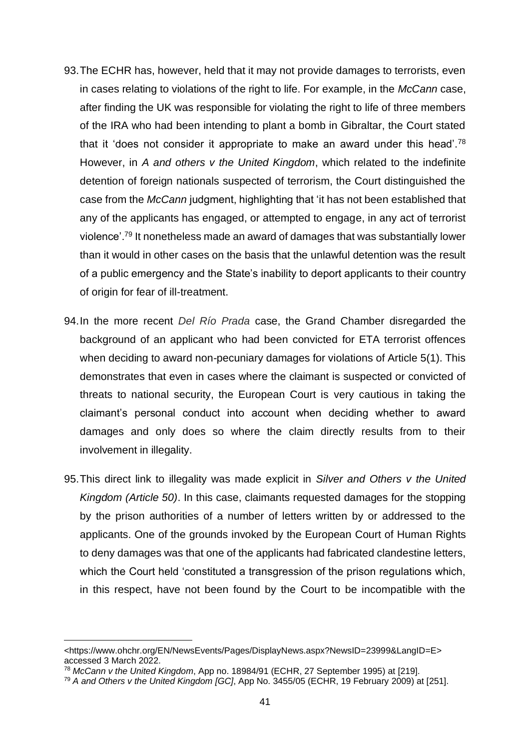93. The ECHR has, however, held that it may not provide damages to terrorists, even in cases relating to violations of the right to life. For example, in the *McCann* case, after finding the UK was responsible for violating the right to life of three members of the IRA who had been intending to plant a bomb in Gibraltar, the Court stated that it 'does not consider it appropriate to make an award under this head'.[78] However, in *A and others v the United Kingdom*, which related to the indefinite detention of foreign nationals suspected of terrorism, the Court distinguished the case from the *McCann* judgment, highlighting that 'it has not been established that any of the applicants has engaged, or attempted to engage, in any act of terrorist violence'.[79] It nonetheless made an award of damages that was substantially lower than it would in other cases on the basis that the unlawful detention was the result of a public emergency and the State's inability to deport applicants to their country of origin for fear of ill-treatment.

94. In the more recent *Del Río Prada* case, the Grand Chamber disregarded the background of an applicant who had been convicted for ETA terrorist offences when deciding to award non-pecuniary damages for violations of Article 5(1). This demonstrates that even in cases where the claimant is suspected or convicted of threats to national security, the European Court is very cautious in taking the claimant's personal conduct into account when deciding whether to award damages and only does so where the claim directly results from to their involvement in illegality.

95. This direct link to illegality was made explicit in *Silver and Others v the United Kingdom (Article 50)*. In this case, claimants requested damages for the stopping by the prison authorities of a number of letters written by or addressed to the applicants. One of the grounds invoked by the European Court of Human Rights to deny damages was that one of the applicants had fabricated clandestine letters, which the Court held 'constituted a transgression of the prison regulations which, in this respect, have not been found by the Court to be incompatible with the

---

<https://www.ohchr.org/EN/NewsEvents/Pages/DisplayNews.aspx?NewsID=23999&LangID=E> accessed 3 March 2022.

[78] *McCann v the United Kingdom*, App no. 18984/91 (ECHR, 27 September 1995) at [219].

[79] *A and Others v the United Kingdom [GC]*, App No. 3455/05 (ECHR, 19 February 2009) at [251].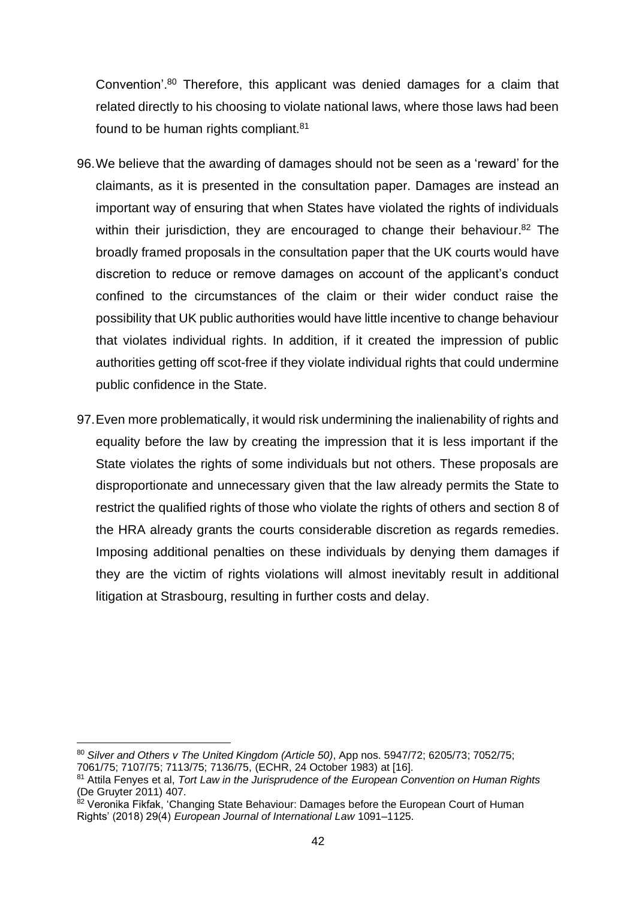Convention'.[80] Therefore, this applicant was denied damages for a claim that related directly to his choosing to violate national laws, where those laws had been found to be human rights compliant.[81]

96. We believe that the awarding of damages should not be seen as a 'reward' for the claimants, as it is presented in the consultation paper. Damages are instead an important way of ensuring that when States have violated the rights of individuals within their jurisdiction, they are encouraged to change their behaviour.[82] The broadly framed proposals in the consultation paper that the UK courts would have discretion to reduce or remove damages on account of the applicant's conduct confined to the circumstances of the claim or their wider conduct raise the possibility that UK public authorities would have little incentive to change behaviour that violates individual rights. In addition, if it created the impression of public authorities getting off scot-free if they violate individual rights that could undermine public confidence in the State.

97. Even more problematically, it would risk undermining the inalienability of rights and equality before the law by creating the impression that it is less important if the State violates the rights of some individuals but not others. These proposals are disproportionate and unnecessary given that the law already permits the State to restrict the qualified rights of those who violate the rights of others and section 8 of the HRA already grants the courts considerable discretion as regards remedies. Imposing additional penalties on these individuals by denying them damages if they are the victim of rights violations will almost inevitably result in additional litigation at Strasbourg, resulting in further costs and delay.

---

[80] *Silver and Others v The United Kingdom (Article 50)*, App nos. 5947/72; 6205/73; 7052/75; 7061/75; 7107/75; 7113/75; 7136/75, (ECHR, 24 October 1983) at [16].

[81] Attila Fenyes et al, *Tort Law in the Jurisprudence of the European Convention on Human Rights* (De Gruyter 2011) 407.

[82] Veronika Fikfak, 'Changing State Behaviour: Damages before the European Court of Human Rights' (2018) 29(4) *European Journal of International Law* 1091–1125.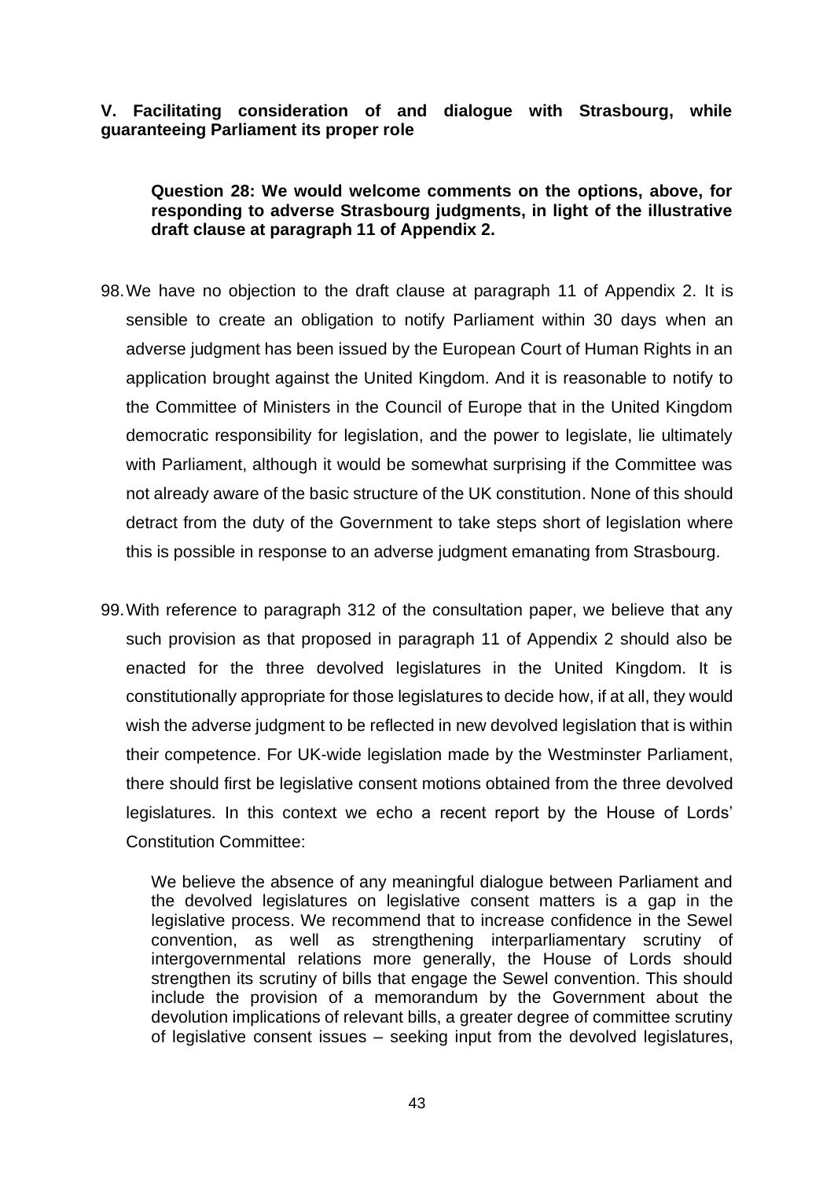**V. Facilitating consideration of and dialogue with Strasbourg, while guaranteeing Parliament its proper role**

> **Question 28: We would welcome comments on the options, above, for responding to adverse Strasbourg judgments, in light of the illustrative draft clause at paragraph 11 of Appendix 2.**

98. We have no objection to the draft clause at paragraph 11 of Appendix 2. It is sensible to create an obligation to notify Parliament within 30 days when an adverse judgment has been issued by the European Court of Human Rights in an application brought against the United Kingdom. And it is reasonable to notify to the Committee of Ministers in the Council of Europe that in the United Kingdom democratic responsibility for legislation, and the power to legislate, lie ultimately with Parliament, although it would be somewhat surprising if the Committee was not already aware of the basic structure of the UK constitution. None of this should detract from the duty of the Government to take steps short of legislation where this is possible in response to an adverse judgment emanating from Strasbourg.

99. With reference to paragraph 312 of the consultation paper, we believe that any such provision as that proposed in paragraph 11 of Appendix 2 should also be enacted for the three devolved legislatures in the United Kingdom. It is constitutionally appropriate for those legislatures to decide how, if at all, they would wish the adverse judgment to be reflected in new devolved legislation that is within their competence. For UK-wide legislation made by the Westminster Parliament, there should first be legislative consent motions obtained from the three devolved legislatures. In this context we echo a recent report by the House of Lords' Constitution Committee:

> We believe the absence of any meaningful dialogue between Parliament and the devolved legislatures on legislative consent matters is a gap in the legislative process. We recommend that to increase confidence in the Sewel convention, as well as strengthening interparliamentary scrutiny of intergovernmental relations more generally, the House of Lords should strengthen its scrutiny of bills that engage the Sewel convention. This should include the provision of a memorandum by the Government about the devolution implications of relevant bills, a greater degree of committee scrutiny of legislative consent issues – seeking input from the devolved legislatures,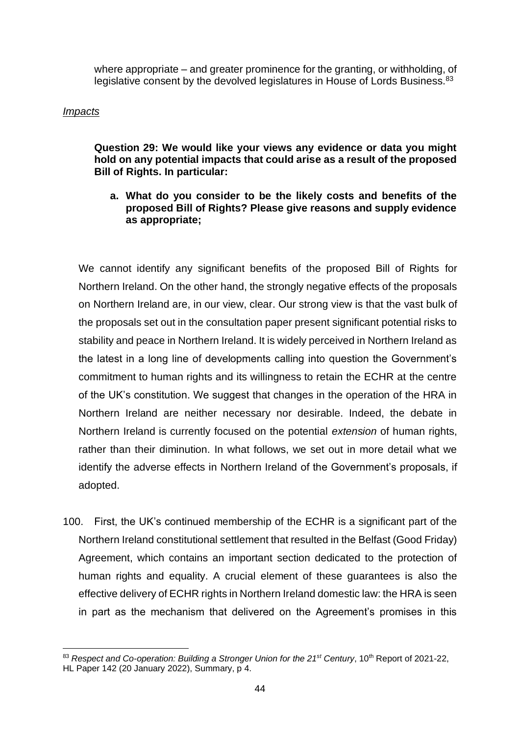where appropriate – and greater prominence for the granting, or withholding, of legislative consent by the devolved legislatures in House of Lords Business.[83]

*Impacts*

**Question 29: We would like your views any evidence or data you might hold on any potential impacts that could arise as a result of the proposed Bill of Rights. In particular:**

**a. What do you consider to be the likely costs and benefits of the proposed Bill of Rights? Please give reasons and supply evidence as appropriate;**

We cannot identify any significant benefits of the proposed Bill of Rights for Northern Ireland. On the other hand, the strongly negative effects of the proposals on Northern Ireland are, in our view, clear. Our strong view is that the vast bulk of the proposals set out in the consultation paper present significant potential risks to stability and peace in Northern Ireland. It is widely perceived in Northern Ireland as the latest in a long line of developments calling into question the Government's commitment to human rights and its willingness to retain the ECHR at the centre of the UK's constitution. We suggest that changes in the operation of the HRA in Northern Ireland are neither necessary nor desirable. Indeed, the debate in Northern Ireland is currently focused on the potential *extension* of human rights, rather than their diminution. In what follows, we set out in more detail what we identify the adverse effects in Northern Ireland of the Government's proposals, if adopted.

100. First, the UK's continued membership of the ECHR is a significant part of the Northern Ireland constitutional settlement that resulted in the Belfast (Good Friday) Agreement, which contains an important section dedicated to the protection of human rights and equality. A crucial element of these guarantees is also the effective delivery of ECHR rights in Northern Ireland domestic law: the HRA is seen in part as the mechanism that delivered on the Agreement's promises in this

[83] *Respect and Co-operation: Building a Stronger Union for the 21st Century*, 10th Report of 2021-22, HL Paper 142 (20 January 2022), Summary, p 4.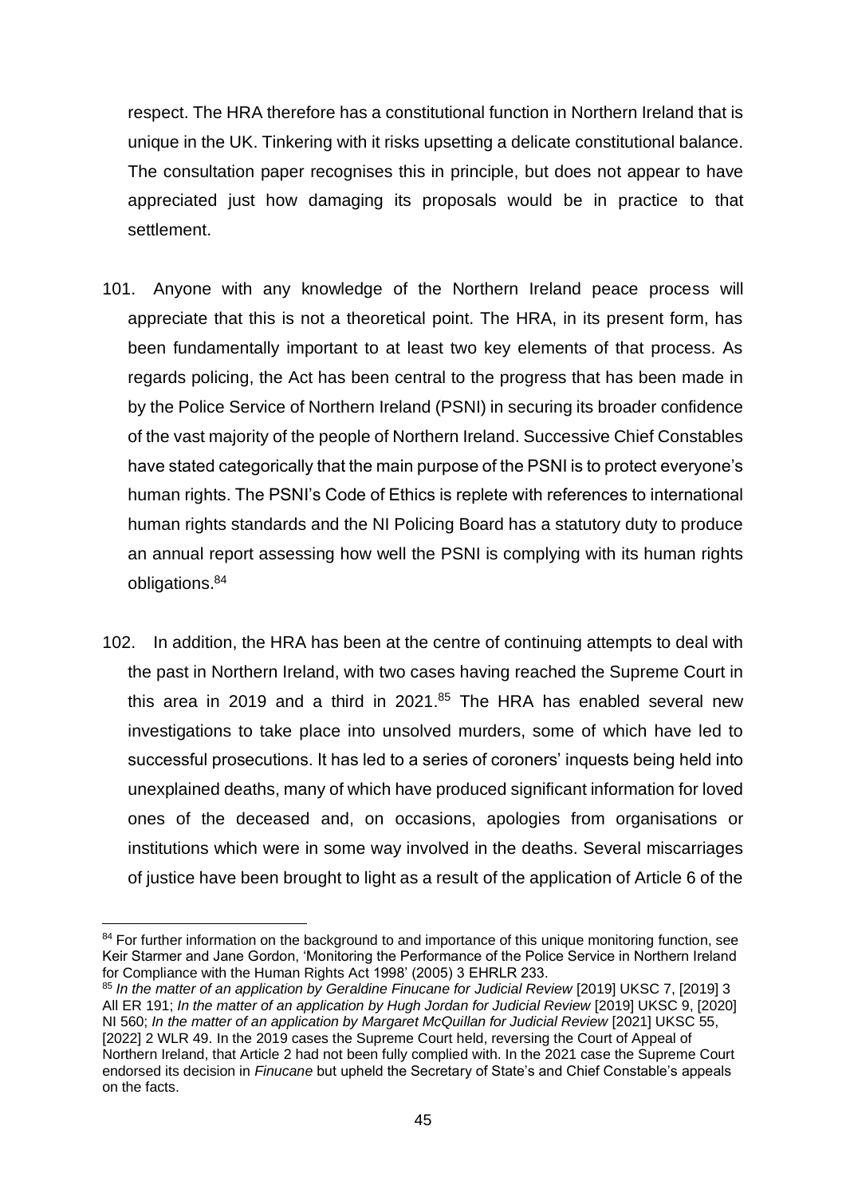respect. The HRA therefore has a constitutional function in Northern Ireland that is unique in the UK. Tinkering with it risks upsetting a delicate constitutional balance. The consultation paper recognises this in principle, but does not appear to have appreciated just how damaging its proposals would be in practice to that settlement.

101. Anyone with any knowledge of the Northern Ireland peace process will appreciate that this is not a theoretical point. The HRA, in its present form, has been fundamentally important to at least two key elements of that process. As regards policing, the Act has been central to the progress that has been made in by the Police Service of Northern Ireland (PSNI) in securing its broader confidence of the vast majority of the people of Northern Ireland. Successive Chief Constables have stated categorically that the main purpose of the PSNI is to protect everyone's human rights. The PSNI's Code of Ethics is replete with references to international human rights standards and the NI Policing Board has a statutory duty to produce an annual report assessing how well the PSNI is complying with its human rights obligations.[84]

102. In addition, the HRA has been at the centre of continuing attempts to deal with the past in Northern Ireland, with two cases having reached the Supreme Court in this area in 2019 and a third in 2021.[85] The HRA has enabled several new investigations to take place into unsolved murders, some of which have led to successful prosecutions. It has led to a series of coroners' inquests being held into unexplained deaths, many of which have produced significant information for loved ones of the deceased and, on occasions, apologies from organisations or institutions which were in some way involved in the deaths. Several miscarriages of justice have been brought to light as a result of the application of Article 6 of the

---

[84] For further information on the background to and importance of this unique monitoring function, see Keir Starmer and Jane Gordon, 'Monitoring the Performance of the Police Service in Northern Ireland for Compliance with the Human Rights Act 1998' (2005) 3 EHRLR 233.

[85] *In the matter of an application by Geraldine Finucane for Judicial Review* [2019] UKSC 7, [2019] 3 All ER 191; *In the matter of an application by Hugh Jordan for Judicial Review* [2019] UKSC 9, [2020] NI 560; *In the matter of an application by Margaret McQuillan for Judicial Review* [2021] UKSC 55, [2022] 2 WLR 49. In the 2019 cases the Supreme Court held, reversing the Court of Appeal of Northern Ireland, that Article 2 had not been fully complied with. In the 2021 case the Supreme Court endorsed its decision in *Finucane* but upheld the Secretary of State's and Chief Constable's appeals on the facts.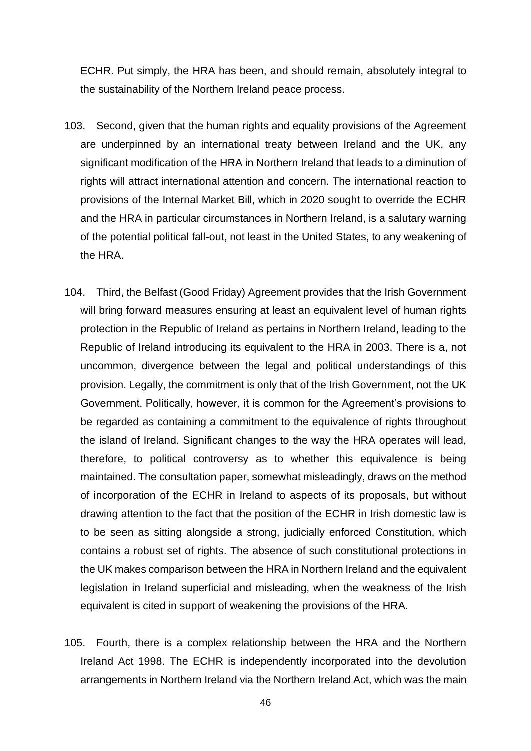ECHR. Put simply, the HRA has been, and should remain, absolutely integral to the sustainability of the Northern Ireland peace process.

103. Second, given that the human rights and equality provisions of the Agreement are underpinned by an international treaty between Ireland and the UK, any significant modification of the HRA in Northern Ireland that leads to a diminution of rights will attract international attention and concern. The international reaction to provisions of the Internal Market Bill, which in 2020 sought to override the ECHR and the HRA in particular circumstances in Northern Ireland, is a salutary warning of the potential political fall-out, not least in the United States, to any weakening of the HRA.

104. Third, the Belfast (Good Friday) Agreement provides that the Irish Government will bring forward measures ensuring at least an equivalent level of human rights protection in the Republic of Ireland as pertains in Northern Ireland, leading to the Republic of Ireland introducing its equivalent to the HRA in 2003. There is a, not uncommon, divergence between the legal and political understandings of this provision. Legally, the commitment is only that of the Irish Government, not the UK Government. Politically, however, it is common for the Agreement's provisions to be regarded as containing a commitment to the equivalence of rights throughout the island of Ireland. Significant changes to the way the HRA operates will lead, therefore, to political controversy as to whether this equivalence is being maintained. The consultation paper, somewhat misleadingly, draws on the method of incorporation of the ECHR in Ireland to aspects of its proposals, but without drawing attention to the fact that the position of the ECHR in Irish domestic law is to be seen as sitting alongside a strong, judicially enforced Constitution, which contains a robust set of rights. The absence of such constitutional protections in the UK makes comparison between the HRA in Northern Ireland and the equivalent legislation in Ireland superficial and misleading, when the weakness of the Irish equivalent is cited in support of weakening the provisions of the HRA.

105. Fourth, there is a complex relationship between the HRA and the Northern Ireland Act 1998. The ECHR is independently incorporated into the devolution arrangements in Northern Ireland via the Northern Ireland Act, which was the main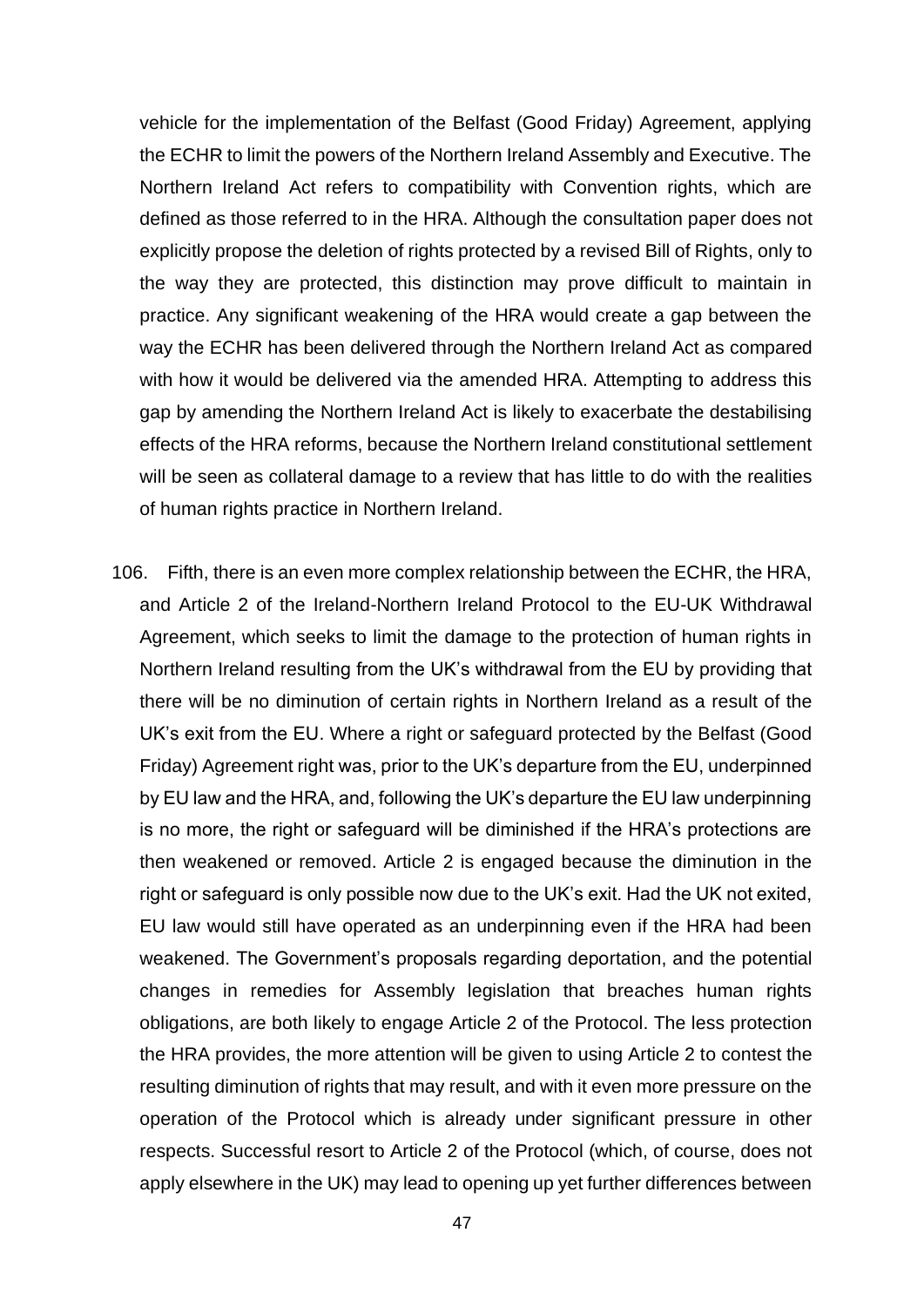vehicle for the implementation of the Belfast (Good Friday) Agreement, applying the ECHR to limit the powers of the Northern Ireland Assembly and Executive. The Northern Ireland Act refers to compatibility with Convention rights, which are defined as those referred to in the HRA. Although the consultation paper does not explicitly propose the deletion of rights protected by a revised Bill of Rights, only to the way they are protected, this distinction may prove difficult to maintain in practice. Any significant weakening of the HRA would create a gap between the way the ECHR has been delivered through the Northern Ireland Act as compared with how it would be delivered via the amended HRA. Attempting to address this gap by amending the Northern Ireland Act is likely to exacerbate the destabilising effects of the HRA reforms, because the Northern Ireland constitutional settlement will be seen as collateral damage to a review that has little to do with the realities of human rights practice in Northern Ireland.

106. Fifth, there is an even more complex relationship between the ECHR, the HRA, and Article 2 of the Ireland-Northern Ireland Protocol to the EU-UK Withdrawal Agreement, which seeks to limit the damage to the protection of human rights in Northern Ireland resulting from the UK's withdrawal from the EU by providing that there will be no diminution of certain rights in Northern Ireland as a result of the UK's exit from the EU. Where a right or safeguard protected by the Belfast (Good Friday) Agreement right was, prior to the UK's departure from the EU, underpinned by EU law and the HRA, and, following the UK's departure the EU law underpinning is no more, the right or safeguard will be diminished if the HRA's protections are then weakened or removed. Article 2 is engaged because the diminution in the right or safeguard is only possible now due to the UK's exit. Had the UK not exited, EU law would still have operated as an underpinning even if the HRA had been weakened. The Government's proposals regarding deportation, and the potential changes in remedies for Assembly legislation that breaches human rights obligations, are both likely to engage Article 2 of the Protocol. The less protection the HRA provides, the more attention will be given to using Article 2 to contest the resulting diminution of rights that may result, and with it even more pressure on the operation of the Protocol which is already under significant pressure in other respects. Successful resort to Article 2 of the Protocol (which, of course, does not apply elsewhere in the UK) may lead to opening up yet further differences between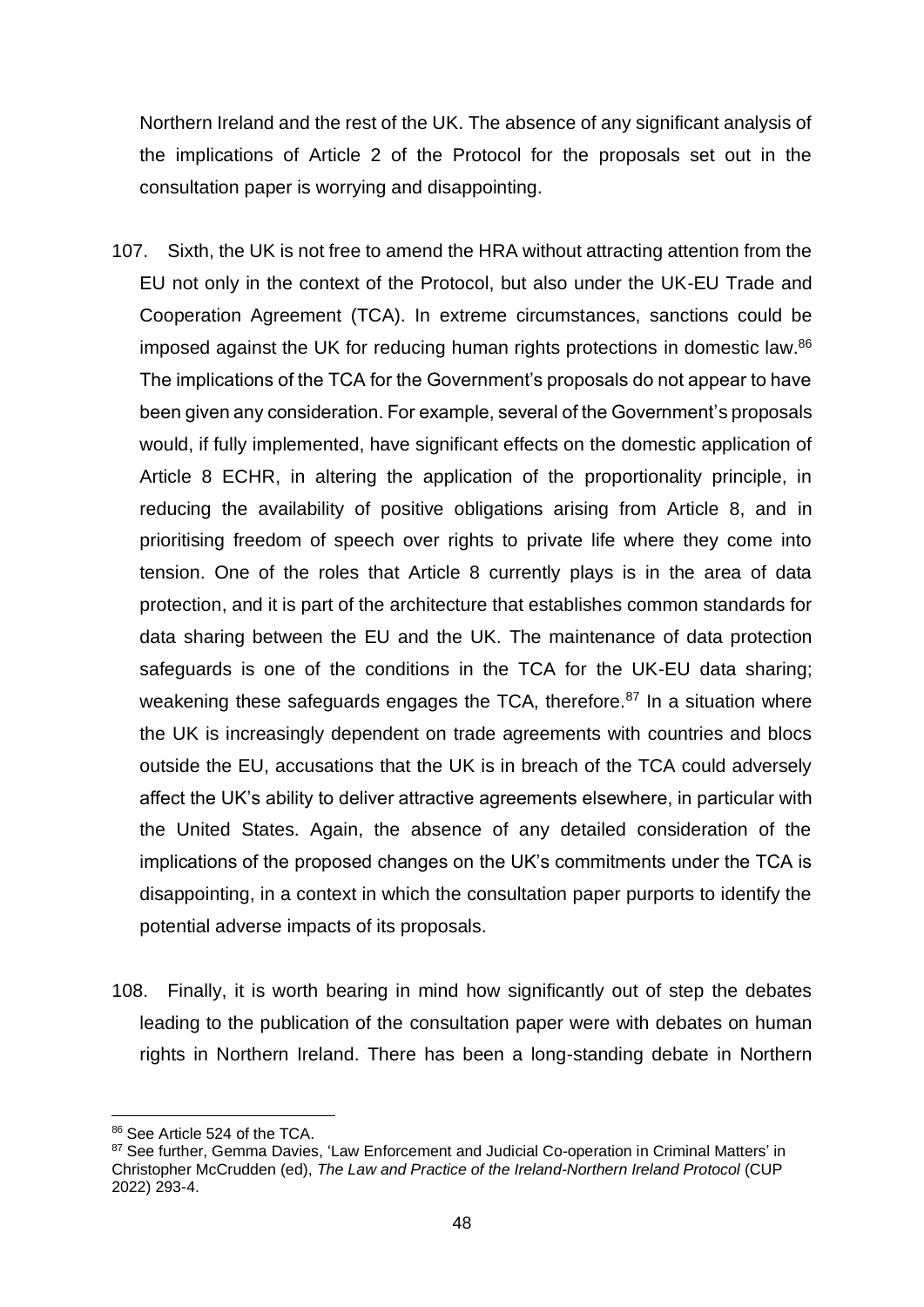Northern Ireland and the rest of the UK. The absence of any significant analysis of the implications of Article 2 of the Protocol for the proposals set out in the consultation paper is worrying and disappointing.

107. Sixth, the UK is not free to amend the HRA without attracting attention from the EU not only in the context of the Protocol, but also under the UK-EU Trade and Cooperation Agreement (TCA). In extreme circumstances, sanctions could be imposed against the UK for reducing human rights protections in domestic law.[86] The implications of the TCA for the Government's proposals do not appear to have been given any consideration. For example, several of the Government's proposals would, if fully implemented, have significant effects on the domestic application of Article 8 ECHR, in altering the application of the proportionality principle, in reducing the availability of positive obligations arising from Article 8, and in prioritising freedom of speech over rights to private life where they come into tension. One of the roles that Article 8 currently plays is in the area of data protection, and it is part of the architecture that establishes common standards for data sharing between the EU and the UK. The maintenance of data protection safeguards is one of the conditions in the TCA for the UK-EU data sharing; weakening these safeguards engages the TCA, therefore.[87] In a situation where the UK is increasingly dependent on trade agreements with countries and blocs outside the EU, accusations that the UK is in breach of the TCA could adversely affect the UK's ability to deliver attractive agreements elsewhere, in particular with the United States. Again, the absence of any detailed consideration of the implications of the proposed changes on the UK's commitments under the TCA is disappointing, in a context in which the consultation paper purports to identify the potential adverse impacts of its proposals.

108. Finally, it is worth bearing in mind how significantly out of step the debates leading to the publication of the consultation paper were with debates on human rights in Northern Ireland. There has been a long-standing debate in Northern

---

[86] See Article 524 of the TCA.

[87] See further, Gemma Davies, 'Law Enforcement and Judicial Co-operation in Criminal Matters' in Christopher McCrudden (ed), *The Law and Practice of the Ireland-Northern Ireland Protocol* (CUP 2022) 293-4.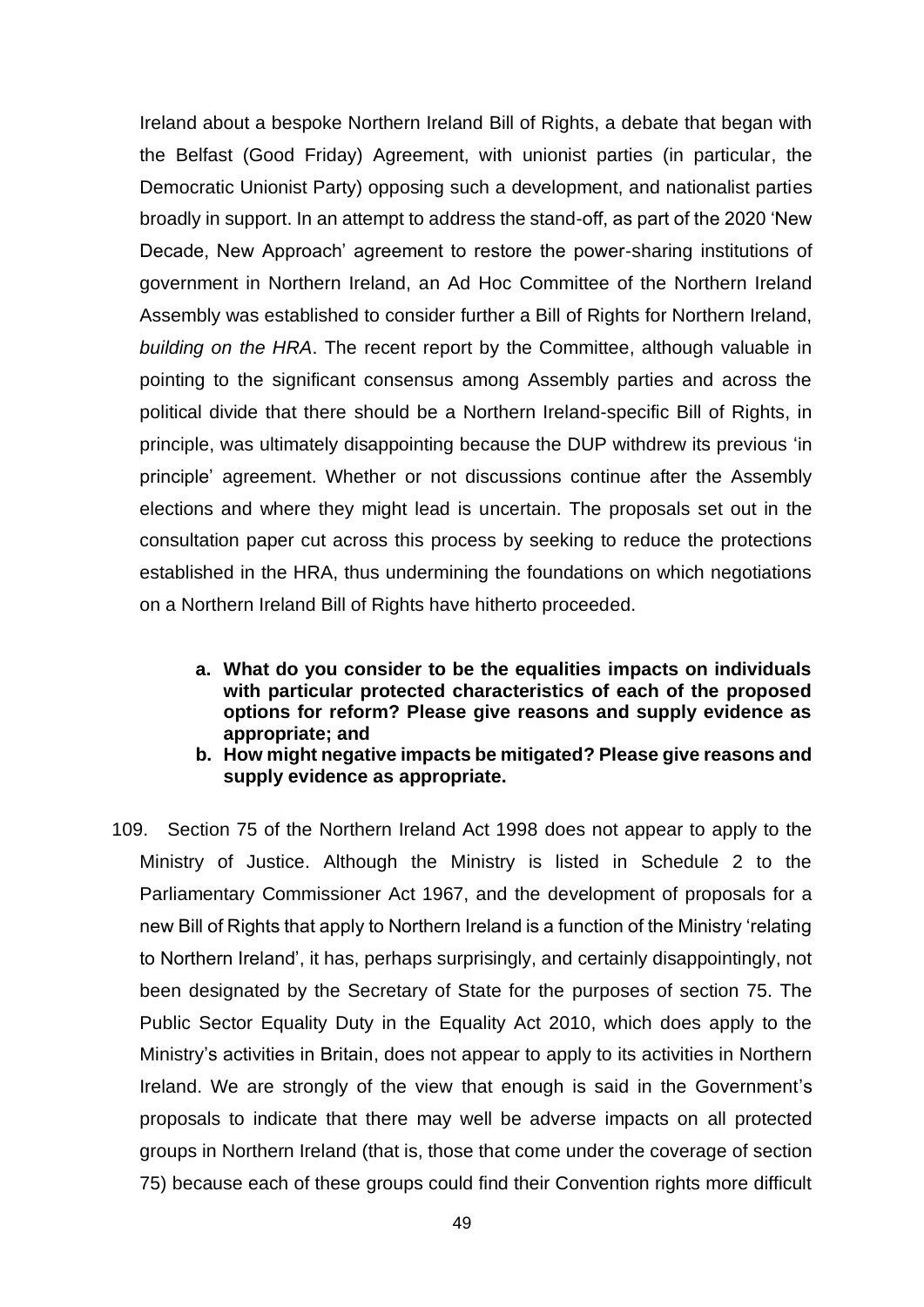Ireland about a bespoke Northern Ireland Bill of Rights, a debate that began with the Belfast (Good Friday) Agreement, with unionist parties (in particular, the Democratic Unionist Party) opposing such a development, and nationalist parties broadly in support. In an attempt to address the stand-off, as part of the 2020 'New Decade, New Approach' agreement to restore the power-sharing institutions of government in Northern Ireland, an Ad Hoc Committee of the Northern Ireland Assembly was established to consider further a Bill of Rights for Northern Ireland, *building on the HRA*. The recent report by the Committee, although valuable in pointing to the significant consensus among Assembly parties and across the political divide that there should be a Northern Ireland-specific Bill of Rights, in principle, was ultimately disappointing because the DUP withdrew its previous 'in principle' agreement. Whether or not discussions continue after the Assembly elections and where they might lead is uncertain. The proposals set out in the consultation paper cut across this process by seeking to reduce the protections established in the HRA, thus undermining the foundations on which negotiations on a Northern Ireland Bill of Rights have hitherto proceeded.

> **a. What do you consider to be the equalities impacts on individuals with particular protected characteristics of each of the proposed options for reform? Please give reasons and supply evidence as appropriate; and**
>
> **b. How might negative impacts be mitigated? Please give reasons and supply evidence as appropriate.**

109. Section 75 of the Northern Ireland Act 1998 does not appear to apply to the Ministry of Justice. Although the Ministry is listed in Schedule 2 to the Parliamentary Commissioner Act 1967, and the development of proposals for a new Bill of Rights that apply to Northern Ireland is a function of the Ministry 'relating to Northern Ireland', it has, perhaps surprisingly, and certainly disappointingly, not been designated by the Secretary of State for the purposes of section 75. The Public Sector Equality Duty in the Equality Act 2010, which does apply to the Ministry's activities in Britain, does not appear to apply to its activities in Northern Ireland. We are strongly of the view that enough is said in the Government's proposals to indicate that there may well be adverse impacts on all protected groups in Northern Ireland (that is, those that come under the coverage of section 75) because each of these groups could find their Convention rights more difficult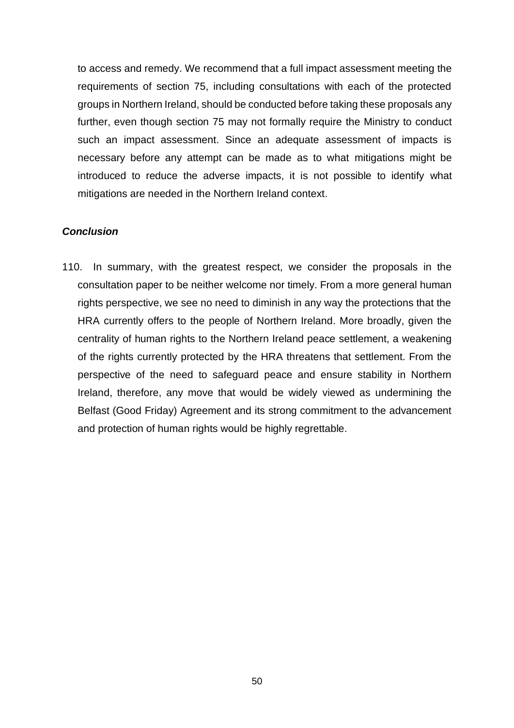to access and remedy. We recommend that a full impact assessment meeting the requirements of section 75, including consultations with each of the protected groups in Northern Ireland, should be conducted before taking these proposals any further, even though section 75 may not formally require the Ministry to conduct such an impact assessment. Since an adequate assessment of impacts is necessary before any attempt can be made as to what mitigations might be introduced to reduce the adverse impacts, it is not possible to identify what mitigations are needed in the Northern Ireland context.

***Conclusion***

110. In summary, with the greatest respect, we consider the proposals in the consultation paper to be neither welcome nor timely. From a more general human rights perspective, we see no need to diminish in any way the protections that the HRA currently offers to the people of Northern Ireland. More broadly, given the centrality of human rights to the Northern Ireland peace settlement, a weakening of the rights currently protected by the HRA threatens that settlement. From the perspective of the need to safeguard peace and ensure stability in Northern Ireland, therefore, any move that would be widely viewed as undermining the Belfast (Good Friday) Agreement and its strong commitment to the advancement and protection of human rights would be highly regrettable.